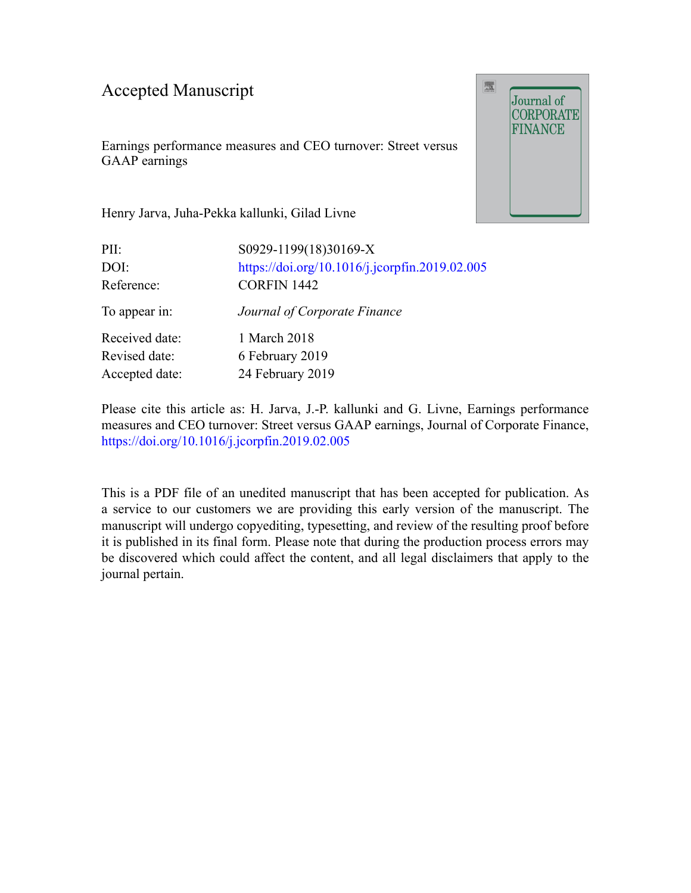# Accepted Manuscript

Earnings performance measures and CEO turnover: Street versus GAAP earnings

Henry Jarva, Juha-Pekka kallunki, Gilad Livne

| | |
|---|---|
| PII: | S0929-1199(18)30169-X |
| DOI: | https://doi.org/10.1016/j.jcorpfin.2019.02.005 |
| Reference: | CORFIN 1442 |
| To appear in: | *Journal of Corporate Finance* |
| Received date: | 1 March 2018 |
| Revised date: | 6 February 2019 |
| Accepted date: | 24 February 2019 |

Please cite this article as: H. Jarva, J.-P. kallunki and G. Livne, Earnings performance measures and CEO turnover: Street versus GAAP earnings, Journal of Corporate Finance, https://doi.org/10.1016/j.jcorpfin.2019.02.005

This is a PDF file of an unedited manuscript that has been accepted for publication. As a service to our customers we are providing this early version of the manuscript. The manuscript will undergo copyediting, typesetting, and review of the resulting proof before it is published in its final form. Please note that during the production process errors may be discovered which could affect the content, and all legal disclaimers that apply to the journal pertain.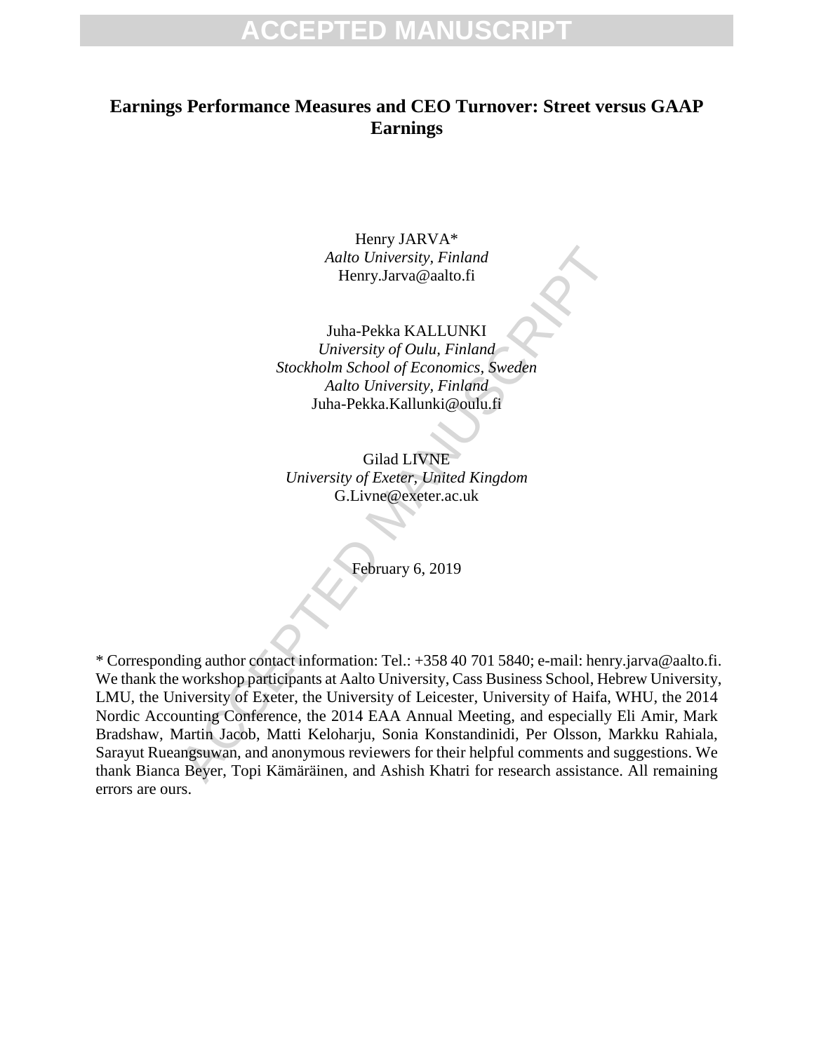# Earnings Performance Measures and CEO Turnover: Street versus GAAP Earnings

Henry JARVA*
*Aalto University, Finland*
Henry.Jarva@aalto.fi

Juha-Pekka KALLUNKI
*University of Oulu, Finland*
*Stockholm School of Economics, Sweden*
*Aalto University, Finland*
Juha-Pekka.Kallunki@oulu.fi

Gilad LIVNE
*University of Exeter, United Kingdom*
G.Livne@exeter.ac.uk

February 6, 2019

\* Corresponding author contact information: Tel.: +358 40 701 5840; e-mail: henry.jarva@aalto.fi. We thank the workshop participants at Aalto University, Cass Business School, Hebrew University, LMU, the University of Exeter, the University of Leicester, University of Haifa, WHU, the 2014 Nordic Accounting Conference, the 2014 EAA Annual Meeting, and especially Eli Amir, Mark Bradshaw, Martin Jacob, Matti Keloharju, Sonia Konstandinidi, Per Olsson, Markku Rahiala, Sarayut Rueangsuwan, and anonymous reviewers for their helpful comments and suggestions. We thank Bianca Beyer, Topi Kämäräinen, and Ashish Khatri for research assistance. All remaining errors are ours.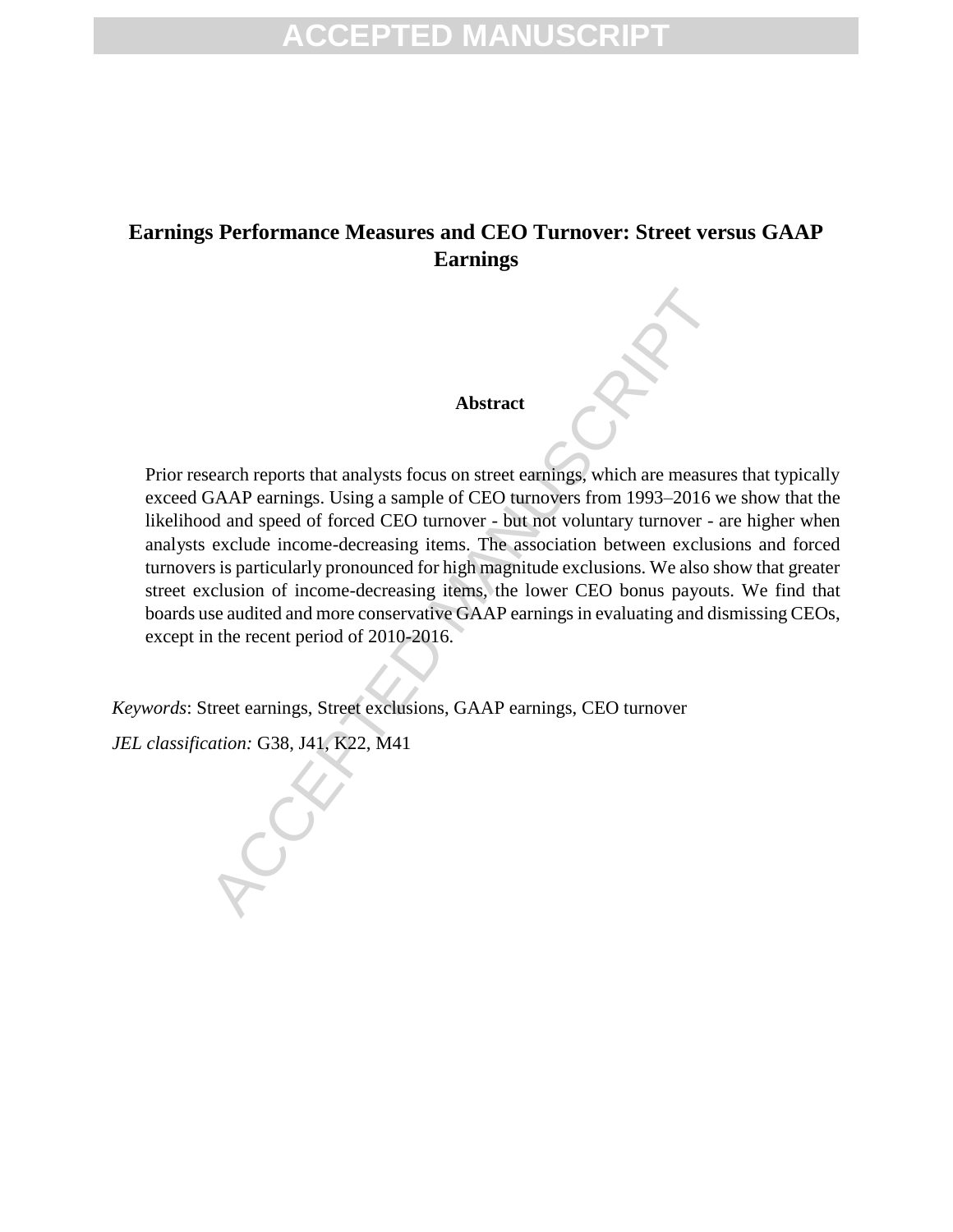# Earnings Performance Measures and CEO Turnover: Street versus GAAP Earnings

## Abstract

Prior research reports that analysts focus on street earnings, which are measures that typically exceed GAAP earnings. Using a sample of CEO turnovers from 1993–2016 we show that the likelihood and speed of forced CEO turnover - but not voluntary turnover - are higher when analysts exclude income-decreasing items. The association between exclusions and forced turnovers is particularly pronounced for high magnitude exclusions. We also show that greater street exclusion of income-decreasing items, the lower CEO bonus payouts. We find that boards use audited and more conservative GAAP earnings in evaluating and dismissing CEOs, except in the recent period of 2010-2016.

*Keywords*: Street earnings, Street exclusions, GAAP earnings, CEO turnover

*JEL classification:* G38, J41, K22, M41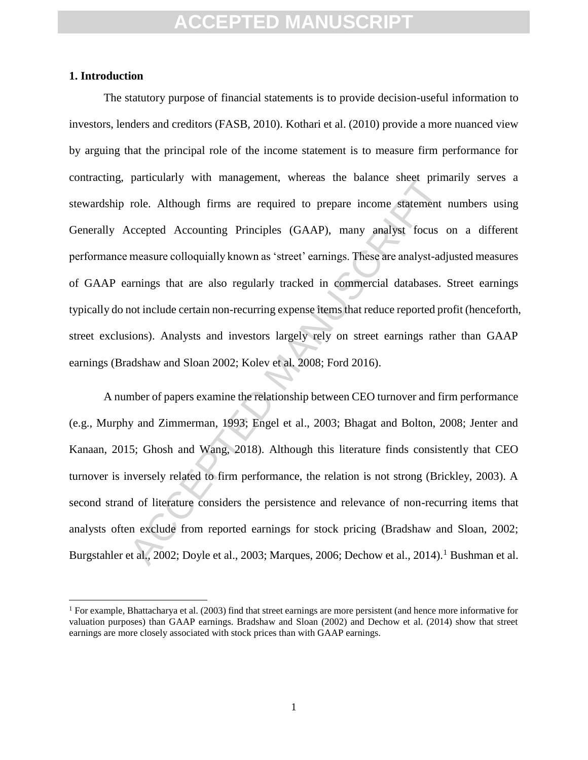## 1. Introduction

The statutory purpose of financial statements is to provide decision-useful information to investors, lenders and creditors (FASB, 2010). Kothari et al. (2010) provide a more nuanced view by arguing that the principal role of the income statement is to measure firm performance for contracting, particularly with management, whereas the balance sheet primarily serves a stewardship role. Although firms are required to prepare income statement numbers using Generally Accepted Accounting Principles (GAAP), many analyst focus on a different performance measure colloquially known as 'street' earnings. These are analyst-adjusted measures of GAAP earnings that are also regularly tracked in commercial databases. Street earnings typically do not include certain non-recurring expense items that reduce reported profit (henceforth, street exclusions). Analysts and investors largely rely on street earnings rather than GAAP earnings (Bradshaw and Sloan 2002; Kolev et al. 2008; Ford 2016).

A number of papers examine the relationship between CEO turnover and firm performance (e.g., Murphy and Zimmerman, 1993; Engel et al., 2003; Bhagat and Bolton, 2008; Jenter and Kanaan, 2015; Ghosh and Wang, 2018). Although this literature finds consistently that CEO turnover is inversely related to firm performance, the relation is not strong (Brickley, 2003). A second strand of literature considers the persistence and relevance of non-recurring items that analysts often exclude from reported earnings for stock pricing (Bradshaw and Sloan, 2002; Burgstahler et al., 2002; Doyle et al., 2003; Marques, 2006; Dechow et al., 2014).[1] Bushman et al.

[1] For example, Bhattacharya et al. (2003) find that street earnings are more persistent (and hence more informative for valuation purposes) than GAAP earnings. Bradshaw and Sloan (2002) and Dechow et al. (2014) show that street earnings are more closely associated with stock prices than with GAAP earnings.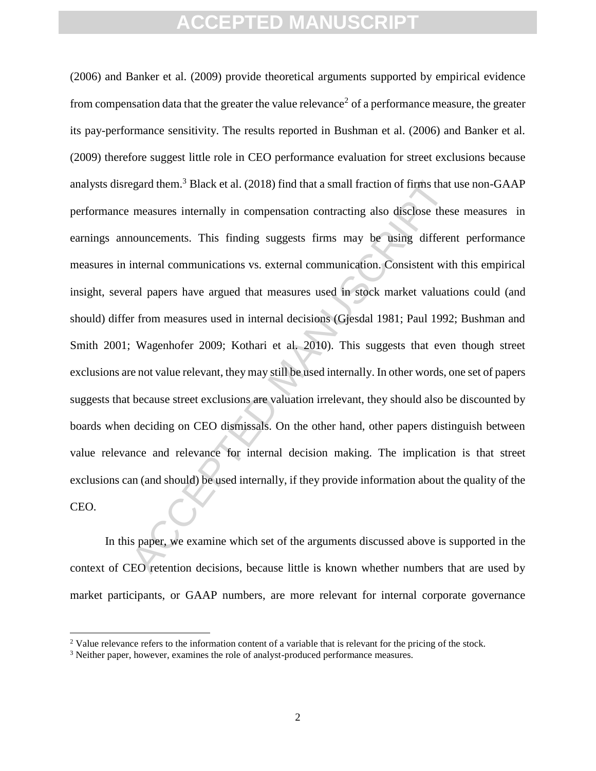(2006) and Banker et al. (2009) provide theoretical arguments supported by empirical evidence from compensation data that the greater the value relevance[2] of a performance measure, the greater its pay-performance sensitivity. The results reported in Bushman et al. (2006) and Banker et al. (2009) therefore suggest little role in CEO performance evaluation for street exclusions because analysts disregard them.[3] Black et al. (2018) find that a small fraction of firms that use non-GAAP performance measures internally in compensation contracting also disclose these measures in earnings announcements. This finding suggests firms may be using different performance measures in internal communications vs. external communication. Consistent with this empirical insight, several papers have argued that measures used in stock market valuations could (and should) differ from measures used in internal decisions (Gjesdal 1981; Paul 1992; Bushman and Smith 2001; Wagenhofer 2009; Kothari et al. 2010). This suggests that even though street exclusions are not value relevant, they may still be used internally. In other words, one set of papers suggests that because street exclusions are valuation irrelevant, they should also be discounted by boards when deciding on CEO dismissals. On the other hand, other papers distinguish between value relevance and relevance for internal decision making. The implication is that street exclusions can (and should) be used internally, if they provide information about the quality of the CEO.

In this paper, we examine which set of the arguments discussed above is supported in the context of CEO retention decisions, because little is known whether numbers that are used by market participants, or GAAP numbers, are more relevant for internal corporate governance

[2] Value relevance refers to the information content of a variable that is relevant for the pricing of the stock.

[3] Neither paper, however, examines the role of analyst-produced performance measures.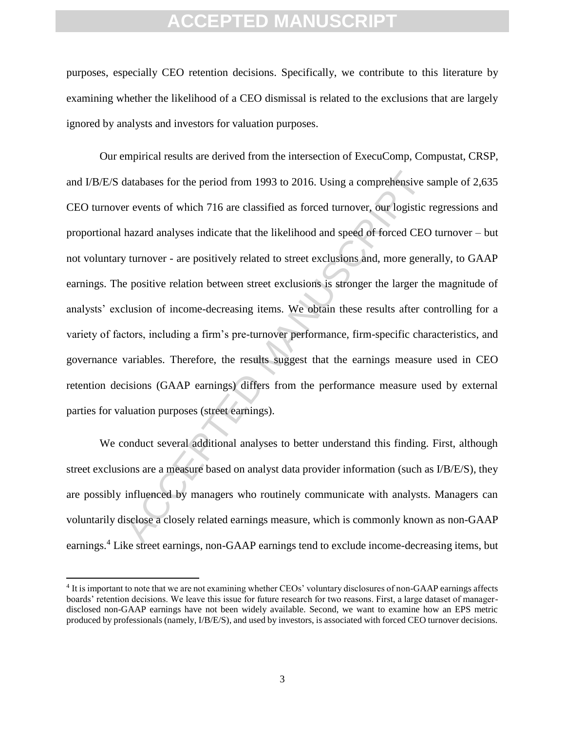purposes, especially CEO retention decisions. Specifically, we contribute to this literature by examining whether the likelihood of a CEO dismissal is related to the exclusions that are largely ignored by analysts and investors for valuation purposes.

Our empirical results are derived from the intersection of ExecuComp, Compustat, CRSP, and I/B/E/S databases for the period from 1993 to 2016. Using a comprehensive sample of 2,635 CEO turnover events of which 716 are classified as forced turnover, our logistic regressions and proportional hazard analyses indicate that the likelihood and speed of forced CEO turnover – but not voluntary turnover - are positively related to street exclusions and, more generally, to GAAP earnings. The positive relation between street exclusions is stronger the larger the magnitude of analysts' exclusion of income-decreasing items. We obtain these results after controlling for a variety of factors, including a firm's pre-turnover performance, firm-specific characteristics, and governance variables. Therefore, the results suggest that the earnings measure used in CEO retention decisions (GAAP earnings) differs from the performance measure used by external parties for valuation purposes (street earnings).

We conduct several additional analyses to better understand this finding. First, although street exclusions are a measure based on analyst data provider information (such as I/B/E/S), they are possibly influenced by managers who routinely communicate with analysts. Managers can voluntarily disclose a closely related earnings measure, which is commonly known as non-GAAP earnings.[4] Like street earnings, non-GAAP earnings tend to exclude income-decreasing items, but

[4] It is important to note that we are not examining whether CEOs' voluntary disclosures of non-GAAP earnings affects boards' retention decisions. We leave this issue for future research for two reasons. First, a large dataset of manager-disclosed non-GAAP earnings have not been widely available. Second, we want to examine how an EPS metric produced by professionals (namely, I/B/E/S), and used by investors, is associated with forced CEO turnover decisions.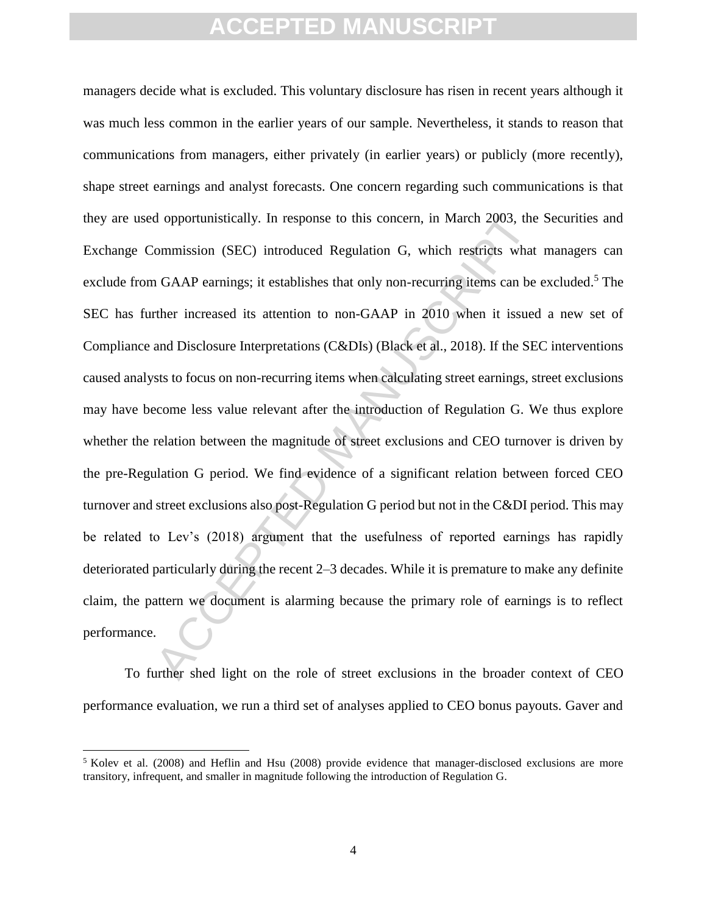managers decide what is excluded. This voluntary disclosure has risen in recent years although it was much less common in the earlier years of our sample. Nevertheless, it stands to reason that communications from managers, either privately (in earlier years) or publicly (more recently), shape street earnings and analyst forecasts. One concern regarding such communications is that they are used opportunistically. In response to this concern, in March 2003, the Securities and Exchange Commission (SEC) introduced Regulation G, which restricts what managers can exclude from GAAP earnings; it establishes that only non-recurring items can be excluded.[5] The SEC has further increased its attention to non-GAAP in 2010 when it issued a new set of Compliance and Disclosure Interpretations (C&DIs) (Black et al., 2018). If the SEC interventions caused analysts to focus on non-recurring items when calculating street earnings, street exclusions may have become less value relevant after the introduction of Regulation G. We thus explore whether the relation between the magnitude of street exclusions and CEO turnover is driven by the pre-Regulation G period. We find evidence of a significant relation between forced CEO turnover and street exclusions also post-Regulation G period but not in the C&DI period. This may be related to Lev's (2018) argument that the usefulness of reported earnings has rapidly deteriorated particularly during the recent 2–3 decades. While it is premature to make any definite claim, the pattern we document is alarming because the primary role of earnings is to reflect performance.

To further shed light on the role of street exclusions in the broader context of CEO performance evaluation, we run a third set of analyses applied to CEO bonus payouts. Gaver and

[5] Kolev et al. (2008) and Heflin and Hsu (2008) provide evidence that manager-disclosed exclusions are more transitory, infrequent, and smaller in magnitude following the introduction of Regulation G.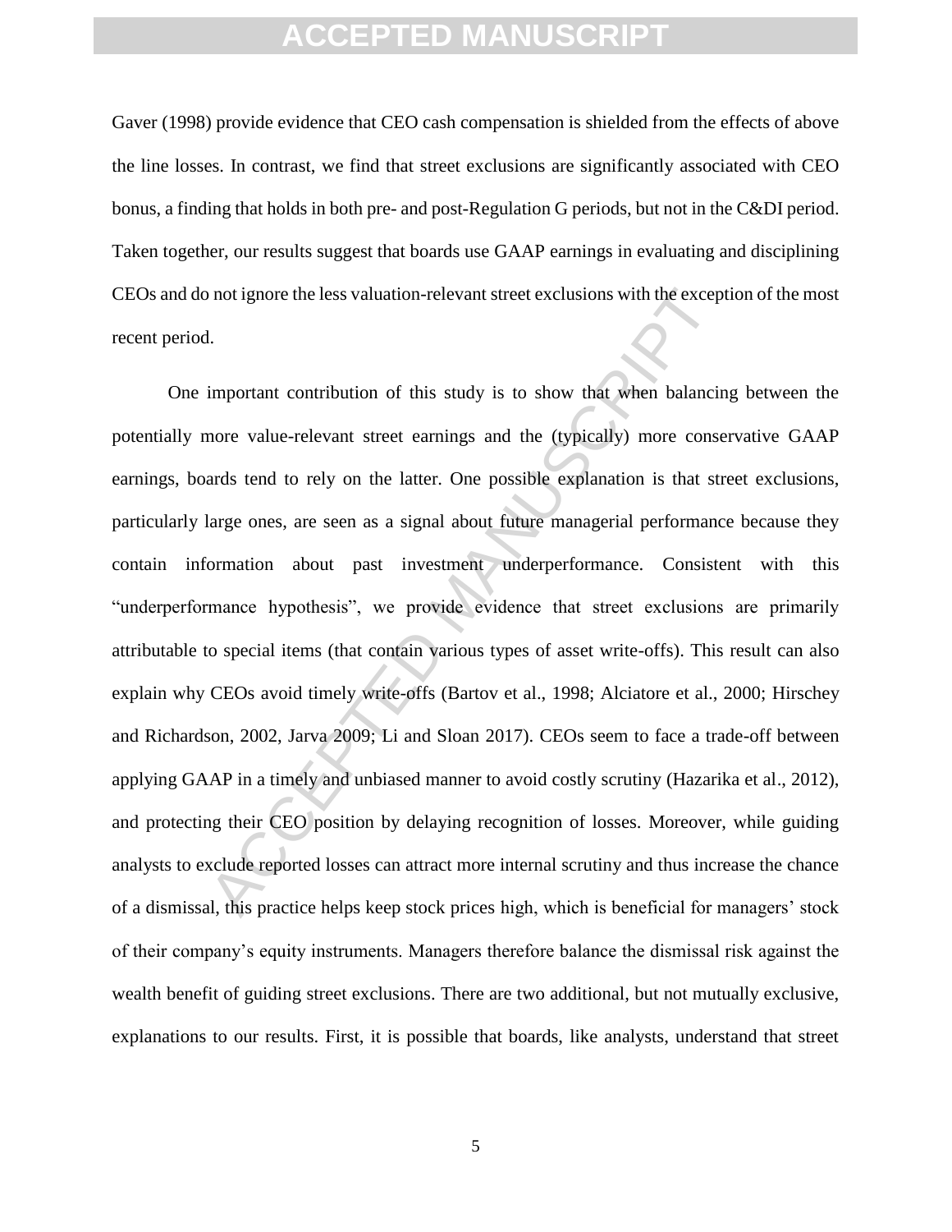Gaver (1998) provide evidence that CEO cash compensation is shielded from the effects of above the line losses. In contrast, we find that street exclusions are significantly associated with CEO bonus, a finding that holds in both pre- and post-Regulation G periods, but not in the C&DI period. Taken together, our results suggest that boards use GAAP earnings in evaluating and disciplining CEOs and do not ignore the less valuation-relevant street exclusions with the exception of the most recent period.

One important contribution of this study is to show that when balancing between the potentially more value-relevant street earnings and the (typically) more conservative GAAP earnings, boards tend to rely on the latter. One possible explanation is that street exclusions, particularly large ones, are seen as a signal about future managerial performance because they contain information about past investment underperformance. Consistent with this "underperformance hypothesis", we provide evidence that street exclusions are primarily attributable to special items (that contain various types of asset write-offs). This result can also explain why CEOs avoid timely write-offs (Bartov et al., 1998; Alciatore et al., 2000; Hirschey and Richardson, 2002, Jarva 2009; Li and Sloan 2017). CEOs seem to face a trade-off between applying GAAP in a timely and unbiased manner to avoid costly scrutiny (Hazarika et al., 2012), and protecting their CEO position by delaying recognition of losses. Moreover, while guiding analysts to exclude reported losses can attract more internal scrutiny and thus increase the chance of a dismissal, this practice helps keep stock prices high, which is beneficial for managers' stock of their company's equity instruments. Managers therefore balance the dismissal risk against the wealth benefit of guiding street exclusions. There are two additional, but not mutually exclusive, explanations to our results. First, it is possible that boards, like analysts, understand that street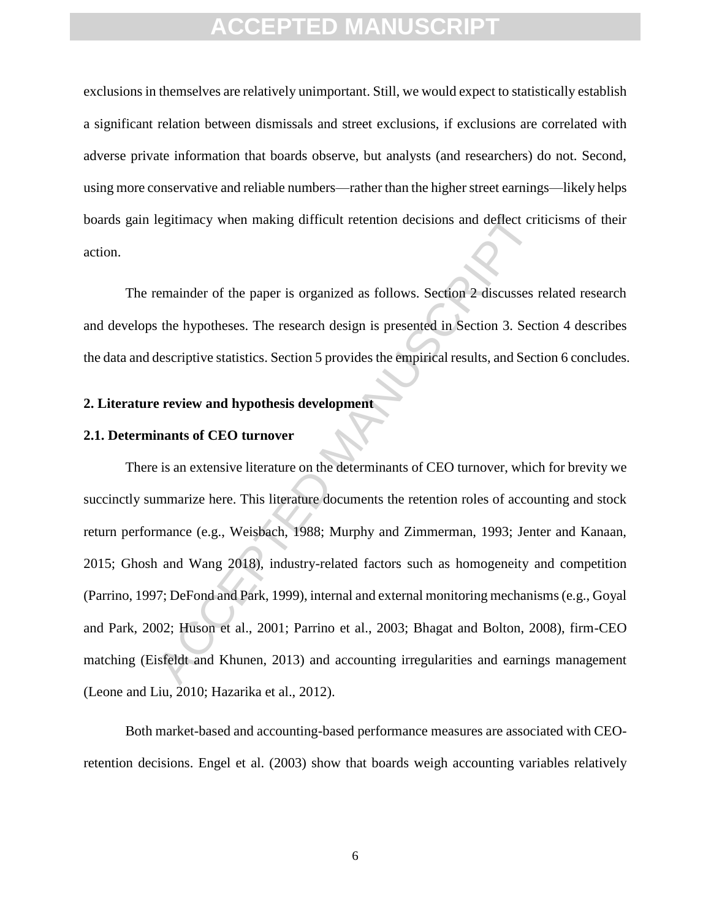exclusions in themselves are relatively unimportant. Still, we would expect to statistically establish a significant relation between dismissals and street exclusions, if exclusions are correlated with adverse private information that boards observe, but analysts (and researchers) do not. Second, using more conservative and reliable numbers—rather than the higher street earnings—likely helps boards gain legitimacy when making difficult retention decisions and deflect criticisms of their action.

The remainder of the paper is organized as follows. Section 2 discusses related research and develops the hypotheses. The research design is presented in Section 3. Section 4 describes the data and descriptive statistics. Section 5 provides the empirical results, and Section 6 concludes.

## 2. Literature review and hypothesis development

### 2.1. Determinants of CEO turnover

There is an extensive literature on the determinants of CEO turnover, which for brevity we succinctly summarize here. This literature documents the retention roles of accounting and stock return performance (e.g., Weisbach, 1988; Murphy and Zimmerman, 1993; Jenter and Kanaan, 2015; Ghosh and Wang 2018), industry-related factors such as homogeneity and competition (Parrino, 1997; DeFond and Park, 1999), internal and external monitoring mechanisms (e.g., Goyal and Park, 2002; Huson et al., 2001; Parrino et al., 2003; Bhagat and Bolton, 2008), firm-CEO matching (Eisfeldt and Khunen, 2013) and accounting irregularities and earnings management (Leone and Liu, 2010; Hazarika et al., 2012).

Both market-based and accounting-based performance measures are associated with CEO-retention decisions. Engel et al. (2003) show that boards weigh accounting variables relatively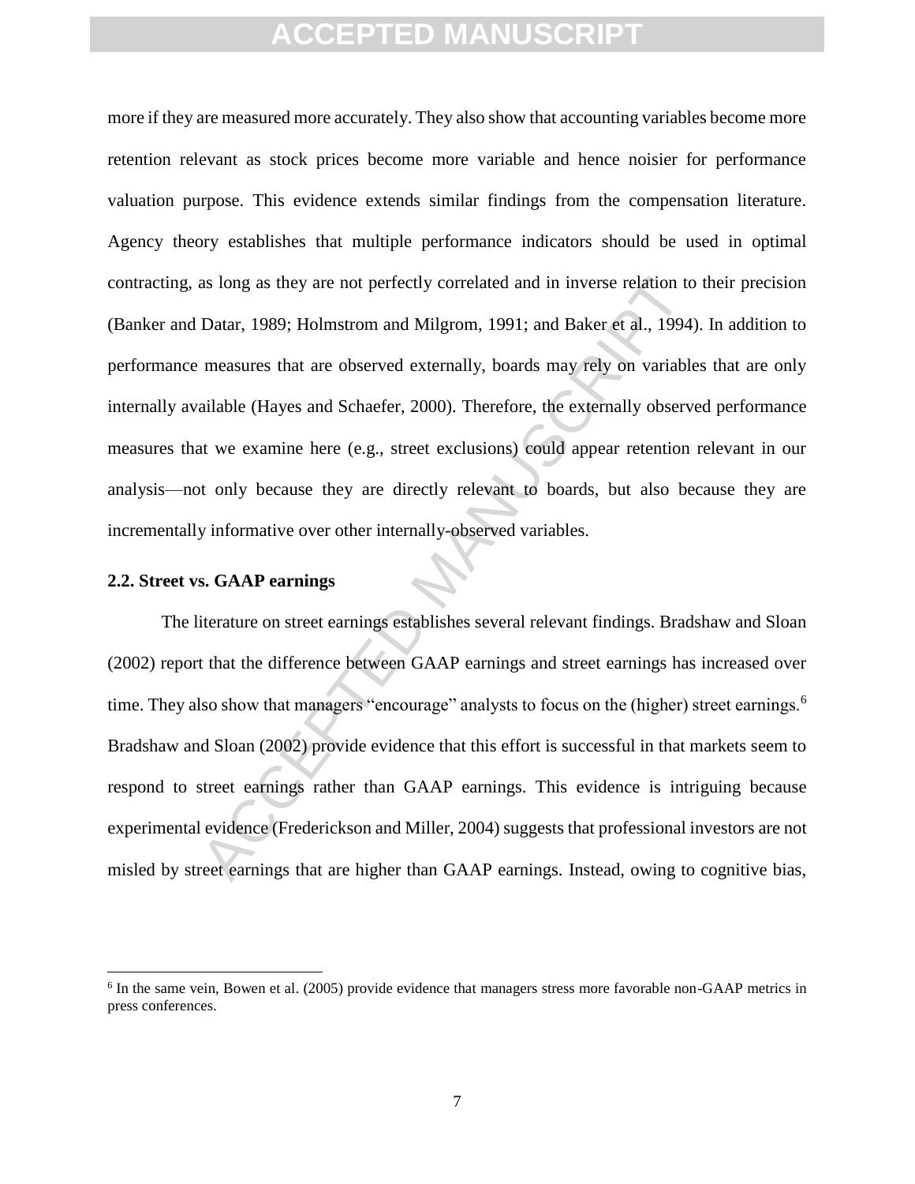more if they are measured more accurately. They also show that accounting variables become more retention relevant as stock prices become more variable and hence noisier for performance valuation purpose. This evidence extends similar findings from the compensation literature. Agency theory establishes that multiple performance indicators should be used in optimal contracting, as long as they are not perfectly correlated and in inverse relation to their precision (Banker and Datar, 1989; Holmstrom and Milgrom, 1991; and Baker et al., 1994). In addition to performance measures that are observed externally, boards may rely on variables that are only internally available (Hayes and Schaefer, 2000). Therefore, the externally observed performance measures that we examine here (e.g., street exclusions) could appear retention relevant in our analysis—not only because they are directly relevant to boards, but also because they are incrementally informative over other internally-observed variables.

### 2.2. Street vs. GAAP earnings

The literature on street earnings establishes several relevant findings. Bradshaw and Sloan (2002) report that the difference between GAAP earnings and street earnings has increased over time. They also show that managers "encourage" analysts to focus on the (higher) street earnings.[6] Bradshaw and Sloan (2002) provide evidence that this effort is successful in that markets seem to respond to street earnings rather than GAAP earnings. This evidence is intriguing because experimental evidence (Frederickson and Miller, 2004) suggests that professional investors are not misled by street earnings that are higher than GAAP earnings. Instead, owing to cognitive bias,

[6] In the same vein, Bowen et al. (2005) provide evidence that managers stress more favorable non-GAAP metrics in press conferences.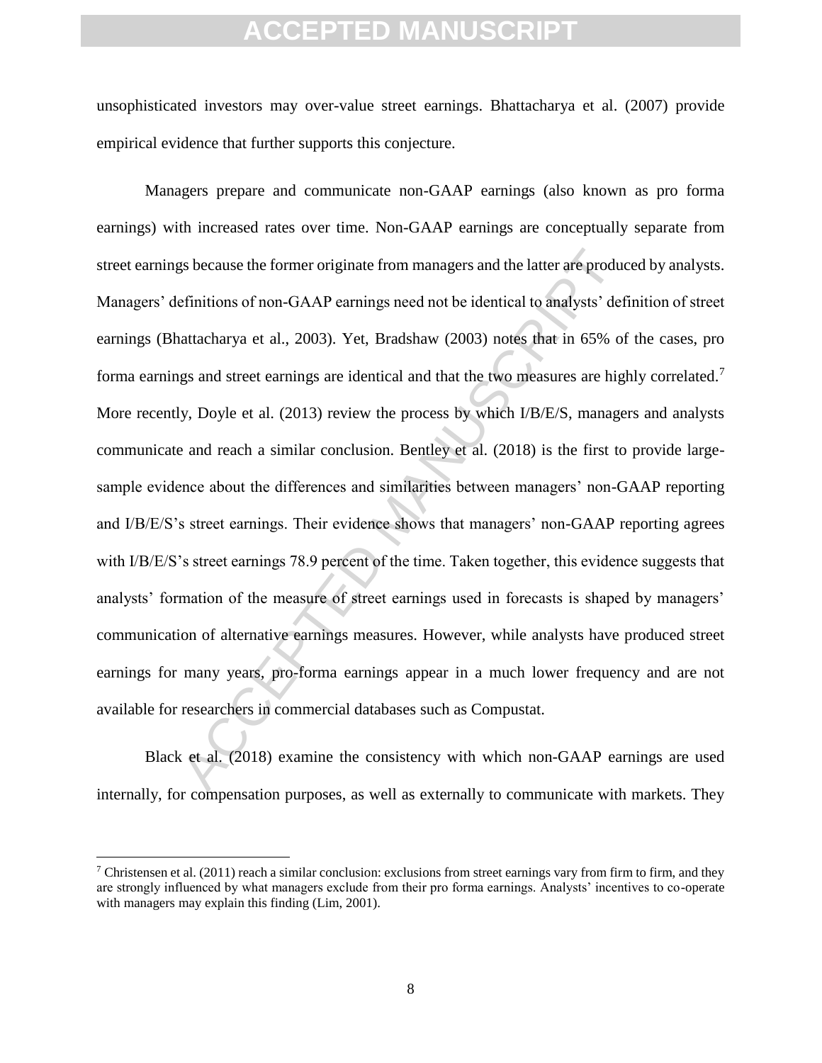unsophisticated investors may over-value street earnings. Bhattacharya et al. (2007) provide empirical evidence that further supports this conjecture.

Managers prepare and communicate non-GAAP earnings (also known as pro forma earnings) with increased rates over time. Non-GAAP earnings are conceptually separate from street earnings because the former originate from managers and the latter are produced by analysts. Managers' definitions of non-GAAP earnings need not be identical to analysts' definition of street earnings (Bhattacharya et al., 2003). Yet, Bradshaw (2003) notes that in 65% of the cases, pro forma earnings and street earnings are identical and that the two measures are highly correlated.[7] More recently, Doyle et al. (2013) review the process by which I/B/E/S, managers and analysts communicate and reach a similar conclusion. Bentley et al. (2018) is the first to provide large-sample evidence about the differences and similarities between managers' non-GAAP reporting and I/B/E/S's street earnings. Their evidence shows that managers' non-GAAP reporting agrees with I/B/E/S's street earnings 78.9 percent of the time. Taken together, this evidence suggests that analysts' formation of the measure of street earnings used in forecasts is shaped by managers' communication of alternative earnings measures. However, while analysts have produced street earnings for many years, pro-forma earnings appear in a much lower frequency and are not available for researchers in commercial databases such as Compustat.

Black et al. (2018) examine the consistency with which non-GAAP earnings are used internally, for compensation purposes, as well as externally to communicate with markets. They

[7] Christensen et al. (2011) reach a similar conclusion: exclusions from street earnings vary from firm to firm, and they are strongly influenced by what managers exclude from their pro forma earnings. Analysts' incentives to co-operate with managers may explain this finding (Lim, 2001).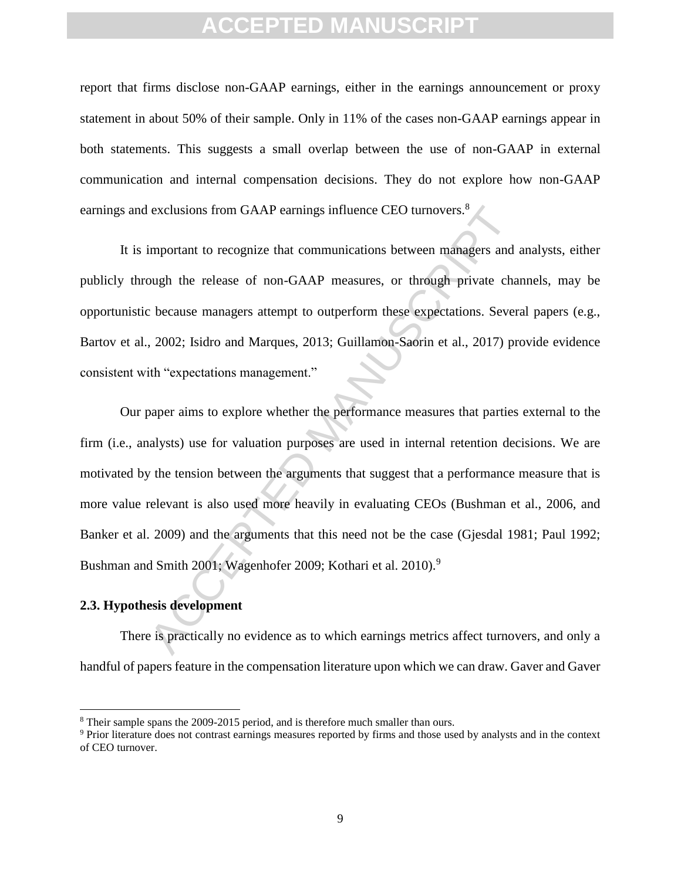report that firms disclose non-GAAP earnings, either in the earnings announcement or proxy statement in about 50% of their sample. Only in 11% of the cases non-GAAP earnings appear in both statements. This suggests a small overlap between the use of non-GAAP in external communication and internal compensation decisions. They do not explore how non-GAAP earnings and exclusions from GAAP earnings influence CEO turnovers.[8]

It is important to recognize that communications between managers and analysts, either publicly through the release of non-GAAP measures, or through private channels, may be opportunistic because managers attempt to outperform these expectations. Several papers (e.g., Bartov et al., 2002; Isidro and Marques, 2013; Guillamon-Saorin et al., 2017) provide evidence consistent with "expectations management."

Our paper aims to explore whether the performance measures that parties external to the firm (i.e., analysts) use for valuation purposes are used in internal retention decisions. We are motivated by the tension between the arguments that suggest that a performance measure that is more value relevant is also used more heavily in evaluating CEOs (Bushman et al., 2006, and Banker et al. 2009) and the arguments that this need not be the case (Gjesdal 1981; Paul 1992; Bushman and Smith 2001; Wagenhofer 2009; Kothari et al. 2010).[9]

### 2.3. Hypothesis development

There is practically no evidence as to which earnings metrics affect turnovers, and only a handful of papers feature in the compensation literature upon which we can draw. Gaver and Gaver

[8] Their sample spans the 2009-2015 period, and is therefore much smaller than ours.

[9] Prior literature does not contrast earnings measures reported by firms and those used by analysts and in the context of CEO turnover.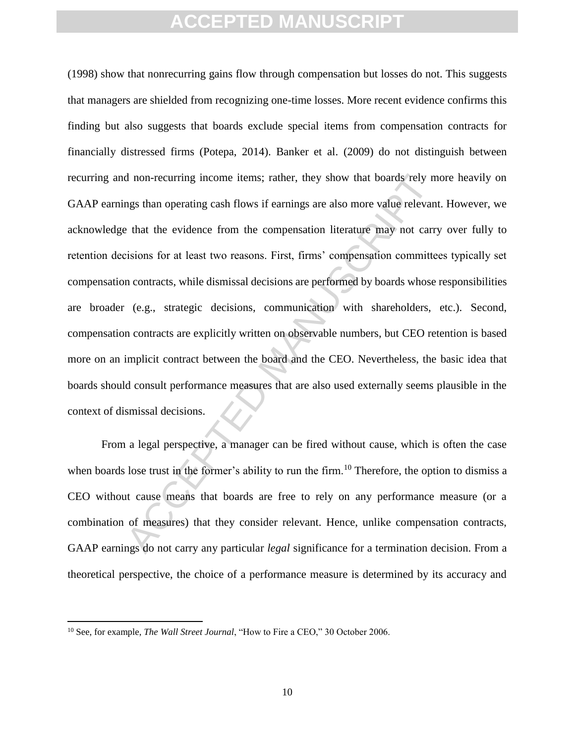(1998) show that nonrecurring gains flow through compensation but losses do not. This suggests that managers are shielded from recognizing one-time losses. More recent evidence confirms this finding but also suggests that boards exclude special items from compensation contracts for financially distressed firms (Potepa, 2014). Banker et al. (2009) do not distinguish between recurring and non-recurring income items; rather, they show that boards rely more heavily on GAAP earnings than operating cash flows if earnings are also more value relevant. However, we acknowledge that the evidence from the compensation literature may not carry over fully to retention decisions for at least two reasons. First, firms' compensation committees typically set compensation contracts, while dismissal decisions are performed by boards whose responsibilities are broader (e.g., strategic decisions, communication with shareholders, etc.). Second, compensation contracts are explicitly written on observable numbers, but CEO retention is based more on an implicit contract between the board and the CEO. Nevertheless, the basic idea that boards should consult performance measures that are also used externally seems plausible in the context of dismissal decisions.

From a legal perspective, a manager can be fired without cause, which is often the case when boards lose trust in the former's ability to run the firm.[10] Therefore, the option to dismiss a CEO without cause means that boards are free to rely on any performance measure (or a combination of measures) that they consider relevant. Hence, unlike compensation contracts, GAAP earnings do not carry any particular *legal* significance for a termination decision. From a theoretical perspective, the choice of a performance measure is determined by its accuracy and

[10] See, for example, *The Wall Street Journal*, "How to Fire a CEO," 30 October 2006.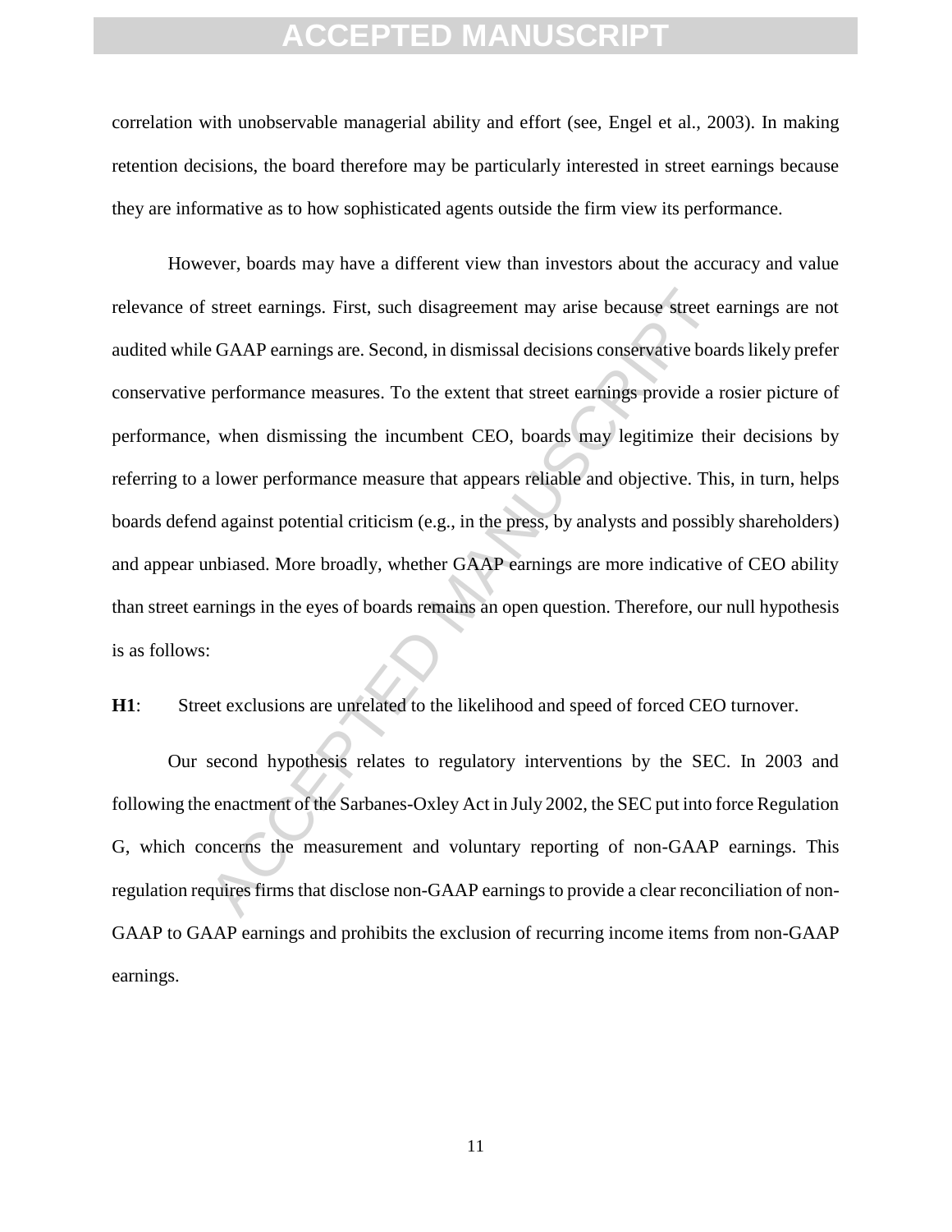correlation with unobservable managerial ability and effort (see, Engel et al., 2003). In making retention decisions, the board therefore may be particularly interested in street earnings because they are informative as to how sophisticated agents outside the firm view its performance.

However, boards may have a different view than investors about the accuracy and value relevance of street earnings. First, such disagreement may arise because street earnings are not audited while GAAP earnings are. Second, in dismissal decisions conservative boards likely prefer conservative performance measures. To the extent that street earnings provide a rosier picture of performance, when dismissing the incumbent CEO, boards may legitimize their decisions by referring to a lower performance measure that appears reliable and objective. This, in turn, helps boards defend against potential criticism (e.g., in the press, by analysts and possibly shareholders) and appear unbiased. More broadly, whether GAAP earnings are more indicative of CEO ability than street earnings in the eyes of boards remains an open question. Therefore, our null hypothesis is as follows:

**H1**: Street exclusions are unrelated to the likelihood and speed of forced CEO turnover.

Our second hypothesis relates to regulatory interventions by the SEC. In 2003 and following the enactment of the Sarbanes-Oxley Act in July 2002, the SEC put into force Regulation G, which concerns the measurement and voluntary reporting of non-GAAP earnings. This regulation requires firms that disclose non-GAAP earnings to provide a clear reconciliation of non-GAAP to GAAP earnings and prohibits the exclusion of recurring income items from non-GAAP earnings.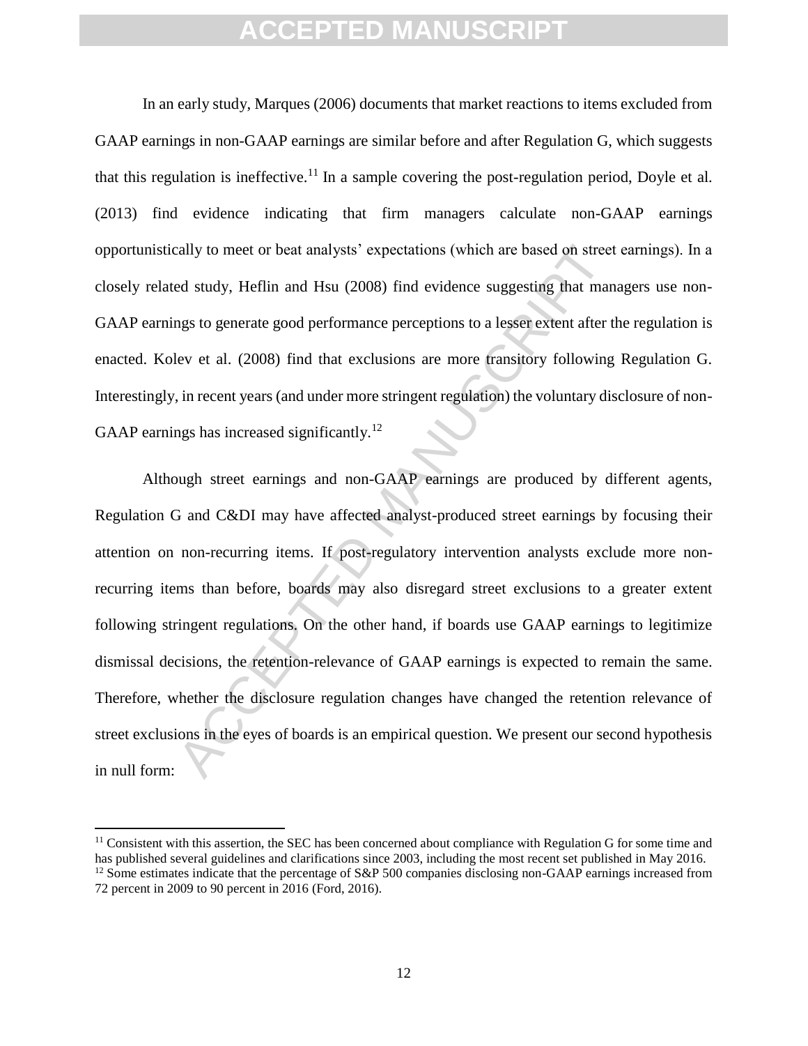In an early study, Marques (2006) documents that market reactions to items excluded from GAAP earnings in non-GAAP earnings are similar before and after Regulation G, which suggests that this regulation is ineffective.[11] In a sample covering the post-regulation period, Doyle et al. (2013) find evidence indicating that firm managers calculate non-GAAP earnings opportunistically to meet or beat analysts' expectations (which are based on street earnings). In a closely related study, Heflin and Hsu (2008) find evidence suggesting that managers use non-GAAP earnings to generate good performance perceptions to a lesser extent after the regulation is enacted. Kolev et al. (2008) find that exclusions are more transitory following Regulation G. Interestingly, in recent years (and under more stringent regulation) the voluntary disclosure of non-GAAP earnings has increased significantly.[12]

Although street earnings and non-GAAP earnings are produced by different agents, Regulation G and C&DI may have affected analyst-produced street earnings by focusing their attention on non-recurring items. If post-regulatory intervention analysts exclude more non-recurring items than before, boards may also disregard street exclusions to a greater extent following stringent regulations. On the other hand, if boards use GAAP earnings to legitimize dismissal decisions, the retention-relevance of GAAP earnings is expected to remain the same. Therefore, whether the disclosure regulation changes have changed the retention relevance of street exclusions in the eyes of boards is an empirical question. We present our second hypothesis in null form:

[11] Consistent with this assertion, the SEC has been concerned about compliance with Regulation G for some time and has published several guidelines and clarifications since 2003, including the most recent set published in May 2016.

[12] Some estimates indicate that the percentage of S&P 500 companies disclosing non-GAAP earnings increased from 72 percent in 2009 to 90 percent in 2016 (Ford, 2016).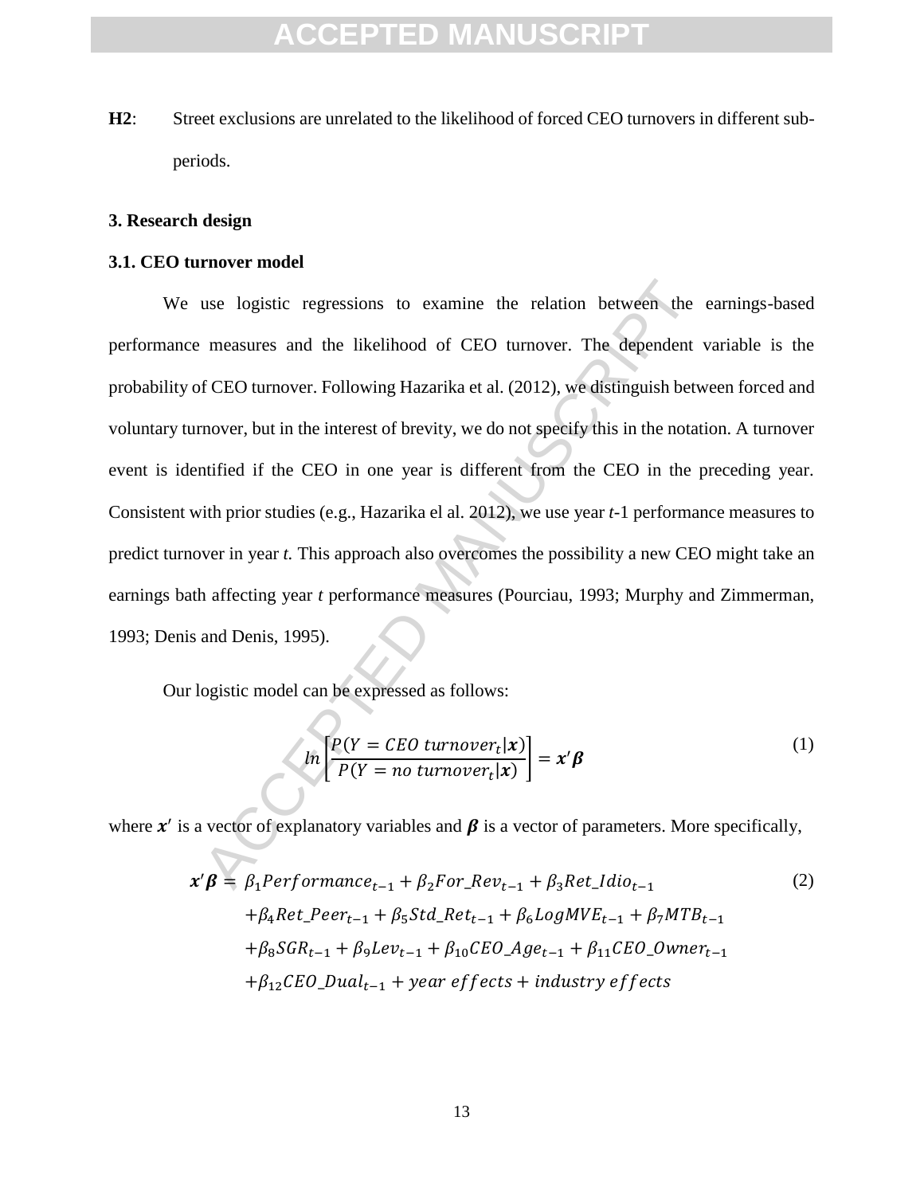**H2**: Street exclusions are unrelated to the likelihood of forced CEO turnovers in different sub-periods.

## 3. Research design

### 3.1. CEO turnover model

We use logistic regressions to examine the relation between the earnings-based performance measures and the likelihood of CEO turnover. The dependent variable is the probability of CEO turnover. Following Hazarika et al. (2012), we distinguish between forced and voluntary turnover, but in the interest of brevity, we do not specify this in the notation. A turnover event is identified if the CEO in one year is different from the CEO in the preceding year. Consistent with prior studies (e.g., Hazarika el al. 2012), we use year *t*-1 performance measures to predict turnover in year *t.* This approach also overcomes the possibility a new CEO might take an earnings bath affecting year *t* performance measures (Pourciau, 1993; Murphy and Zimmerman, 1993; Denis and Denis, 1995).

Our logistic model can be expressed as follows:

$$ln\left[\frac{P(Y = CEO\ turnover_t|\boldsymbol{x})}{P(Y = no\ turnover_t|\boldsymbol{x})}\right] = \boldsymbol{x}'\boldsymbol{\beta} \tag{1}$$

where $\boldsymbol{x}'$ is a vector of explanatory variables and $\boldsymbol{\beta}$ is a vector of parameters. More specifically,

$$\begin{aligned}\boldsymbol{x}'\boldsymbol{\beta} = {} & \beta_1 Performance_{t-1} + \beta_2 For\_Rev_{t-1} + \beta_3 Ret\_Idio_{t-1} \\ & + \beta_4 Ret\_Peer_{t-1} + \beta_5 Std\_Ret_{t-1} + \beta_6 LogMVE_{t-1} + \beta_7 MTB_{t-1} \\ & + \beta_8 SGR_{t-1} + \beta_9 Lev_{t-1} + \beta_{10} CEO\_Age_{t-1} + \beta_{11} CEO\_Owner_{t-1} \\ & + \beta_{12} CEO\_Dual_{t-1} + year\ effects + industry\ effects\end{aligned} \tag{2}$$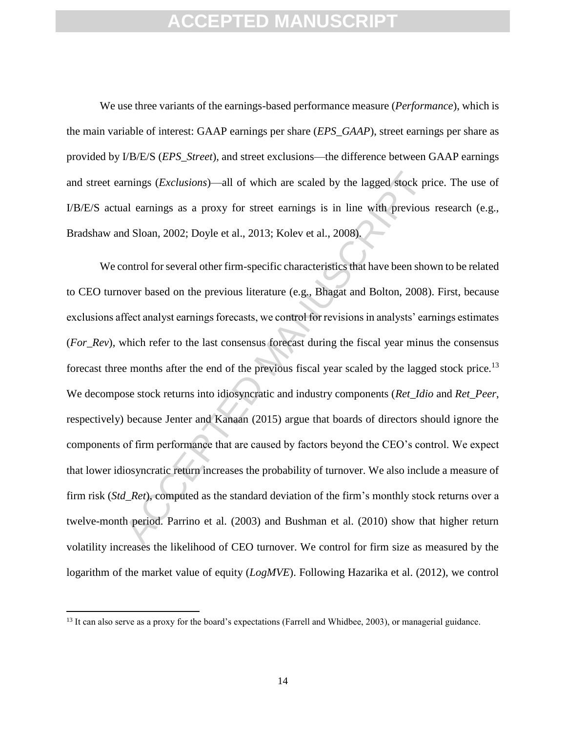We use three variants of the earnings-based performance measure (*Performance*), which is the main variable of interest: GAAP earnings per share (*EPS_GAAP*), street earnings per share as provided by I/B/E/S (*EPS_Street*), and street exclusions—the difference between GAAP earnings and street earnings (*Exclusions*)—all of which are scaled by the lagged stock price. The use of I/B/E/S actual earnings as a proxy for street earnings is in line with previous research (e.g., Bradshaw and Sloan, 2002; Doyle et al., 2013; Kolev et al., 2008).

We control for several other firm-specific characteristics that have been shown to be related to CEO turnover based on the previous literature (e.g., Bhagat and Bolton, 2008). First, because exclusions affect analyst earnings forecasts, we control for revisions in analysts' earnings estimates (*For_Rev*), which refer to the last consensus forecast during the fiscal year minus the consensus forecast three months after the end of the previous fiscal year scaled by the lagged stock price.[13] We decompose stock returns into idiosyncratic and industry components (*Ret_Idio* and *Ret_Peer*, respectively) because Jenter and Kanaan (2015) argue that boards of directors should ignore the components of firm performance that are caused by factors beyond the CEO's control. We expect that lower idiosyncratic return increases the probability of turnover. We also include a measure of firm risk (*Std_Ret*), computed as the standard deviation of the firm's monthly stock returns over a twelve-month period. Parrino et al. (2003) and Bushman et al. (2010) show that higher return volatility increases the likelihood of CEO turnover. We control for firm size as measured by the logarithm of the market value of equity (*LogMVE*). Following Hazarika et al. (2012), we control

[13] It can also serve as a proxy for the board's expectations (Farrell and Whidbee, 2003), or managerial guidance.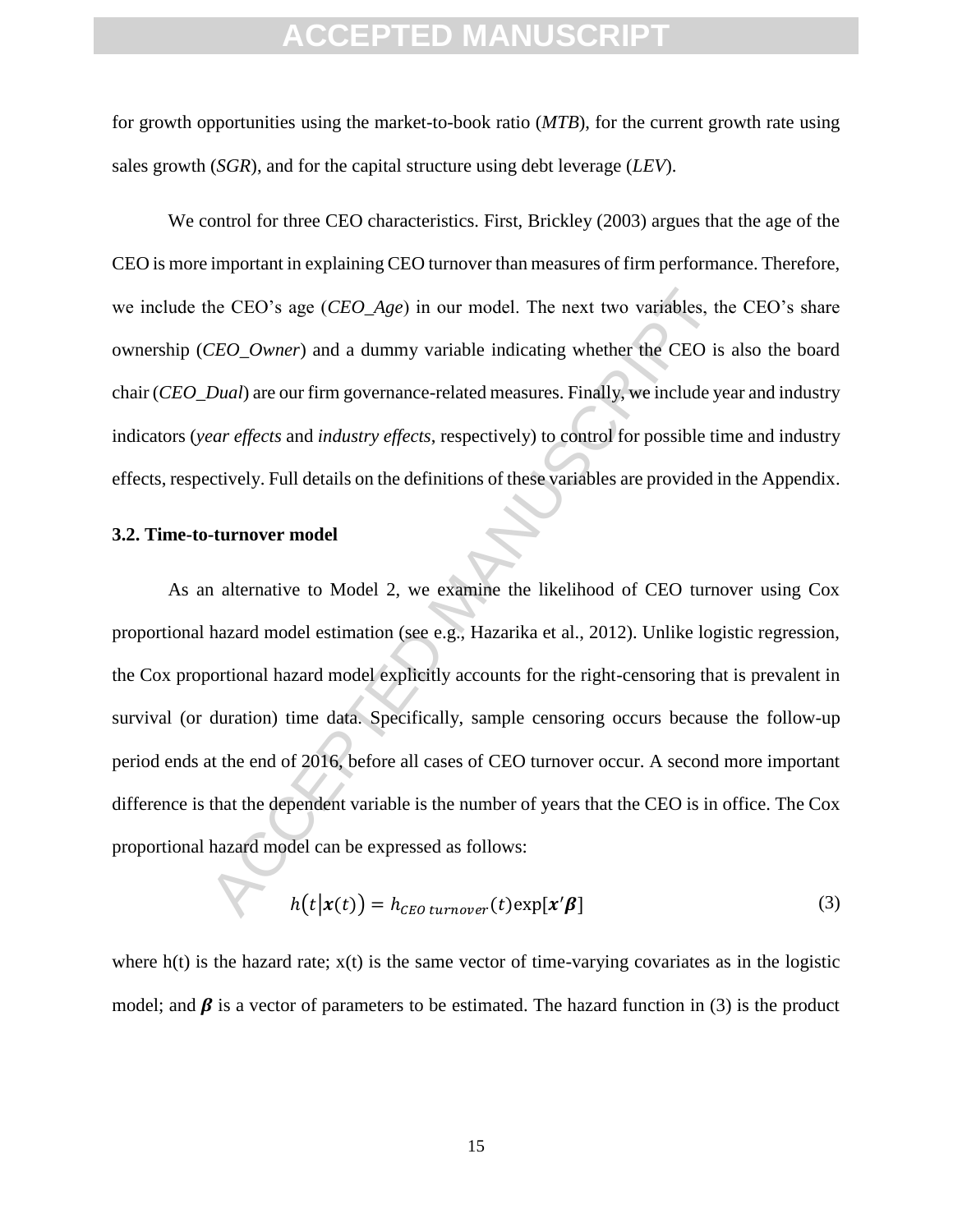for growth opportunities using the market-to-book ratio (*MTB*), for the current growth rate using sales growth (*SGR*), and for the capital structure using debt leverage (*LEV*).

We control for three CEO characteristics. First, Brickley (2003) argues that the age of the CEO is more important in explaining CEO turnover than measures of firm performance. Therefore, we include the CEO's age (*CEO_Age*) in our model. The next two variables, the CEO's share ownership (*CEO_Owner*) and a dummy variable indicating whether the CEO is also the board chair (*CEO_Dual*) are our firm governance-related measures. Finally, we include year and industry indicators (*year effects* and *industry effects*, respectively) to control for possible time and industry effects, respectively. Full details on the definitions of these variables are provided in the Appendix.

### 3.2. Time-to-turnover model

As an alternative to Model 2, we examine the likelihood of CEO turnover using Cox proportional hazard model estimation (see e.g., Hazarika et al., 2012). Unlike logistic regression, the Cox proportional hazard model explicitly accounts for the right-censoring that is prevalent in survival (or duration) time data. Specifically, sample censoring occurs because the follow-up period ends at the end of 2016, before all cases of CEO turnover occur. A second more important difference is that the dependent variable is the number of years that the CEO is in office. The Cox proportional hazard model can be expressed as follows:

$$h\big(t\big|\boldsymbol{x}(t)\big) = h_{CEO\ turnover}(t)\exp[\boldsymbol{x}'\boldsymbol{\beta}] \tag{3}$$

where h(t) is the hazard rate; x(t) is the same vector of time-varying covariates as in the logistic model; and $\boldsymbol{\beta}$ is a vector of parameters to be estimated. The hazard function in (3) is the product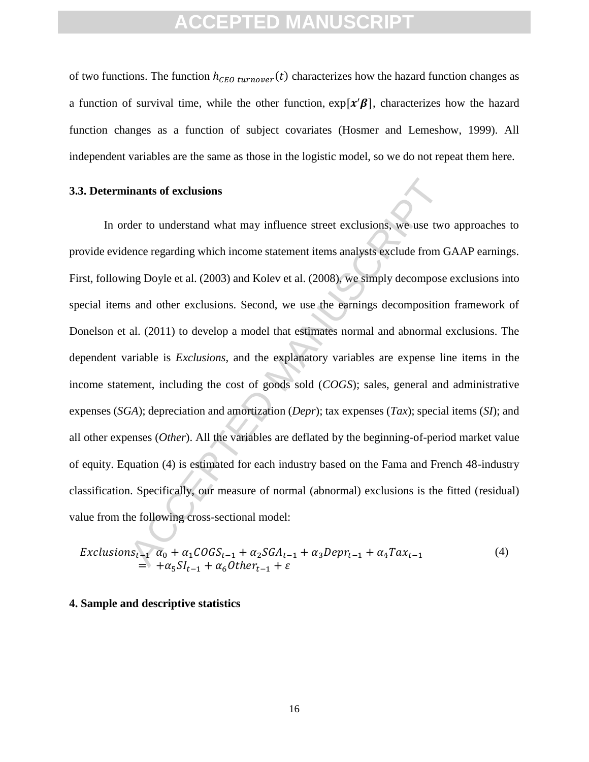of two functions. The function $h_{CEO\ turnover}(t)$ characterizes how the hazard function changes as a function of survival time, while the other function, $\exp[\boldsymbol{x}'\boldsymbol{\beta}]$, characterizes how the hazard function changes as a function of subject covariates (Hosmer and Lemeshow, 1999). All independent variables are the same as those in the logistic model, so we do not repeat them here.

### 3.3. Determinants of exclusions

In order to understand what may influence street exclusions, we use two approaches to provide evidence regarding which income statement items analysts exclude from GAAP earnings. First, following Doyle et al. (2003) and Kolev et al. (2008), we simply decompose exclusions into special items and other exclusions. Second, we use the earnings decomposition framework of Donelson et al. (2011) to develop a model that estimates normal and abnormal exclusions. The dependent variable is *Exclusions,* and the explanatory variables are expense line items in the income statement, including the cost of goods sold (*COGS*); sales, general and administrative expenses (*SGA*); depreciation and amortization (*Depr*); tax expenses (*Tax*); special items (*SI*); and all other expenses (*Other*). All the variables are deflated by the beginning-of-period market value of equity. Equation (4) is estimated for each industry based on the Fama and French 48-industry classification. Specifically, our measure of normal (abnormal) exclusions is the fitted (residual) value from the following cross-sectional model:

$$Exclusions_{t-1} = \alpha_0 + \alpha_1 COGS_{t-1} + \alpha_2 SGA_{t-1} + \alpha_3 Depr_{t-1} + \alpha_4 Tax_{t-1} + \alpha_5 SI_{t-1} + \alpha_6 Other_{t-1} + \varepsilon \quad (4)$$

## 4. Sample and descriptive statistics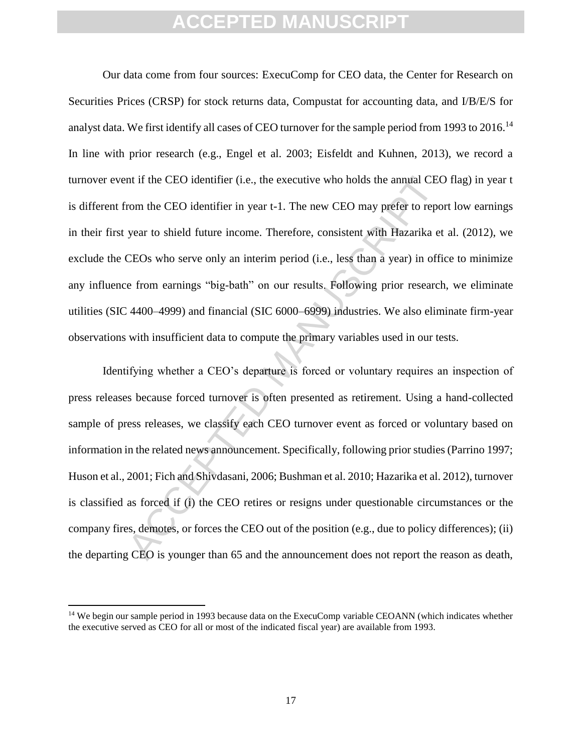Our data come from four sources: ExecuComp for CEO data, the Center for Research on Securities Prices (CRSP) for stock returns data, Compustat for accounting data, and I/B/E/S for analyst data. We first identify all cases of CEO turnover for the sample period from 1993 to 2016.[14] In line with prior research (e.g., Engel et al. 2003; Eisfeldt and Kuhnen, 2013), we record a turnover event if the CEO identifier (i.e., the executive who holds the annual CEO flag) in year t is different from the CEO identifier in year t-1. The new CEO may prefer to report low earnings in their first year to shield future income. Therefore, consistent with Hazarika et al. (2012), we exclude the CEOs who serve only an interim period (i.e., less than a year) in office to minimize any influence from earnings "big-bath" on our results. Following prior research, we eliminate utilities (SIC 4400–4999) and financial (SIC 6000–6999) industries. We also eliminate firm-year observations with insufficient data to compute the primary variables used in our tests.

Identifying whether a CEO's departure is forced or voluntary requires an inspection of press releases because forced turnover is often presented as retirement. Using a hand-collected sample of press releases, we classify each CEO turnover event as forced or voluntary based on information in the related news announcement. Specifically, following prior studies (Parrino 1997; Huson et al., 2001; Fich and Shivdasani, 2006; Bushman et al. 2010; Hazarika et al. 2012), turnover is classified as forced if (i) the CEO retires or resigns under questionable circumstances or the company fires, demotes, or forces the CEO out of the position (e.g., due to policy differences); (ii) the departing CEO is younger than 65 and the announcement does not report the reason as death,

[14] We begin our sample period in 1993 because data on the ExecuComp variable CEOANN (which indicates whether the executive served as CEO for all or most of the indicated fiscal year) are available from 1993.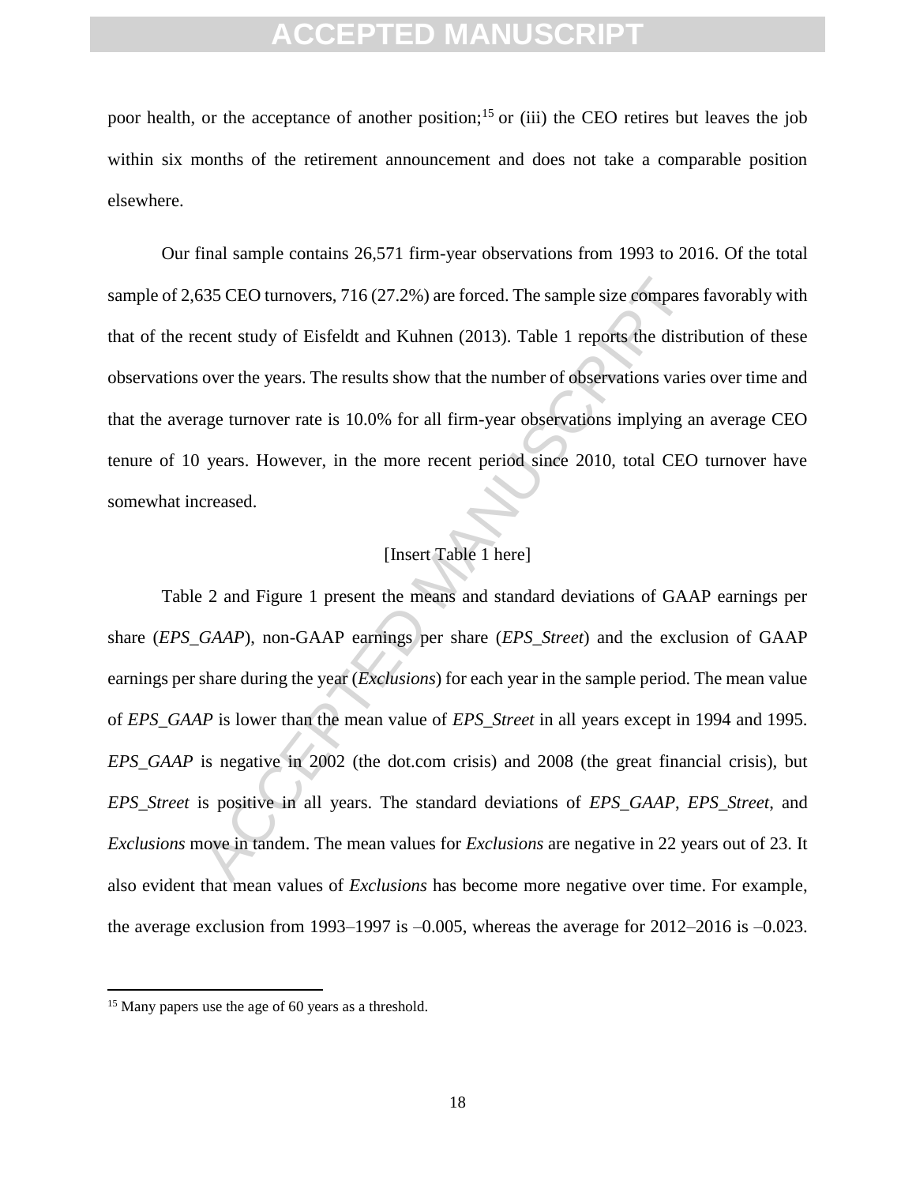poor health, or the acceptance of another position;[15] or (iii) the CEO retires but leaves the job within six months of the retirement announcement and does not take a comparable position elsewhere.

Our final sample contains 26,571 firm-year observations from 1993 to 2016. Of the total sample of 2,635 CEO turnovers, 716 (27.2%) are forced. The sample size compares favorably with that of the recent study of Eisfeldt and Kuhnen (2013). Table 1 reports the distribution of these observations over the years. The results show that the number of observations varies over time and that the average turnover rate is 10.0% for all firm-year observations implying an average CEO tenure of 10 years. However, in the more recent period since 2010, total CEO turnover have somewhat increased.

[Insert Table 1 here]

Table 2 and Figure 1 present the means and standard deviations of GAAP earnings per share (*EPS_GAAP*), non-GAAP earnings per share (*EPS_Street*) and the exclusion of GAAP earnings per share during the year (*Exclusions*) for each year in the sample period. The mean value of *EPS_GAAP* is lower than the mean value of *EPS_Street* in all years except in 1994 and 1995. *EPS_GAAP* is negative in 2002 (the dot.com crisis) and 2008 (the great financial crisis), but *EPS_Street* is positive in all years. The standard deviations of *EPS_GAAP*, *EPS_Street*, and *Exclusions* move in tandem. The mean values for *Exclusions* are negative in 22 years out of 23. It also evident that mean values of *Exclusions* has become more negative over time. For example, the average exclusion from 1993–1997 is –0.005, whereas the average for 2012–2016 is –0.023.

[15] Many papers use the age of 60 years as a threshold.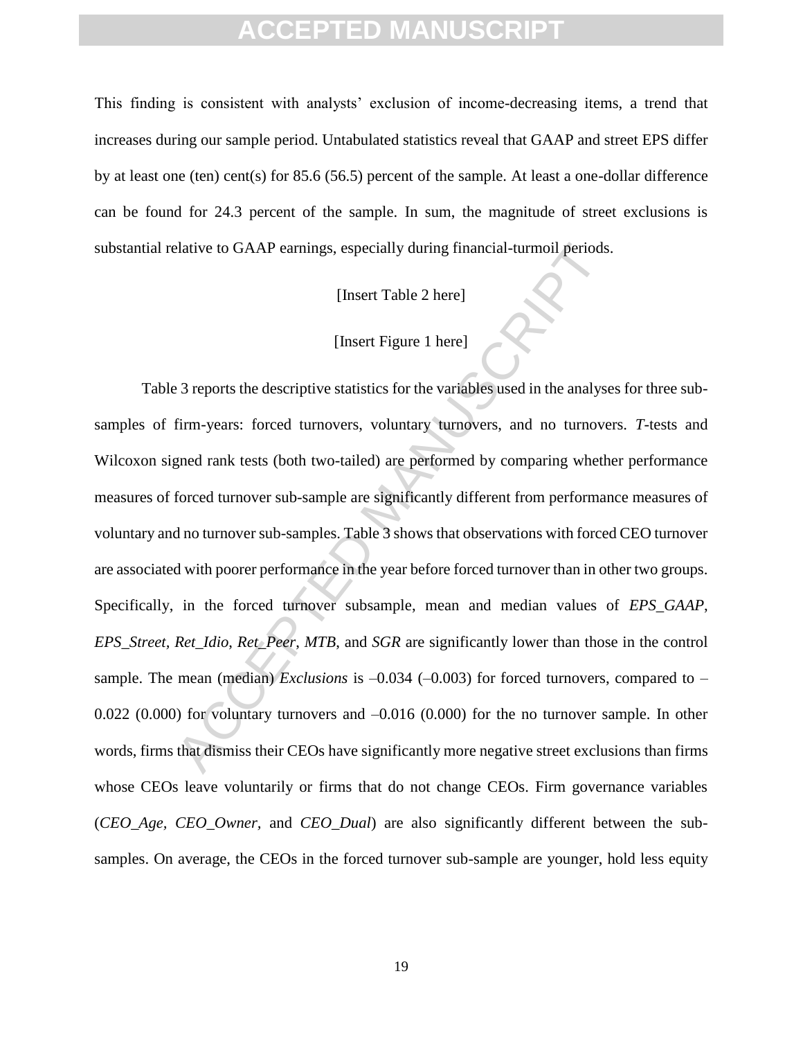This finding is consistent with analysts' exclusion of income-decreasing items, a trend that increases during our sample period. Untabulated statistics reveal that GAAP and street EPS differ by at least one (ten) cent(s) for 85.6 (56.5) percent of the sample. At least a one-dollar difference can be found for 24.3 percent of the sample. In sum, the magnitude of street exclusions is substantial relative to GAAP earnings, especially during financial-turmoil periods.

[Insert Table 2 here]

[Insert Figure 1 here]

Table 3 reports the descriptive statistics for the variables used in the analyses for three sub-samples of firm-years: forced turnovers, voluntary turnovers, and no turnovers. *T*-tests and Wilcoxon signed rank tests (both two-tailed) are performed by comparing whether performance measures of forced turnover sub-sample are significantly different from performance measures of voluntary and no turnover sub-samples. Table 3 shows that observations with forced CEO turnover are associated with poorer performance in the year before forced turnover than in other two groups. Specifically, in the forced turnover subsample, mean and median values of *EPS_GAAP*, *EPS_Street*, *Ret_Idio*, *Ret_Peer*, *MTB*, and *SGR* are significantly lower than those in the control sample. The mean (median) *Exclusions* is –0.034 (–0.003) for forced turnovers, compared to –0.022 (0.000) for voluntary turnovers and –0.016 (0.000) for the no turnover sample. In other words, firms that dismiss their CEOs have significantly more negative street exclusions than firms whose CEOs leave voluntarily or firms that do not change CEOs. Firm governance variables (*CEO_Age*, *CEO_Owner*, and *CEO_Dual*) are also significantly different between the sub-samples. On average, the CEOs in the forced turnover sub-sample are younger, hold less equity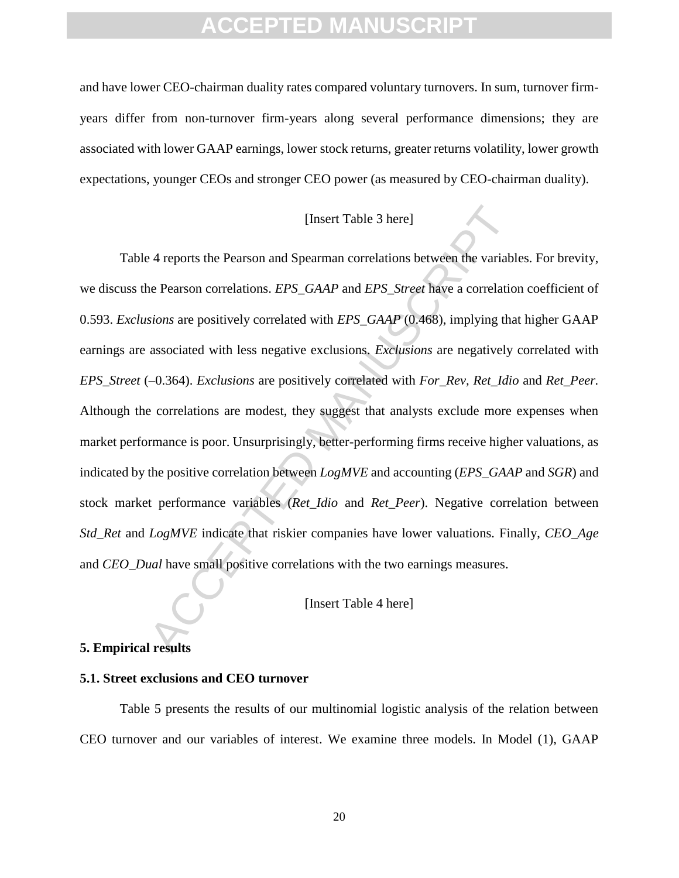and have lower CEO-chairman duality rates compared voluntary turnovers. In sum, turnover firm-years differ from non-turnover firm-years along several performance dimensions; they are associated with lower GAAP earnings, lower stock returns, greater returns volatility, lower growth expectations, younger CEOs and stronger CEO power (as measured by CEO-chairman duality).

[Insert Table 3 here]

Table 4 reports the Pearson and Spearman correlations between the variables. For brevity, we discuss the Pearson correlations. *EPS_GAAP* and *EPS_Street* have a correlation coefficient of 0.593. *Exclusions* are positively correlated with *EPS_GAAP* (0.468), implying that higher GAAP earnings are associated with less negative exclusions. *Exclusions* are negatively correlated with *EPS_Street* (–0.364). *Exclusions* are positively correlated with *For_Rev*, *Ret_Idio* and *Ret_Peer.* Although the correlations are modest, they suggest that analysts exclude more expenses when market performance is poor. Unsurprisingly, better-performing firms receive higher valuations, as indicated by the positive correlation between *LogMVE* and accounting (*EPS_GAAP* and *SGR*) and stock market performance variables (*Ret_Idio* and *Ret_Peer*). Negative correlation between *Std_Ret* and *LogMVE* indicate that riskier companies have lower valuations. Finally, *CEO_Age* and *CEO_Dual* have small positive correlations with the two earnings measures.

[Insert Table 4 here]

## 5. Empirical results

### 5.1. Street exclusions and CEO turnover

Table 5 presents the results of our multinomial logistic analysis of the relation between CEO turnover and our variables of interest. We examine three models. In Model (1), GAAP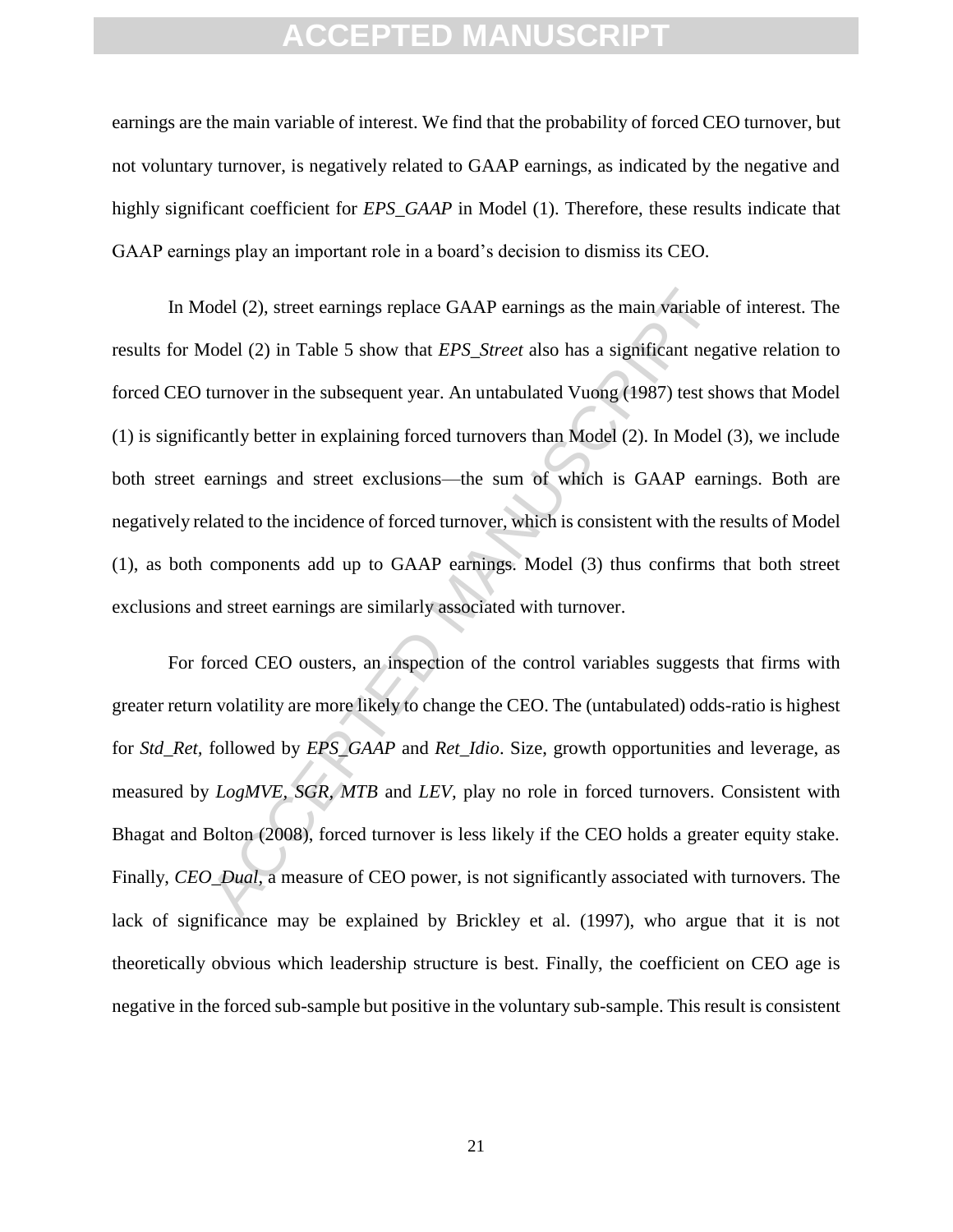earnings are the main variable of interest. We find that the probability of forced CEO turnover, but not voluntary turnover, is negatively related to GAAP earnings, as indicated by the negative and highly significant coefficient for *EPS_GAAP* in Model (1). Therefore, these results indicate that GAAP earnings play an important role in a board's decision to dismiss its CEO.

In Model (2), street earnings replace GAAP earnings as the main variable of interest. The results for Model (2) in Table 5 show that *EPS_Street* also has a significant negative relation to forced CEO turnover in the subsequent year. An untabulated Vuong (1987) test shows that Model (1) is significantly better in explaining forced turnovers than Model (2). In Model (3), we include both street earnings and street exclusions—the sum of which is GAAP earnings. Both are negatively related to the incidence of forced turnover, which is consistent with the results of Model (1), as both components add up to GAAP earnings. Model (3) thus confirms that both street exclusions and street earnings are similarly associated with turnover.

For forced CEO ousters, an inspection of the control variables suggests that firms with greater return volatility are more likely to change the CEO. The (untabulated) odds-ratio is highest for *Std_Ret*, followed by *EPS_GAAP* and *Ret_Idio*. Size, growth opportunities and leverage, as measured by *LogMVE*, *SGR*, *MTB* and *LEV*, play no role in forced turnovers. Consistent with Bhagat and Bolton (2008), forced turnover is less likely if the CEO holds a greater equity stake. Finally, *CEO_Dual*, a measure of CEO power, is not significantly associated with turnovers. The lack of significance may be explained by Brickley et al. (1997), who argue that it is not theoretically obvious which leadership structure is best. Finally, the coefficient on CEO age is negative in the forced sub-sample but positive in the voluntary sub-sample. This result is consistent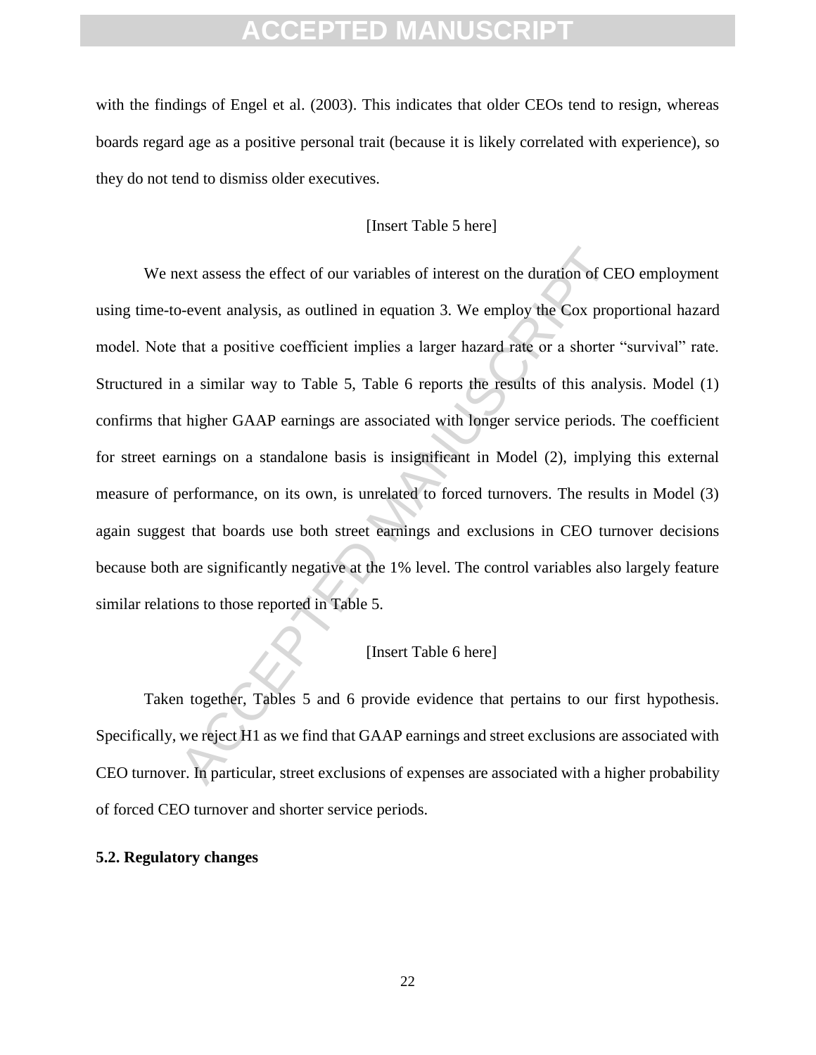with the findings of Engel et al. (2003). This indicates that older CEOs tend to resign, whereas boards regard age as a positive personal trait (because it is likely correlated with experience), so they do not tend to dismiss older executives.

[Insert Table 5 here]

We next assess the effect of our variables of interest on the duration of CEO employment using time-to-event analysis, as outlined in equation 3. We employ the Cox proportional hazard model. Note that a positive coefficient implies a larger hazard rate or a shorter "survival" rate. Structured in a similar way to Table 5, Table 6 reports the results of this analysis. Model (1) confirms that higher GAAP earnings are associated with longer service periods. The coefficient for street earnings on a standalone basis is insignificant in Model (2), implying this external measure of performance, on its own, is unrelated to forced turnovers. The results in Model (3) again suggest that boards use both street earnings and exclusions in CEO turnover decisions because both are significantly negative at the 1% level. The control variables also largely feature similar relations to those reported in Table 5.

[Insert Table 6 here]

Taken together, Tables 5 and 6 provide evidence that pertains to our first hypothesis. Specifically, we reject H1 as we find that GAAP earnings and street exclusions are associated with CEO turnover. In particular, street exclusions of expenses are associated with a higher probability of forced CEO turnover and shorter service periods.

### 5.2. Regulatory changes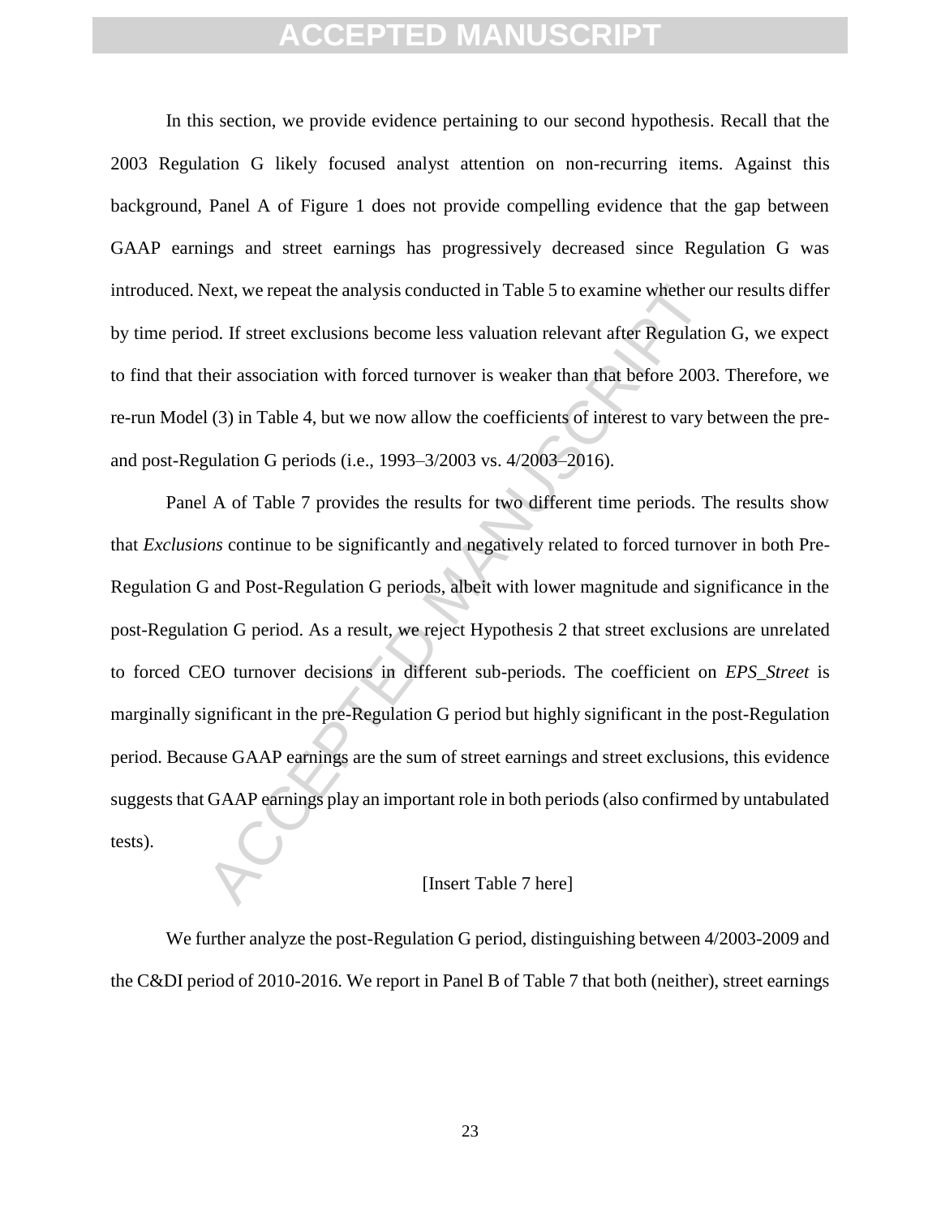In this section, we provide evidence pertaining to our second hypothesis. Recall that the 2003 Regulation G likely focused analyst attention on non-recurring items. Against this background, Panel A of Figure 1 does not provide compelling evidence that the gap between GAAP earnings and street earnings has progressively decreased since Regulation G was introduced. Next, we repeat the analysis conducted in Table 5 to examine whether our results differ by time period. If street exclusions become less valuation relevant after Regulation G, we expect to find that their association with forced turnover is weaker than that before 2003. Therefore, we re-run Model (3) in Table 4, but we now allow the coefficients of interest to vary between the pre- and post-Regulation G periods (i.e., 1993–3/2003 vs. 4/2003–2016).

Panel A of Table 7 provides the results for two different time periods. The results show that *Exclusions* continue to be significantly and negatively related to forced turnover in both Pre-Regulation G and Post-Regulation G periods, albeit with lower magnitude and significance in the post-Regulation G period. As a result, we reject Hypothesis 2 that street exclusions are unrelated to forced CEO turnover decisions in different sub-periods. The coefficient on *EPS_Street* is marginally significant in the pre-Regulation G period but highly significant in the post-Regulation period. Because GAAP earnings are the sum of street earnings and street exclusions, this evidence suggests that GAAP earnings play an important role in both periods (also confirmed by untabulated tests).

[Insert Table 7 here]

We further analyze the post-Regulation G period, distinguishing between 4/2003-2009 and the C&DI period of 2010-2016. We report in Panel B of Table 7 that both (neither), street earnings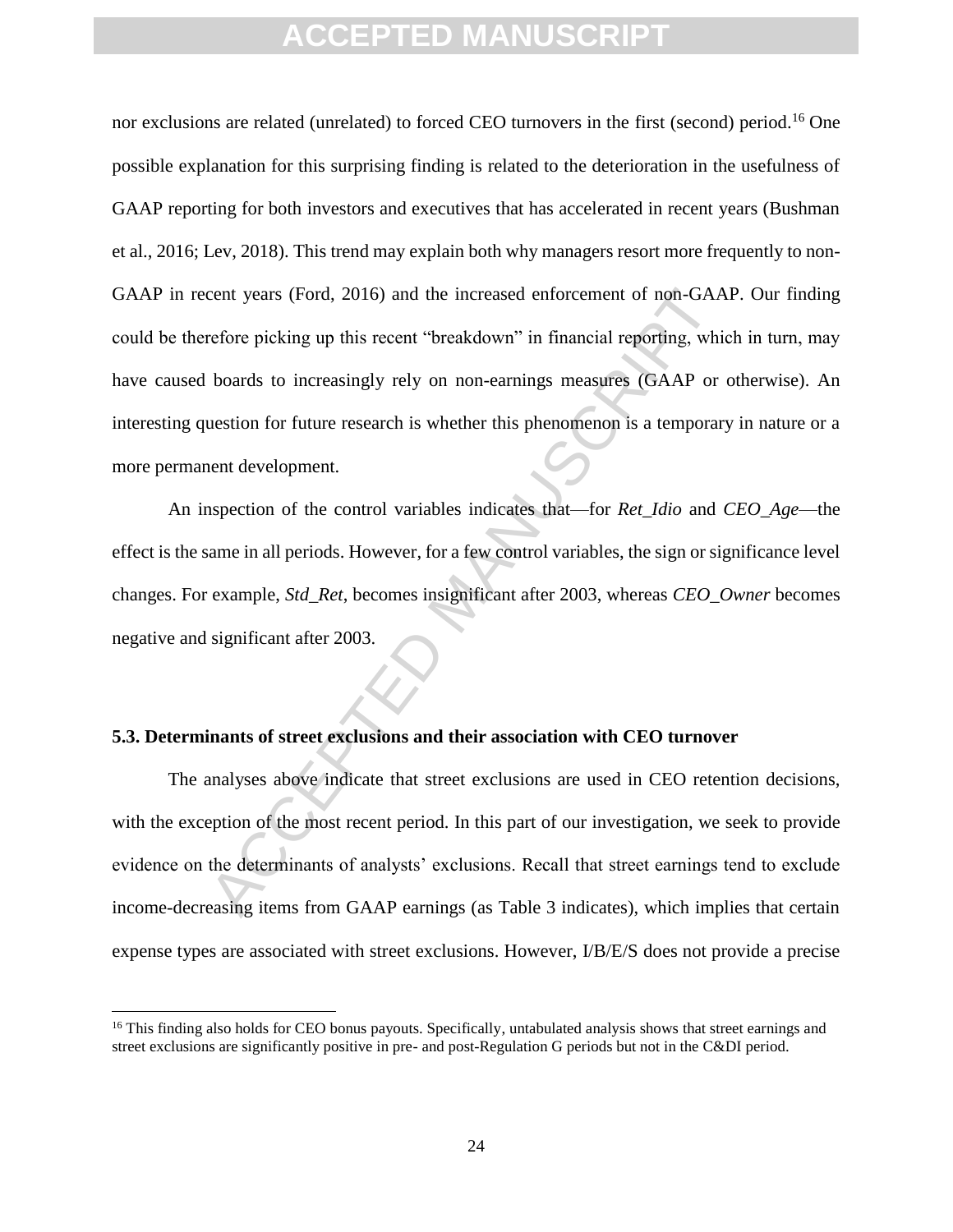nor exclusions are related (unrelated) to forced CEO turnovers in the first (second) period.[16] One possible explanation for this surprising finding is related to the deterioration in the usefulness of GAAP reporting for both investors and executives that has accelerated in recent years (Bushman et al., 2016; Lev, 2018). This trend may explain both why managers resort more frequently to non-GAAP in recent years (Ford, 2016) and the increased enforcement of non-GAAP. Our finding could be therefore picking up this recent "breakdown" in financial reporting, which in turn, may have caused boards to increasingly rely on non-earnings measures (GAAP or otherwise). An interesting question for future research is whether this phenomenon is a temporary in nature or a more permanent development.

An inspection of the control variables indicates that—for *Ret_Idio* and *CEO_Age*—the effect is the same in all periods. However, for a few control variables, the sign or significance level changes. For example, *Std_Ret*, becomes insignificant after 2003, whereas *CEO_Owner* becomes negative and significant after 2003.

### 5.3. Determinants of street exclusions and their association with CEO turnover

The analyses above indicate that street exclusions are used in CEO retention decisions, with the exception of the most recent period. In this part of our investigation, we seek to provide evidence on the determinants of analysts' exclusions. Recall that street earnings tend to exclude income-decreasing items from GAAP earnings (as Table 3 indicates), which implies that certain expense types are associated with street exclusions. However, I/B/E/S does not provide a precise

[16] This finding also holds for CEO bonus payouts. Specifically, untabulated analysis shows that street earnings and street exclusions are significantly positive in pre- and post-Regulation G periods but not in the C&DI period.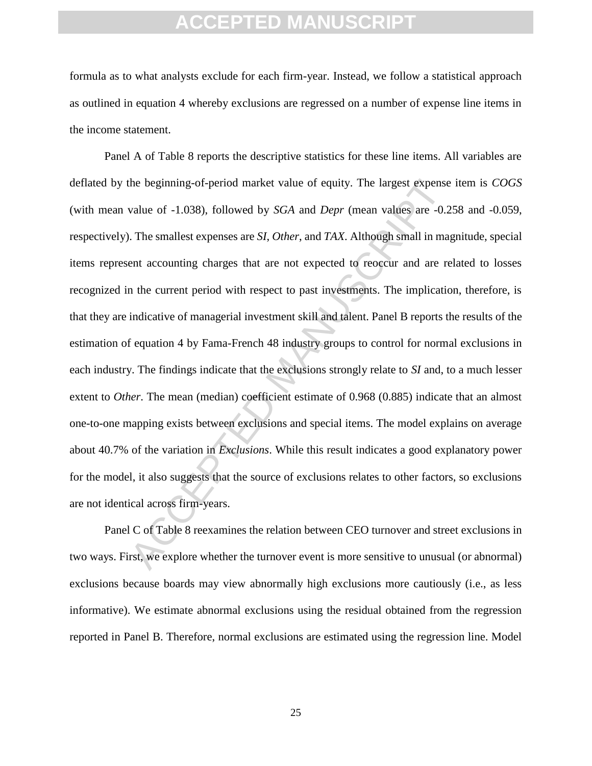formula as to what analysts exclude for each firm-year. Instead, we follow a statistical approach as outlined in equation 4 whereby exclusions are regressed on a number of expense line items in the income statement.

Panel A of Table 8 reports the descriptive statistics for these line items. All variables are deflated by the beginning-of-period market value of equity. The largest expense item is *COGS* (with mean value of -1.038), followed by *SGA* and *Depr* (mean values are -0.258 and -0.059, respectively). The smallest expenses are *SI*, *Other*, and *TAX*. Although small in magnitude, special items represent accounting charges that are not expected to reoccur and are related to losses recognized in the current period with respect to past investments. The implication, therefore, is that they are indicative of managerial investment skill and talent. Panel B reports the results of the estimation of equation 4 by Fama-French 48 industry groups to control for normal exclusions in each industry. The findings indicate that the exclusions strongly relate to *SI* and, to a much lesser extent to *Other*. The mean (median) coefficient estimate of 0.968 (0.885) indicate that an almost one-to-one mapping exists between exclusions and special items. The model explains on average about 40.7% of the variation in *Exclusions*. While this result indicates a good explanatory power for the model, it also suggests that the source of exclusions relates to other factors, so exclusions are not identical across firm-years.

Panel C of Table 8 reexamines the relation between CEO turnover and street exclusions in two ways. First, we explore whether the turnover event is more sensitive to unusual (or abnormal) exclusions because boards may view abnormally high exclusions more cautiously (i.e., as less informative). We estimate abnormal exclusions using the residual obtained from the regression reported in Panel B. Therefore, normal exclusions are estimated using the regression line. Model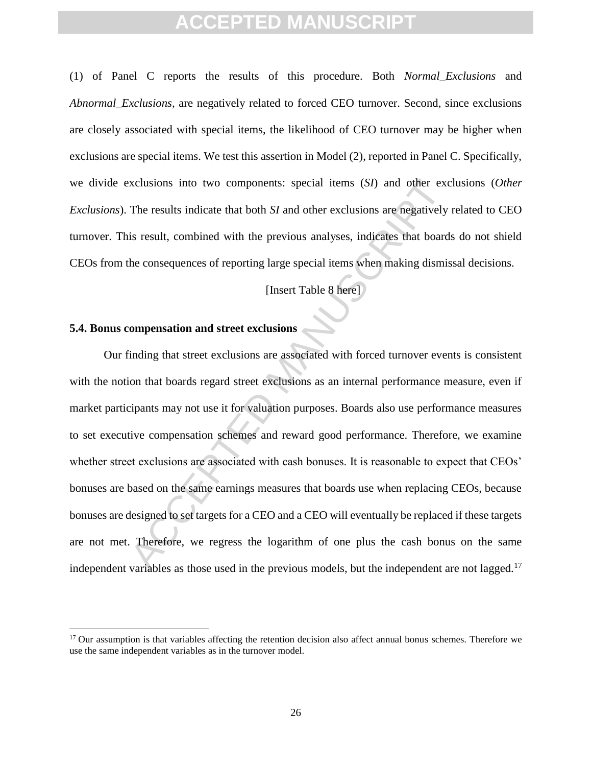(1) of Panel C reports the results of this procedure. Both *Normal_Exclusions* and *Abnormal_Exclusions*, are negatively related to forced CEO turnover. Second, since exclusions are closely associated with special items, the likelihood of CEO turnover may be higher when exclusions are special items. We test this assertion in Model (2), reported in Panel C. Specifically, we divide exclusions into two components: special items (*SI*) and other exclusions (*Other Exclusions*). The results indicate that both *SI* and other exclusions are negatively related to CEO turnover. This result, combined with the previous analyses, indicates that boards do not shield CEOs from the consequences of reporting large special items when making dismissal decisions.

[Insert Table 8 here]

### 5.4. Bonus compensation and street exclusions

Our finding that street exclusions are associated with forced turnover events is consistent with the notion that boards regard street exclusions as an internal performance measure, even if market participants may not use it for valuation purposes. Boards also use performance measures to set executive compensation schemes and reward good performance. Therefore, we examine whether street exclusions are associated with cash bonuses. It is reasonable to expect that CEOs' bonuses are based on the same earnings measures that boards use when replacing CEOs, because bonuses are designed to set targets for a CEO and a CEO will eventually be replaced if these targets are not met. Therefore, we regress the logarithm of one plus the cash bonus on the same independent variables as those used in the previous models, but the independent are not lagged.[17]

[17] Our assumption is that variables affecting the retention decision also affect annual bonus schemes. Therefore we use the same independent variables as in the turnover model.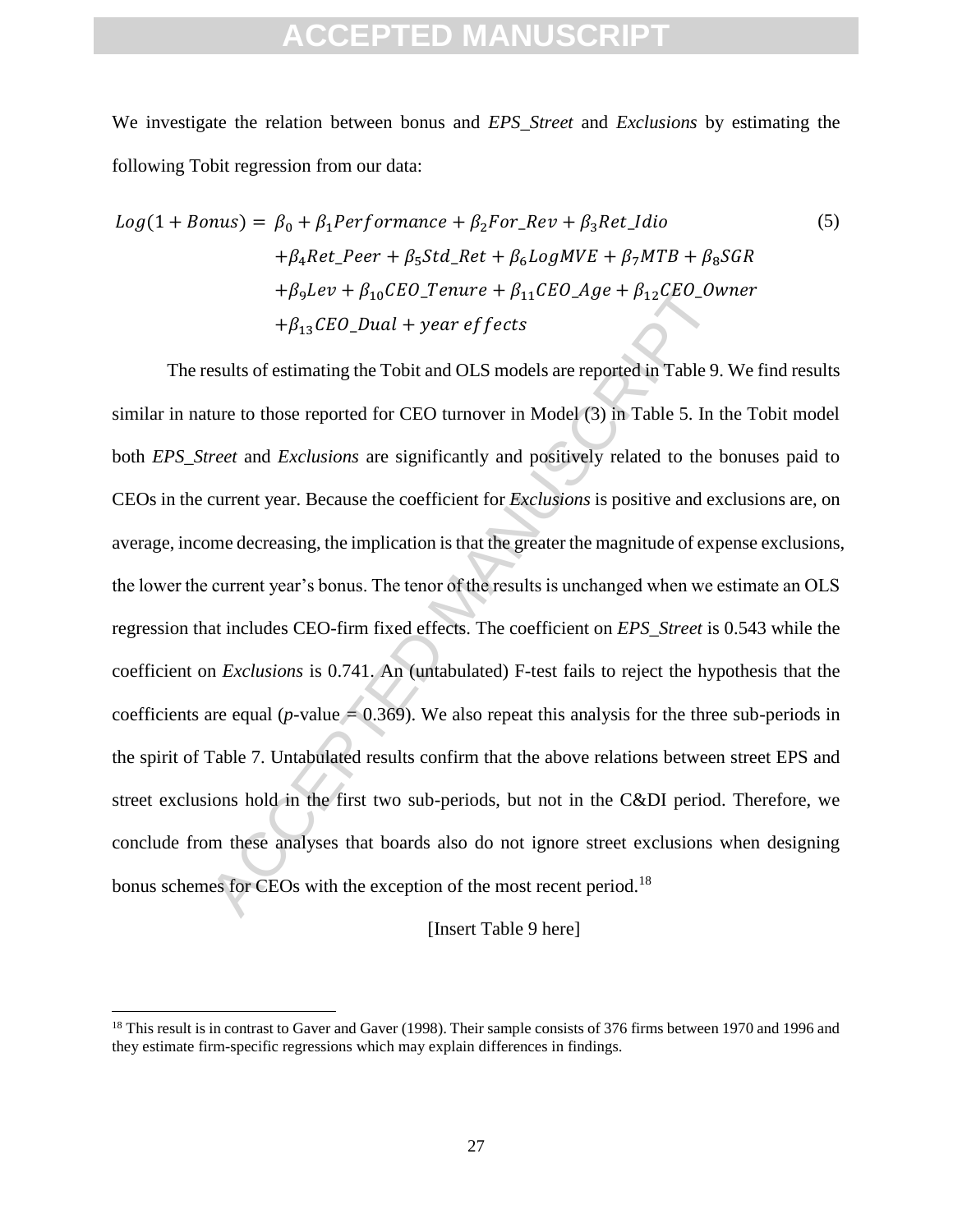We investigate the relation between bonus and *EPS_Street* and *Exclusions* by estimating the following Tobit regression from our data:

$$Log(1 + Bonus) = \beta_0 + \beta_1 Performance + \beta_2 For\_Rev + \beta_3 Ret\_Idio + \beta_4 Ret\_Peer + \beta_5 Std\_Ret + \beta_6 LogMVE + \beta_7 MTB + \beta_8 SGR + \beta_9 Lev + \beta_{10} CEO\_Tenure + \beta_{11} CEO\_Age + \beta_{12} CEO\_Owner + \beta_{13} CEO\_Dual + year\ effects \quad (5)$$

The results of estimating the Tobit and OLS models are reported in Table 9. We find results similar in nature to those reported for CEO turnover in Model (3) in Table 5. In the Tobit model both *EPS_Street* and *Exclusions* are significantly and positively related to the bonuses paid to CEOs in the current year. Because the coefficient for *Exclusions* is positive and exclusions are, on average, income decreasing, the implication is that the greater the magnitude of expense exclusions, the lower the current year's bonus. The tenor of the results is unchanged when we estimate an OLS regression that includes CEO-firm fixed effects. The coefficient on *EPS_Street* is 0.543 while the coefficient on *Exclusions* is 0.741. An (untabulated) F-test fails to reject the hypothesis that the coefficients are equal ($p$-value = 0.369). We also repeat this analysis for the three sub-periods in the spirit of Table 7. Untabulated results confirm that the above relations between street EPS and street exclusions hold in the first two sub-periods, but not in the C&DI period. Therefore, we conclude from these analyses that boards also do not ignore street exclusions when designing bonus schemes for CEOs with the exception of the most recent period.[18]

[Insert Table 9 here]

[18] This result is in contrast to Gaver and Gaver (1998). Their sample consists of 376 firms between 1970 and 1996 and they estimate firm-specific regressions which may explain differences in findings.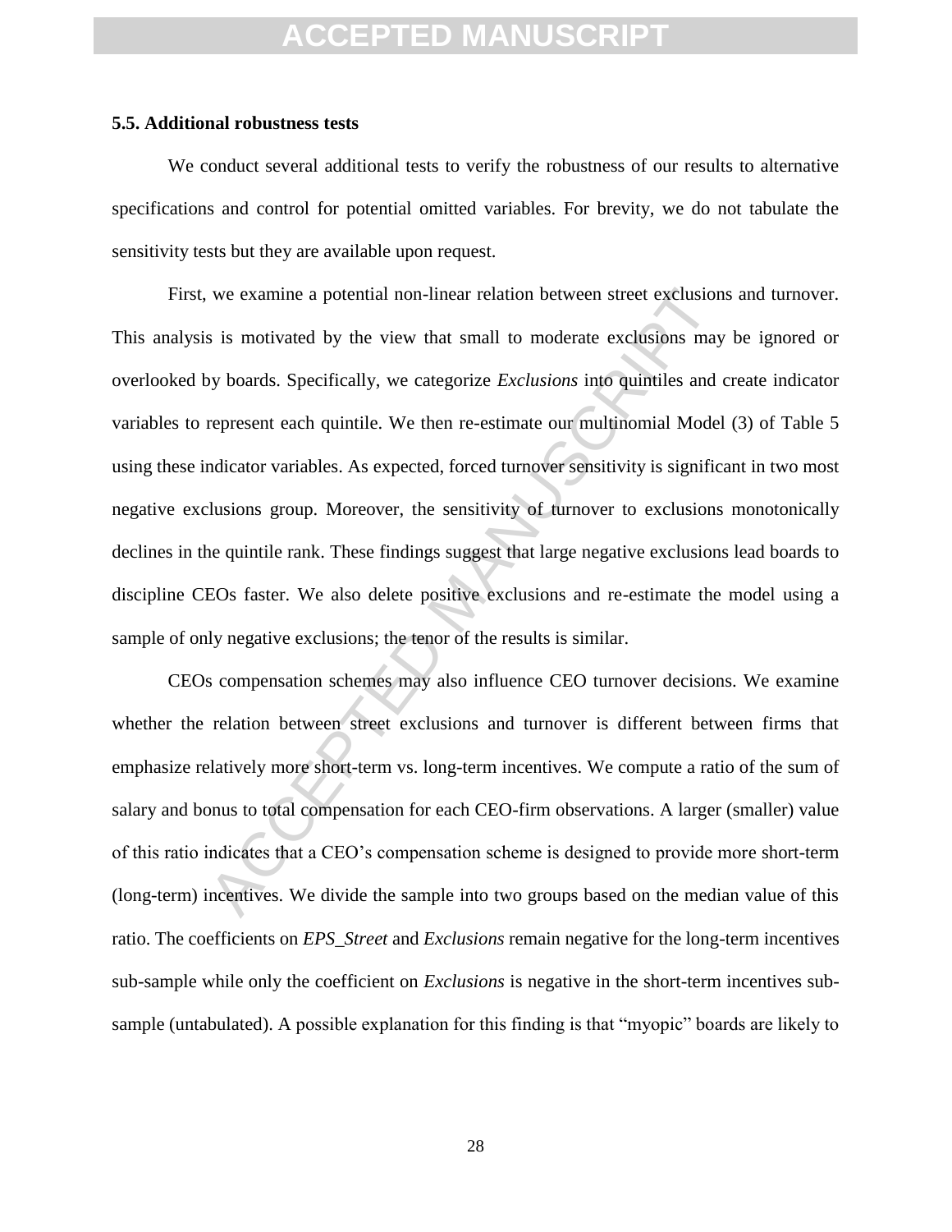### 5.5. Additional robustness tests

We conduct several additional tests to verify the robustness of our results to alternative specifications and control for potential omitted variables. For brevity, we do not tabulate the sensitivity tests but they are available upon request.

First, we examine a potential non-linear relation between street exclusions and turnover. This analysis is motivated by the view that small to moderate exclusions may be ignored or overlooked by boards. Specifically, we categorize *Exclusions* into quintiles and create indicator variables to represent each quintile. We then re-estimate our multinomial Model (3) of Table 5 using these indicator variables. As expected, forced turnover sensitivity is significant in two most negative exclusions group. Moreover, the sensitivity of turnover to exclusions monotonically declines in the quintile rank. These findings suggest that large negative exclusions lead boards to discipline CEOs faster. We also delete positive exclusions and re-estimate the model using a sample of only negative exclusions; the tenor of the results is similar.

CEOs compensation schemes may also influence CEO turnover decisions. We examine whether the relation between street exclusions and turnover is different between firms that emphasize relatively more short-term vs. long-term incentives. We compute a ratio of the sum of salary and bonus to total compensation for each CEO-firm observations. A larger (smaller) value of this ratio indicates that a CEO's compensation scheme is designed to provide more short-term (long-term) incentives. We divide the sample into two groups based on the median value of this ratio. The coefficients on *EPS_Street* and *Exclusions* remain negative for the long-term incentives sub-sample while only the coefficient on *Exclusions* is negative in the short-term incentives sub-sample (untabulated). A possible explanation for this finding is that "myopic" boards are likely to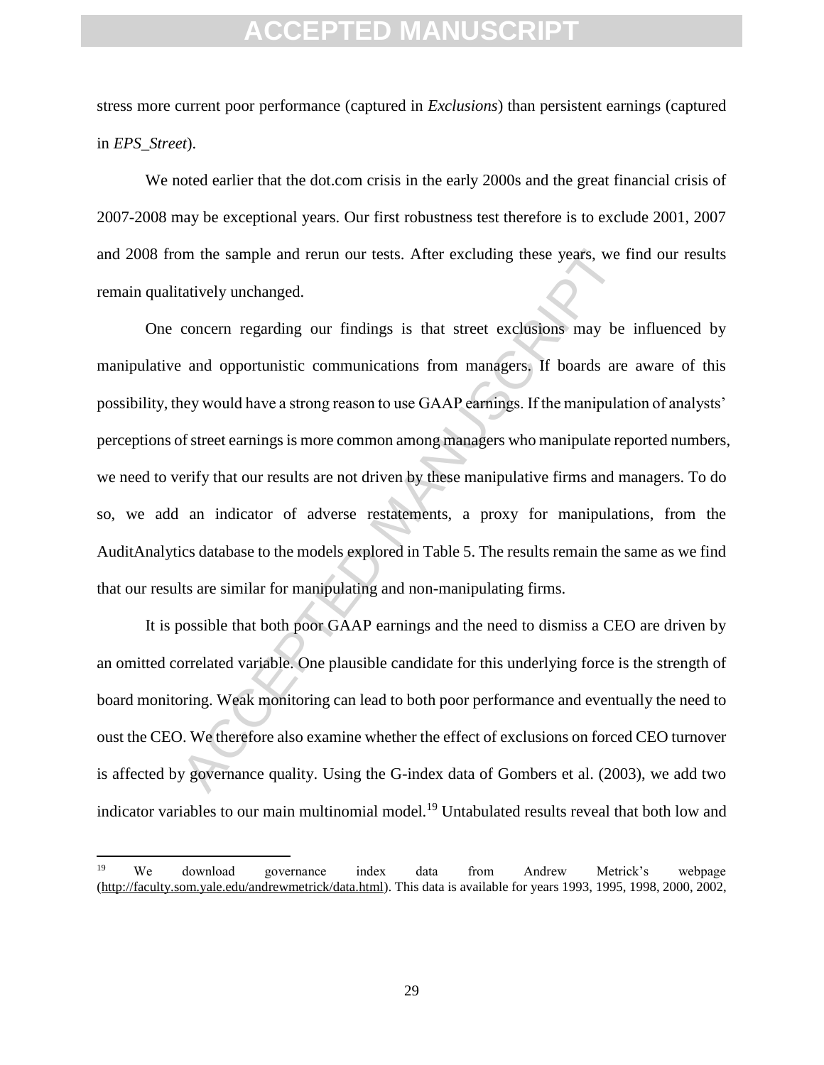stress more current poor performance (captured in *Exclusions*) than persistent earnings (captured in *EPS_Street*).

We noted earlier that the dot.com crisis in the early 2000s and the great financial crisis of 2007-2008 may be exceptional years. Our first robustness test therefore is to exclude 2001, 2007 and 2008 from the sample and rerun our tests. After excluding these years, we find our results remain qualitatively unchanged.

One concern regarding our findings is that street exclusions may be influenced by manipulative and opportunistic communications from managers. If boards are aware of this possibility, they would have a strong reason to use GAAP earnings. If the manipulation of analysts' perceptions of street earnings is more common among managers who manipulate reported numbers, we need to verify that our results are not driven by these manipulative firms and managers. To do so, we add an indicator of adverse restatements, a proxy for manipulations, from the AuditAnalytics database to the models explored in Table 5. The results remain the same as we find that our results are similar for manipulating and non-manipulating firms.

It is possible that both poor GAAP earnings and the need to dismiss a CEO are driven by an omitted correlated variable. One plausible candidate for this underlying force is the strength of board monitoring. Weak monitoring can lead to both poor performance and eventually the need to oust the CEO. We therefore also examine whether the effect of exclusions on forced CEO turnover is affected by governance quality. Using the G-index data of Gombers et al. (2003), we add two indicator variables to our main multinomial model.[19] Untabulated results reveal that both low and

[19] We download governance index data from Andrew Metrick's webpage (http://faculty.som.yale.edu/andrewmetrick/data.html). This data is available for years 1993, 1995, 1998, 2000, 2002,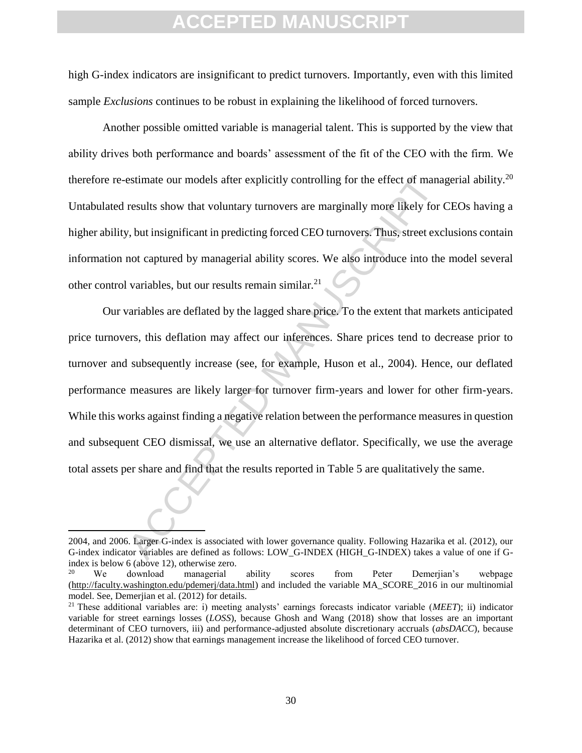high G-index indicators are insignificant to predict turnovers. Importantly, even with this limited sample *Exclusions* continues to be robust in explaining the likelihood of forced turnovers.

Another possible omitted variable is managerial talent. This is supported by the view that ability drives both performance and boards' assessment of the fit of the CEO with the firm. We therefore re-estimate our models after explicitly controlling for the effect of managerial ability.[20] Untabulated results show that voluntary turnovers are marginally more likely for CEOs having a higher ability, but insignificant in predicting forced CEO turnovers. Thus, street exclusions contain information not captured by managerial ability scores. We also introduce into the model several other control variables, but our results remain similar.[21]

Our variables are deflated by the lagged share price. To the extent that markets anticipated price turnovers, this deflation may affect our inferences. Share prices tend to decrease prior to turnover and subsequently increase (see, for example, Huson et al., 2004). Hence, our deflated performance measures are likely larger for turnover firm-years and lower for other firm-years. While this works against finding a negative relation between the performance measures in question and subsequent CEO dismissal, we use an alternative deflator. Specifically, we use the average total assets per share and find that the results reported in Table 5 are qualitatively the same.

---

2004, and 2006. Larger G-index is associated with lower governance quality. Following Hazarika et al. (2012), our G-index indicator variables are defined as follows: LOW_G-INDEX (HIGH_G-INDEX) takes a value of one if G-index is below 6 (above 12), otherwise zero.

[20] We download managerial ability scores from Peter Demerjian's webpage (http://faculty.washington.edu/pdemerj/data.html) and included the variable MA_SCORE_2016 in our multinomial model. See, Demerjian et al. (2012) for details.

[21] These additional variables are: i) meeting analysts' earnings forecasts indicator variable (*MEET*); ii) indicator variable for street earnings losses (*LOSS*), because Ghosh and Wang (2018) show that losses are an important determinant of CEO turnovers, iii) and performance-adjusted absolute discretionary accruals (*absDACC*), because Hazarika et al. (2012) show that earnings management increase the likelihood of forced CEO turnover.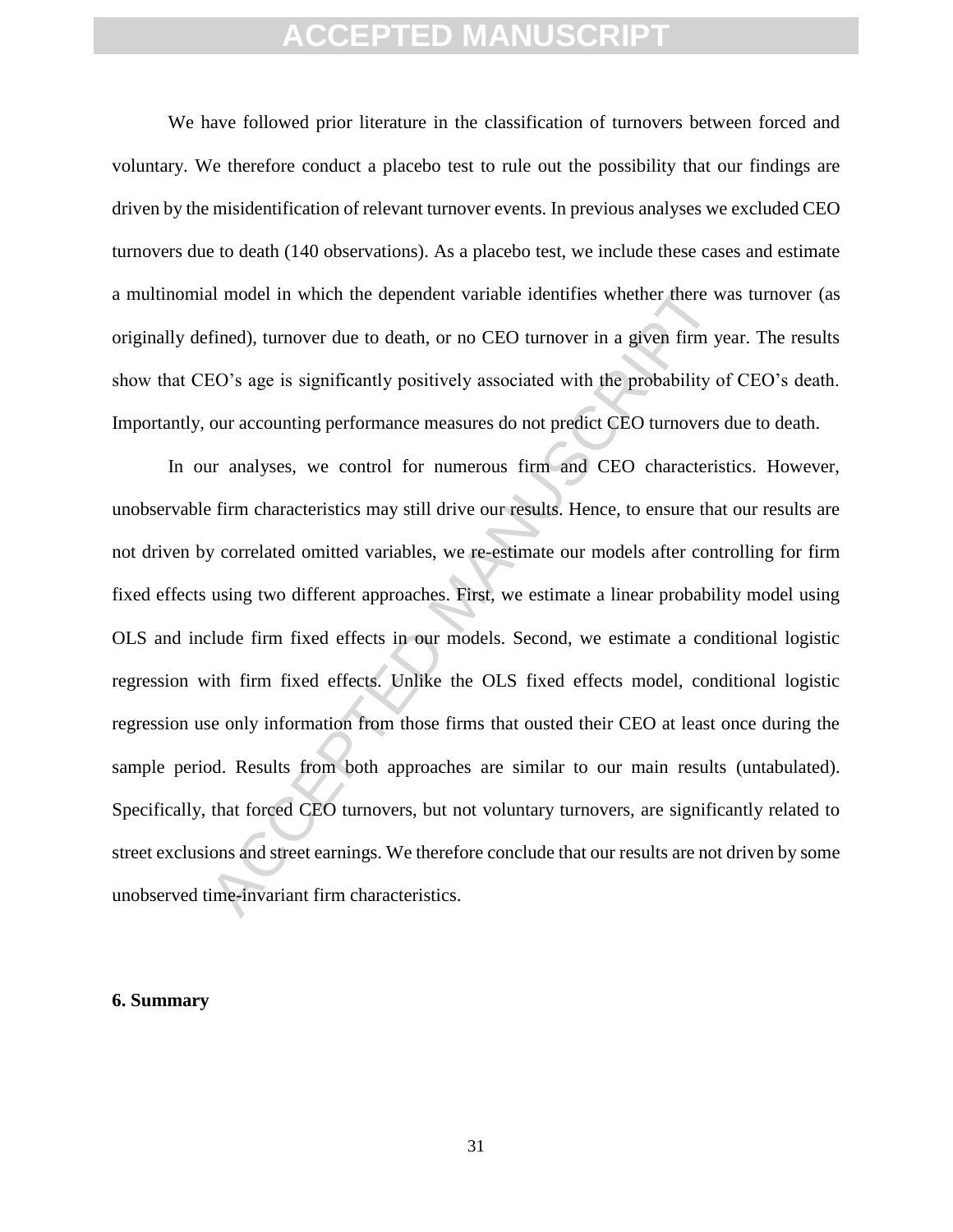We have followed prior literature in the classification of turnovers between forced and voluntary. We therefore conduct a placebo test to rule out the possibility that our findings are driven by the misidentification of relevant turnover events. In previous analyses we excluded CEO turnovers due to death (140 observations). As a placebo test, we include these cases and estimate a multinomial model in which the dependent variable identifies whether there was turnover (as originally defined), turnover due to death, or no CEO turnover in a given firm year. The results show that CEO's age is significantly positively associated with the probability of CEO's death. Importantly, our accounting performance measures do not predict CEO turnovers due to death.

In our analyses, we control for numerous firm and CEO characteristics. However, unobservable firm characteristics may still drive our results. Hence, to ensure that our results are not driven by correlated omitted variables, we re-estimate our models after controlling for firm fixed effects using two different approaches. First, we estimate a linear probability model using OLS and include firm fixed effects in our models. Second, we estimate a conditional logistic regression with firm fixed effects. Unlike the OLS fixed effects model, conditional logistic regression use only information from those firms that ousted their CEO at least once during the sample period. Results from both approaches are similar to our main results (untabulated). Specifically, that forced CEO turnovers, but not voluntary turnovers, are significantly related to street exclusions and street earnings. We therefore conclude that our results are not driven by some unobserved time-invariant firm characteristics.

## 6. Summary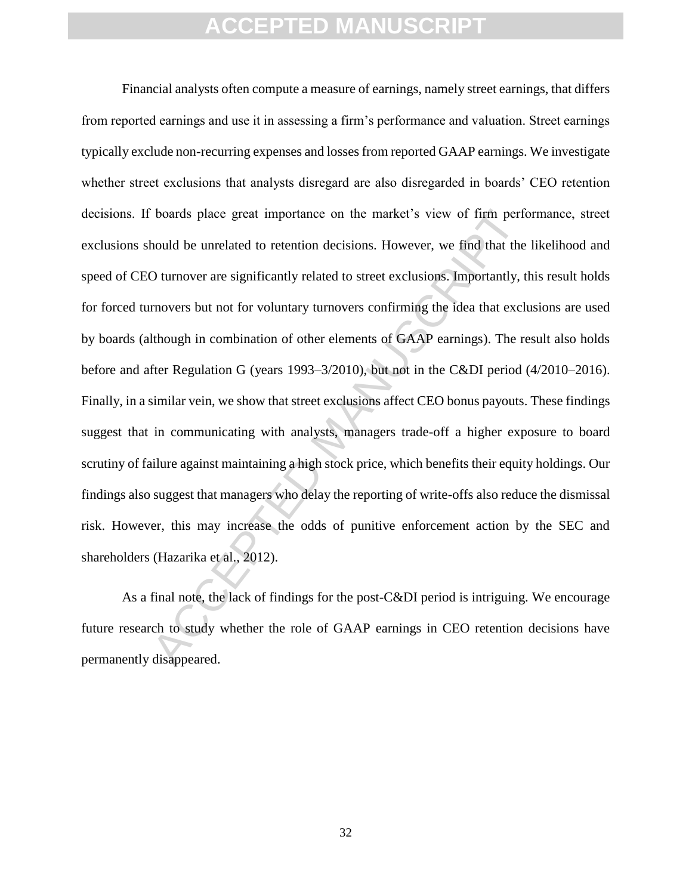Financial analysts often compute a measure of earnings, namely street earnings, that differs from reported earnings and use it in assessing a firm's performance and valuation. Street earnings typically exclude non-recurring expenses and losses from reported GAAP earnings. We investigate whether street exclusions that analysts disregard are also disregarded in boards' CEO retention decisions. If boards place great importance on the market's view of firm performance, street exclusions should be unrelated to retention decisions. However, we find that the likelihood and speed of CEO turnover are significantly related to street exclusions. Importantly, this result holds for forced turnovers but not for voluntary turnovers confirming the idea that exclusions are used by boards (although in combination of other elements of GAAP earnings). The result also holds before and after Regulation G (years 1993–3/2010), but not in the C&DI period (4/2010–2016). Finally, in a similar vein, we show that street exclusions affect CEO bonus payouts. These findings suggest that in communicating with analysts, managers trade-off a higher exposure to board scrutiny of failure against maintaining a high stock price, which benefits their equity holdings. Our findings also suggest that managers who delay the reporting of write-offs also reduce the dismissal risk. However, this may increase the odds of punitive enforcement action by the SEC and shareholders (Hazarika et al., 2012).

As a final note, the lack of findings for the post-C&DI period is intriguing. We encourage future research to study whether the role of GAAP earnings in CEO retention decisions have permanently disappeared.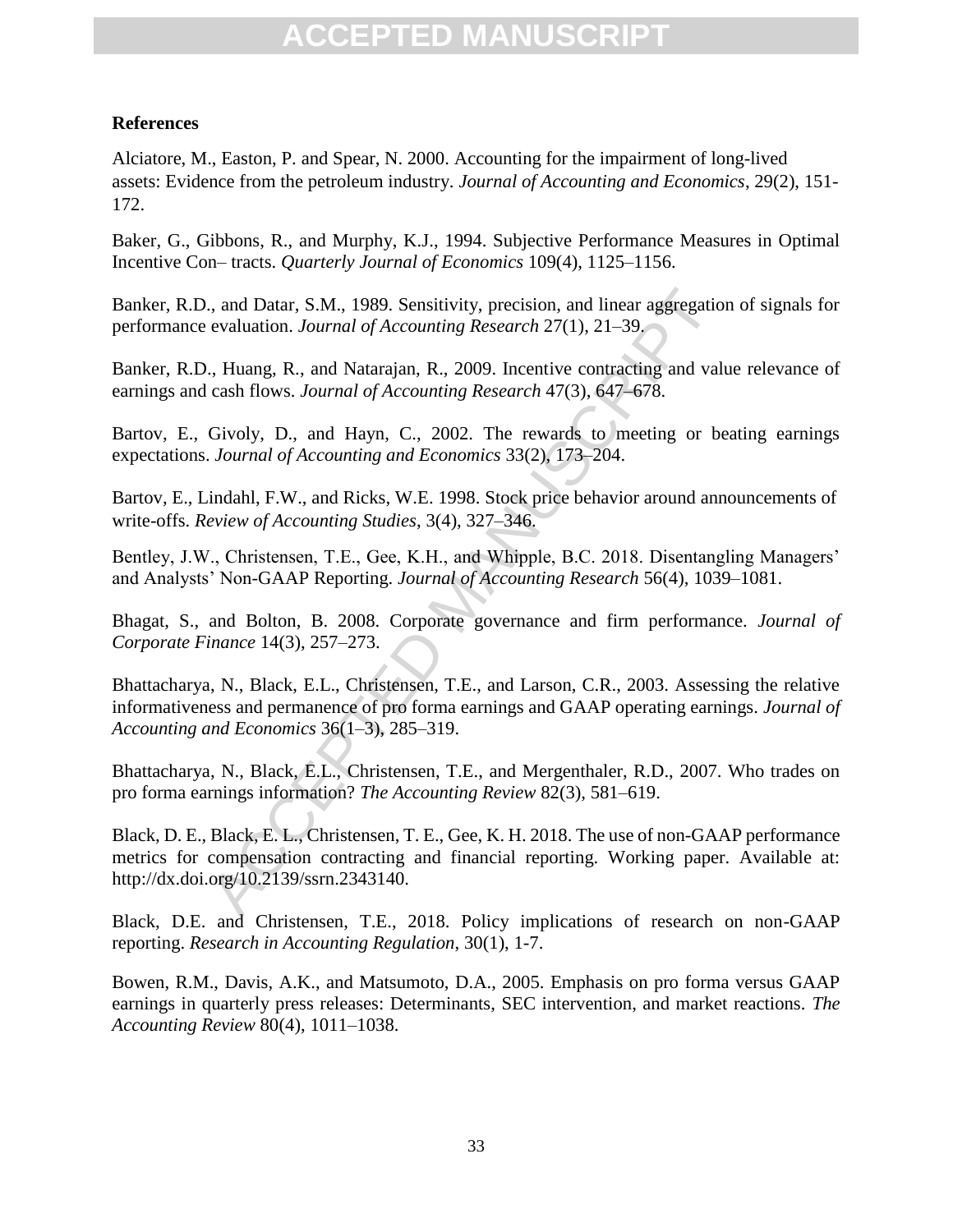**References**

Alciatore, M., Easton, P. and Spear, N. 2000. Accounting for the impairment of long-lived assets: Evidence from the petroleum industry. *Journal of Accounting and Economics*, 29(2), 151-172.

Baker, G., Gibbons, R., and Murphy, K.J., 1994. Subjective Performance Measures in Optimal Incentive Con– tracts. *Quarterly Journal of Economics* 109(4), 1125–1156.

Banker, R.D., and Datar, S.M., 1989. Sensitivity, precision, and linear aggregation of signals for performance evaluation. *Journal of Accounting Research* 27(1), 21–39.

Banker, R.D., Huang, R., and Natarajan, R., 2009. Incentive contracting and value relevance of earnings and cash flows. *Journal of Accounting Research* 47(3), 647–678.

Bartov, E., Givoly, D., and Hayn, C., 2002. The rewards to meeting or beating earnings expectations. *Journal of Accounting and Economics* 33(2), 173–204.

Bartov, E., Lindahl, F.W., and Ricks, W.E. 1998. Stock price behavior around announcements of write-offs. *Review of Accounting Studies*, 3(4), 327–346.

Bentley, J.W., Christensen, T.E., Gee, K.H., and Whipple, B.C. 2018. Disentangling Managers' and Analysts' Non-GAAP Reporting. *Journal of Accounting Research* 56(4), 1039–1081.

Bhagat, S., and Bolton, B. 2008. Corporate governance and firm performance. *Journal of Corporate Finance* 14(3), 257–273.

Bhattacharya, N., Black, E.L., Christensen, T.E., and Larson, C.R., 2003. Assessing the relative informativeness and permanence of pro forma earnings and GAAP operating earnings. *Journal of Accounting and Economics* 36(1–3), 285–319.

Bhattacharya, N., Black, E.L., Christensen, T.E., and Mergenthaler, R.D., 2007. Who trades on pro forma earnings information? *The Accounting Review* 82(3), 581–619.

Black, D. E., Black, E. L., Christensen, T. E., Gee, K. H. 2018. The use of non-GAAP performance metrics for compensation contracting and financial reporting. Working paper. Available at: http://dx.doi.org/10.2139/ssrn.2343140.

Black, D.E. and Christensen, T.E., 2018. Policy implications of research on non-GAAP reporting. *Research in Accounting Regulation*, 30(1), 1-7.

Bowen, R.M., Davis, A.K., and Matsumoto, D.A., 2005. Emphasis on pro forma versus GAAP earnings in quarterly press releases: Determinants, SEC intervention, and market reactions. *The Accounting Review* 80(4), 1011–1038.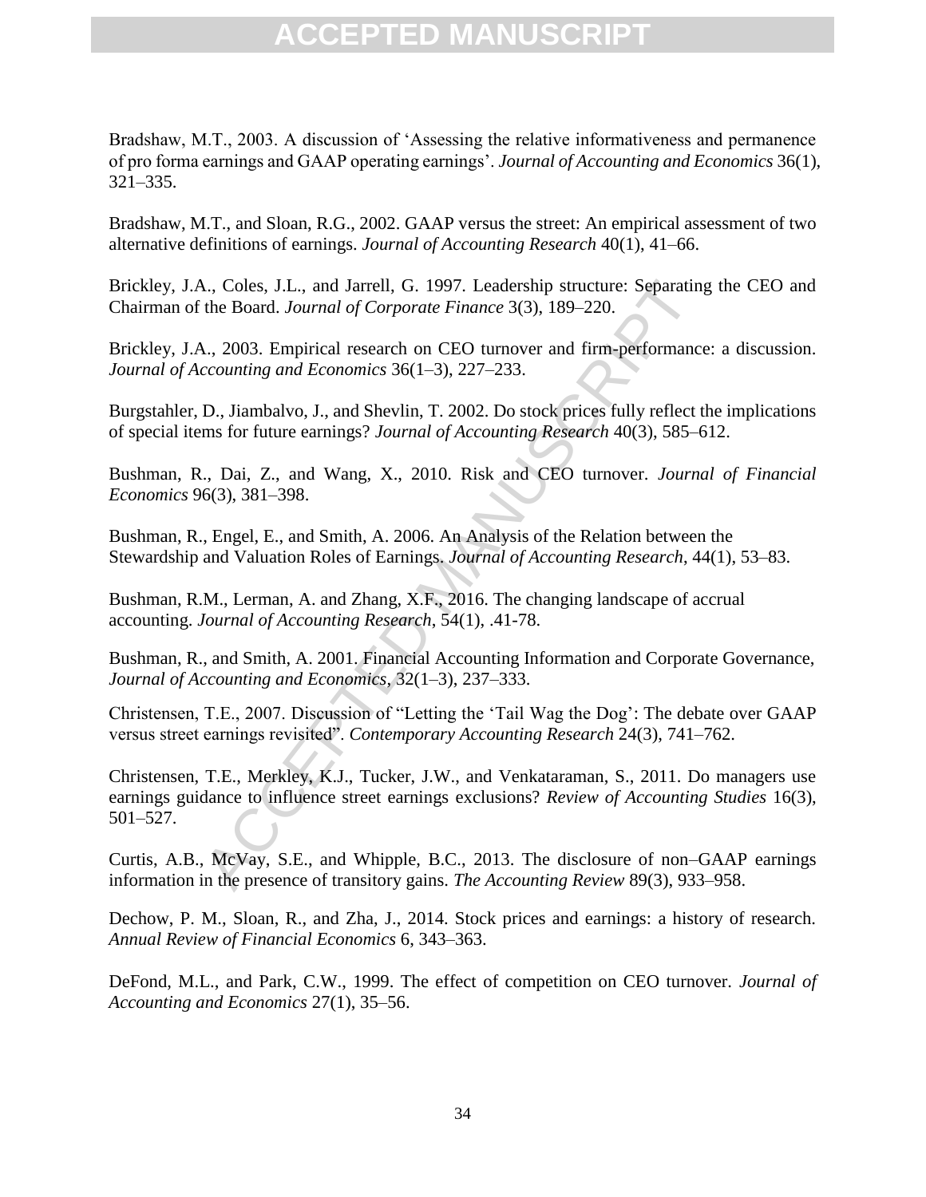Bradshaw, M.T., 2003. A discussion of 'Assessing the relative informativeness and permanence of pro forma earnings and GAAP operating earnings'. *Journal of Accounting and Economics* 36(1), 321–335.

Bradshaw, M.T., and Sloan, R.G., 2002. GAAP versus the street: An empirical assessment of two alternative definitions of earnings. *Journal of Accounting Research* 40(1), 41–66.

Brickley, J.A., Coles, J.L., and Jarrell, G. 1997. Leadership structure: Separating the CEO and Chairman of the Board. *Journal of Corporate Finance* 3(3), 189–220.

Brickley, J.A., 2003. Empirical research on CEO turnover and firm-performance: a discussion. *Journal of Accounting and Economics* 36(1–3), 227–233.

Burgstahler, D., Jiambalvo, J., and Shevlin, T. 2002. Do stock prices fully reflect the implications of special items for future earnings? *Journal of Accounting Research* 40(3), 585–612.

Bushman, R., Dai, Z., and Wang, X., 2010. Risk and CEO turnover. *Journal of Financial Economics* 96(3), 381–398.

Bushman, R., Engel, E., and Smith, A. 2006. An Analysis of the Relation between the Stewardship and Valuation Roles of Earnings. *Journal of Accounting Research*, 44(1), 53–83.

Bushman, R.M., Lerman, A. and Zhang, X.F., 2016. The changing landscape of accrual accounting. *Journal of Accounting Research*, 54(1), .41-78.

Bushman, R., and Smith, A. 2001. Financial Accounting Information and Corporate Governance, *Journal of Accounting and Economics*, 32(1–3), 237–333.

Christensen, T.E., 2007. Discussion of "Letting the 'Tail Wag the Dog': The debate over GAAP versus street earnings revisited". *Contemporary Accounting Research* 24(3), 741–762.

Christensen, T.E., Merkley, K.J., Tucker, J.W., and Venkataraman, S., 2011. Do managers use earnings guidance to influence street earnings exclusions? *Review of Accounting Studies* 16(3), 501–527.

Curtis, A.B., McVay, S.E., and Whipple, B.C., 2013. The disclosure of non–GAAP earnings information in the presence of transitory gains. *The Accounting Review* 89(3), 933–958.

Dechow, P. M., Sloan, R., and Zha, J., 2014. Stock prices and earnings: a history of research. *Annual Review of Financial Economics* 6, 343–363.

DeFond, M.L., and Park, C.W., 1999. The effect of competition on CEO turnover. *Journal of Accounting and Economics* 27(1), 35–56.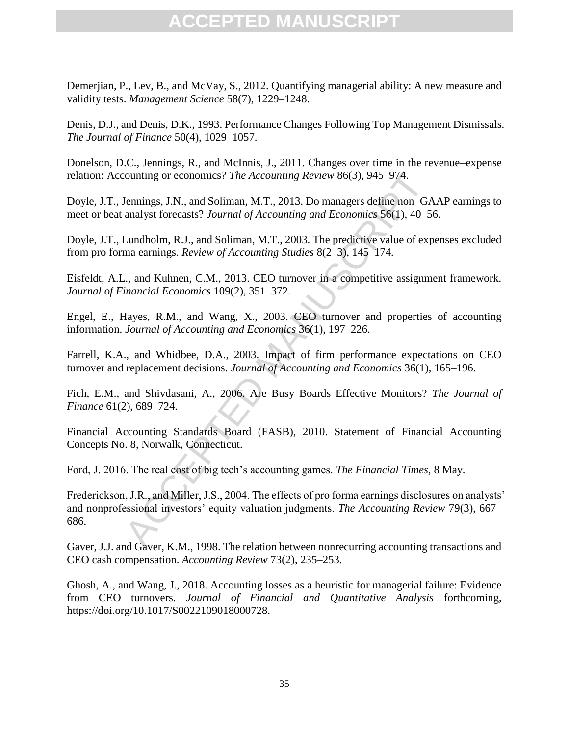Demerjian, P., Lev, B., and McVay, S., 2012. Quantifying managerial ability: A new measure and validity tests. *Management Science* 58(7), 1229–1248.

Denis, D.J., and Denis, D.K., 1993. Performance Changes Following Top Management Dismissals. *The Journal of Finance* 50(4), 1029–1057.

Donelson, D.C., Jennings, R., and McInnis, J., 2011. Changes over time in the revenue–expense relation: Accounting or economics? *The Accounting Review* 86(3), 945–974.

Doyle, J.T., Jennings, J.N., and Soliman, M.T., 2013. Do managers define non–GAAP earnings to meet or beat analyst forecasts? *Journal of Accounting and Economics* 56(1), 40–56.

Doyle, J.T., Lundholm, R.J., and Soliman, M.T., 2003. The predictive value of expenses excluded from pro forma earnings. *Review of Accounting Studies* 8(2–3), 145–174.

Eisfeldt, A.L., and Kuhnen, C.M., 2013. CEO turnover in a competitive assignment framework. *Journal of Financial Economics* 109(2), 351–372.

Engel, E., Hayes, R.M., and Wang, X., 2003. CEO turnover and properties of accounting information. *Journal of Accounting and Economics* 36(1), 197–226.

Farrell, K.A., and Whidbee, D.A., 2003. Impact of firm performance expectations on CEO turnover and replacement decisions. *Journal of Accounting and Economics* 36(1), 165–196.

Fich, E.M., and Shivdasani, A., 2006. Are Busy Boards Effective Monitors? *The Journal of Finance* 61(2), 689–724.

Financial Accounting Standards Board (FASB), 2010. Statement of Financial Accounting Concepts No. 8, Norwalk, Connecticut.

Ford, J. 2016. The real cost of big tech's accounting games. *The Financial Times*, 8 May.

Frederickson, J.R., and Miller, J.S., 2004. The effects of pro forma earnings disclosures on analysts' and nonprofessional investors' equity valuation judgments. *The Accounting Review* 79(3), 667–686.

Gaver, J.J. and Gaver, K.M., 1998. The relation between nonrecurring accounting transactions and CEO cash compensation. *Accounting Review* 73(2), 235–253.

Ghosh, A., and Wang, J., 2018. Accounting losses as a heuristic for managerial failure: Evidence from CEO turnovers. *Journal of Financial and Quantitative Analysis* forthcoming, https://doi.org/10.1017/S0022109018000728.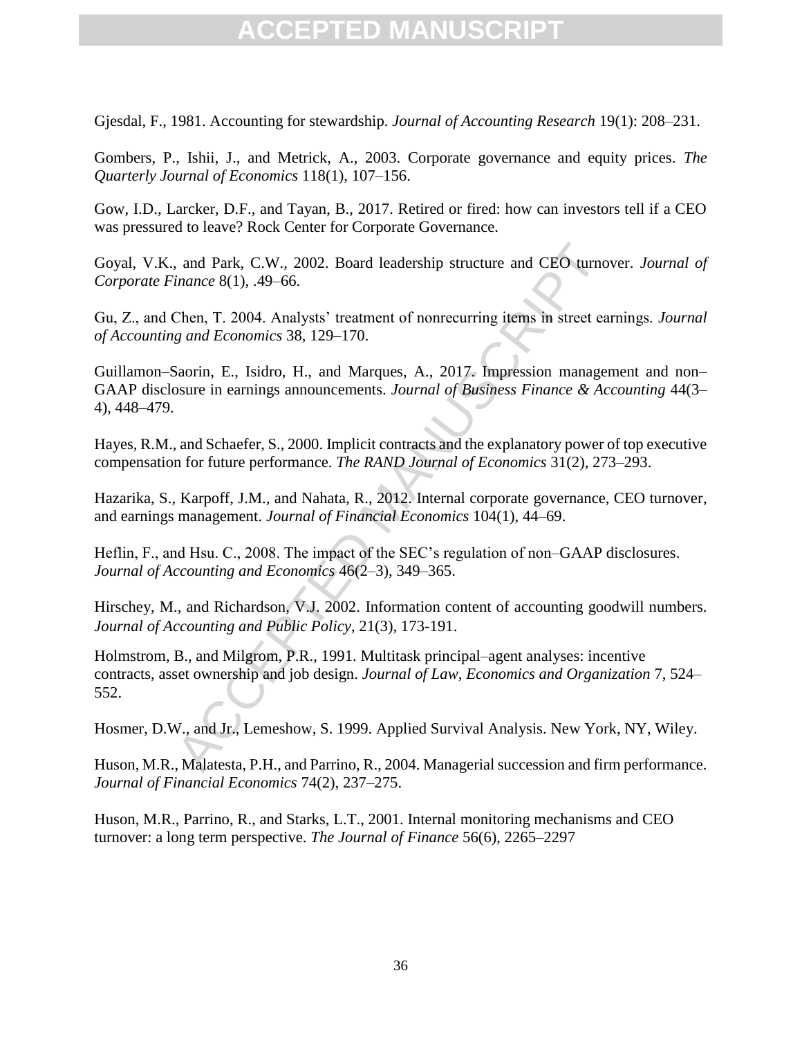Gjesdal, F., 1981. Accounting for stewardship. *Journal of Accounting Research* 19(1): 208–231.

Gombers, P., Ishii, J., and Metrick, A., 2003. Corporate governance and equity prices. *The Quarterly Journal of Economics* 118(1), 107–156.

Gow, I.D., Larcker, D.F., and Tayan, B., 2017. Retired or fired: how can investors tell if a CEO was pressured to leave? Rock Center for Corporate Governance.

Goyal, V.K., and Park, C.W., 2002. Board leadership structure and CEO turnover. *Journal of Corporate Finance* 8(1), .49–66.

Gu, Z., and Chen, T. 2004. Analysts' treatment of nonrecurring items in street earnings. *Journal of Accounting and Economics* 38, 129–170.

Guillamon–Saorin, E., Isidro, H., and Marques, A., 2017. Impression management and non–GAAP disclosure in earnings announcements. *Journal of Business Finance & Accounting* 44(3–4), 448–479.

Hayes, R.M., and Schaefer, S., 2000. Implicit contracts and the explanatory power of top executive compensation for future performance. *The RAND Journal of Economics* 31(2), 273–293.

Hazarika, S., Karpoff, J.M., and Nahata, R., 2012. Internal corporate governance, CEO turnover, and earnings management. *Journal of Financial Economics* 104(1), 44–69.

Heflin, F., and Hsu. C., 2008. The impact of the SEC's regulation of non–GAAP disclosures. *Journal of Accounting and Economics* 46(2–3), 349–365.

Hirschey, M., and Richardson, V.J. 2002. Information content of accounting goodwill numbers. *Journal of Accounting and Public Policy*, 21(3), 173-191.

Holmstrom, B., and Milgrom, P.R., 1991. Multitask principal–agent analyses: incentive contracts, asset ownership and job design. *Journal of Law, Economics and Organization* 7, 524–552.

Hosmer, D.W., and Jr., Lemeshow, S. 1999. Applied Survival Analysis. New York, NY, Wiley.

Huson, M.R., Malatesta, P.H., and Parrino, R., 2004. Managerial succession and firm performance. *Journal of Financial Economics* 74(2), 237–275.

Huson, M.R., Parrino, R., and Starks, L.T., 2001. Internal monitoring mechanisms and CEO turnover: a long term perspective. *The Journal of Finance* 56(6), 2265–2297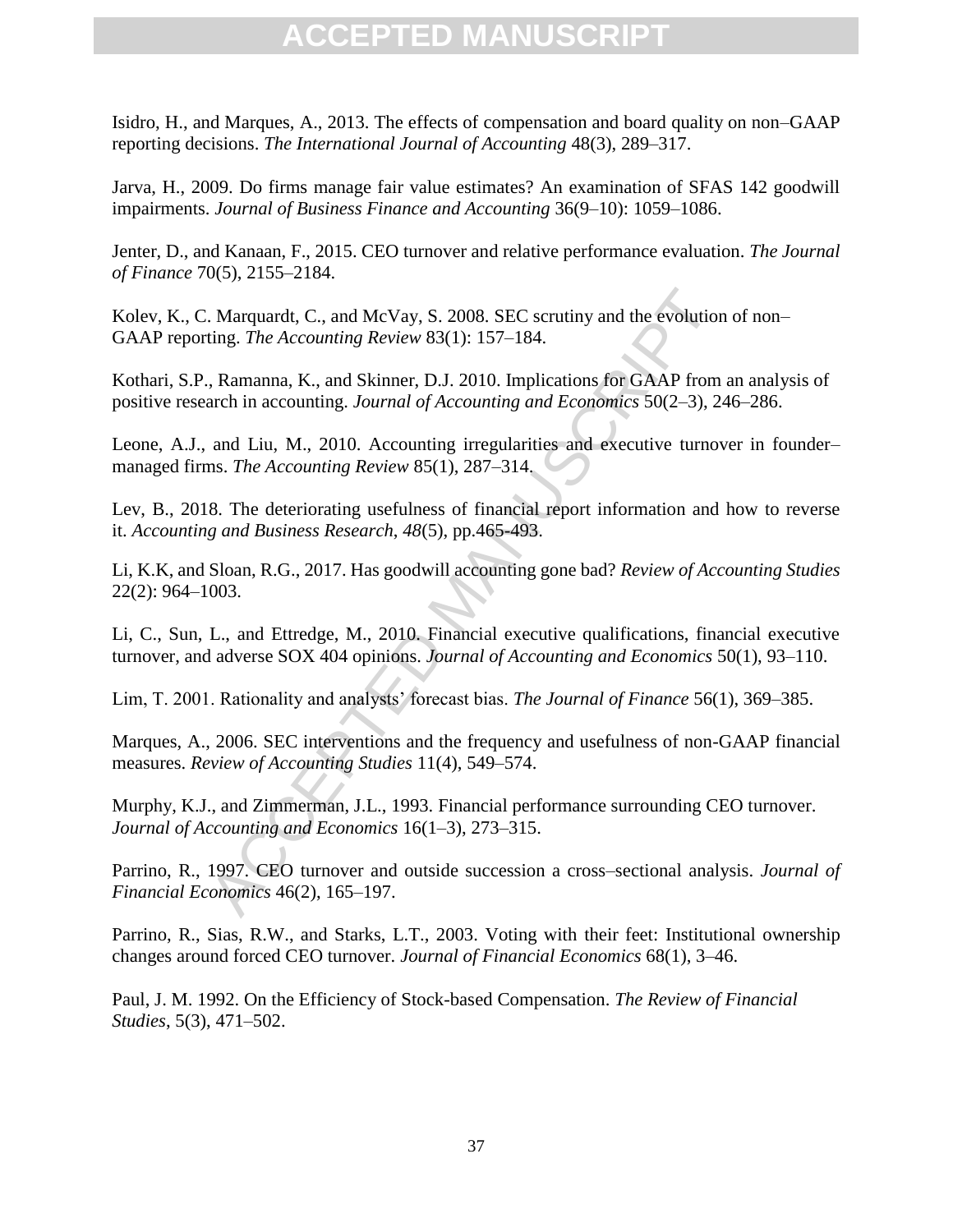Isidro, H., and Marques, A., 2013. The effects of compensation and board quality on non–GAAP reporting decisions. *The International Journal of Accounting* 48(3), 289–317.

Jarva, H., 2009. Do firms manage fair value estimates? An examination of SFAS 142 goodwill impairments. *Journal of Business Finance and Accounting* 36(9–10): 1059–1086.

Jenter, D., and Kanaan, F., 2015. CEO turnover and relative performance evaluation. *The Journal of Finance* 70(5), 2155–2184.

Kolev, K., C. Marquardt, C., and McVay, S. 2008. SEC scrutiny and the evolution of non–GAAP reporting. *The Accounting Review* 83(1): 157–184.

Kothari, S.P., Ramanna, K., and Skinner, D.J. 2010. Implications for GAAP from an analysis of positive research in accounting. *Journal of Accounting and Economics* 50(2–3), 246–286.

Leone, A.J., and Liu, M., 2010. Accounting irregularities and executive turnover in founder–managed firms. *The Accounting Review* 85(1), 287–314.

Lev, B., 2018. The deteriorating usefulness of financial report information and how to reverse it. *Accounting and Business Research*, *48*(5), pp.465-493.

Li, K.K, and Sloan, R.G., 2017. Has goodwill accounting gone bad? *Review of Accounting Studies* 22(2): 964–1003.

Li, C., Sun, L., and Ettredge, M., 2010. Financial executive qualifications, financial executive turnover, and adverse SOX 404 opinions. *Journal of Accounting and Economics* 50(1), 93–110.

Lim, T. 2001. Rationality and analysts' forecast bias. *The Journal of Finance* 56(1), 369–385.

Marques, A., 2006. SEC interventions and the frequency and usefulness of non-GAAP financial measures. *Review of Accounting Studies* 11(4), 549–574.

Murphy, K.J., and Zimmerman, J.L., 1993. Financial performance surrounding CEO turnover. *Journal of Accounting and Economics* 16(1–3), 273–315.

Parrino, R., 1997. CEO turnover and outside succession a cross–sectional analysis. *Journal of Financial Economics* 46(2), 165–197.

Parrino, R., Sias, R.W., and Starks, L.T., 2003. Voting with their feet: Institutional ownership changes around forced CEO turnover. *Journal of Financial Economics* 68(1), 3–46.

Paul, J. M. 1992. On the Efficiency of Stock-based Compensation. *The Review of Financial Studies*, 5(3), 471–502.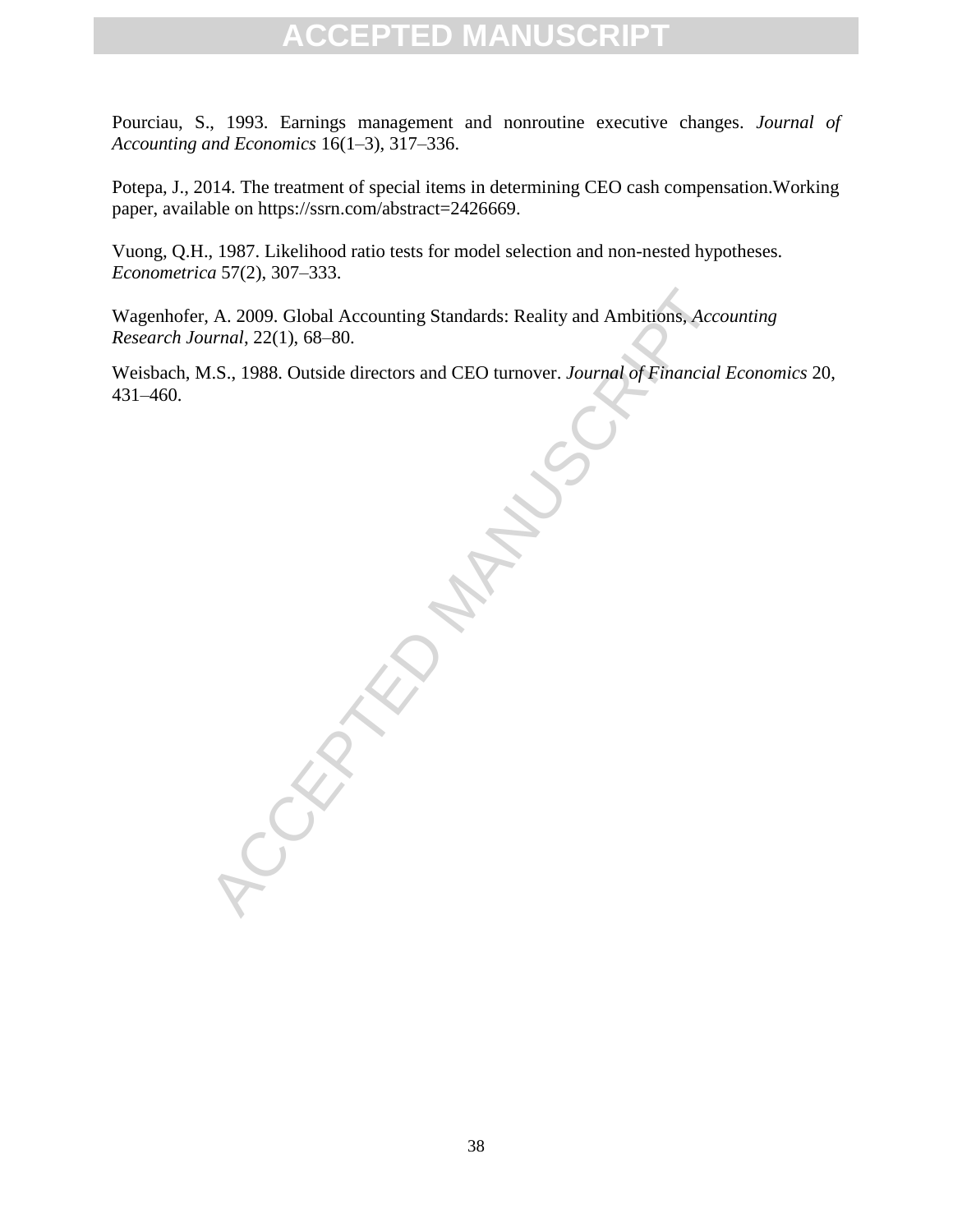Pourciau, S., 1993. Earnings management and nonroutine executive changes. *Journal of Accounting and Economics* 16(1–3), 317–336.

Potepa, J., 2014. The treatment of special items in determining CEO cash compensation.Working paper, available on https://ssrn.com/abstract=2426669.

Vuong, Q.H., 1987. Likelihood ratio tests for model selection and non-nested hypotheses. *Econometrica* 57(2), 307–333.

Wagenhofer, A. 2009. Global Accounting Standards: Reality and Ambitions, *Accounting Research Journal*, 22(1), 68–80.

Weisbach, M.S., 1988. Outside directors and CEO turnover. *Journal of Financial Economics* 20, 431–460.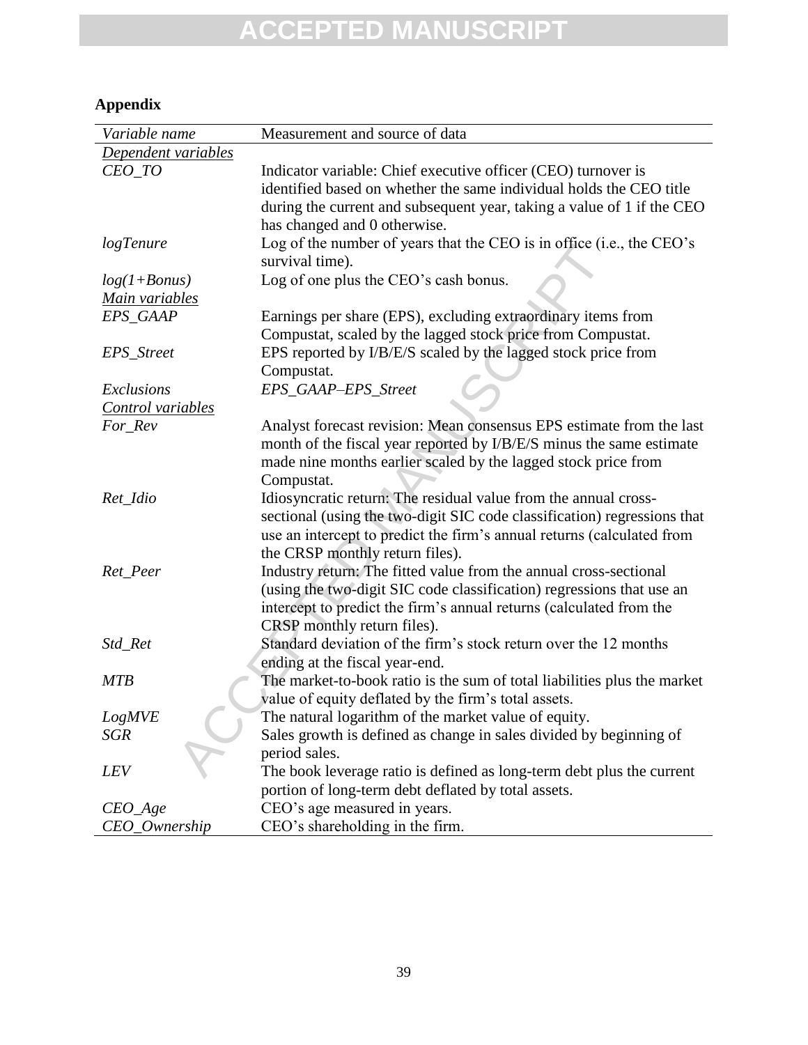## Appendix

| *Variable name* | Measurement and source of data |
|---|---|
| *Dependent variables* | |
| *CEO_TO* | Indicator variable: Chief executive officer (CEO) turnover is identified based on whether the same individual holds the CEO title during the current and subsequent year, taking a value of 1 if the CEO has changed and 0 otherwise. |
| *logTenure* | Log of the number of years that the CEO is in office (i.e., the CEO's survival time). |
| *log(1+Bonus)* | Log of one plus the CEO's cash bonus. |
| *Main variables* | |
| *EPS_GAAP* | Earnings per share (EPS), excluding extraordinary items from Compustat, scaled by the lagged stock price from Compustat. |
| *EPS_Street* | EPS reported by I/B/E/S scaled by the lagged stock price from Compustat. |
| *Exclusions* | *EPS_GAAP–EPS_Street* |
| *Control variables* | |
| *For_Rev* | Analyst forecast revision: Mean consensus EPS estimate from the last month of the fiscal year reported by I/B/E/S minus the same estimate made nine months earlier scaled by the lagged stock price from Compustat. |
| *Ret_Idio* | Idiosyncratic return: The residual value from the annual cross-sectional (using the two-digit SIC code classification) regressions that use an intercept to predict the firm's annual returns (calculated from the CRSP monthly return files). |
| *Ret_Peer* | Industry return: The fitted value from the annual cross-sectional (using the two-digit SIC code classification) regressions that use an intercept to predict the firm's annual returns (calculated from the CRSP monthly return files). |
| *Std_Ret* | Standard deviation of the firm's stock return over the 12 months ending at the fiscal year-end. |
| *MTB* | The market-to-book ratio is the sum of total liabilities plus the market value of equity deflated by the firm's total assets. |
| *LogMVE* | The natural logarithm of the market value of equity. |
| *SGR* | Sales growth is defined as change in sales divided by beginning of period sales. |
| *LEV* | The book leverage ratio is defined as long-term debt plus the current portion of long-term debt deflated by total assets. |
| *CEO_Age* | CEO's age measured in years. |
| *CEO_Ownership* | CEO's shareholding in the firm. |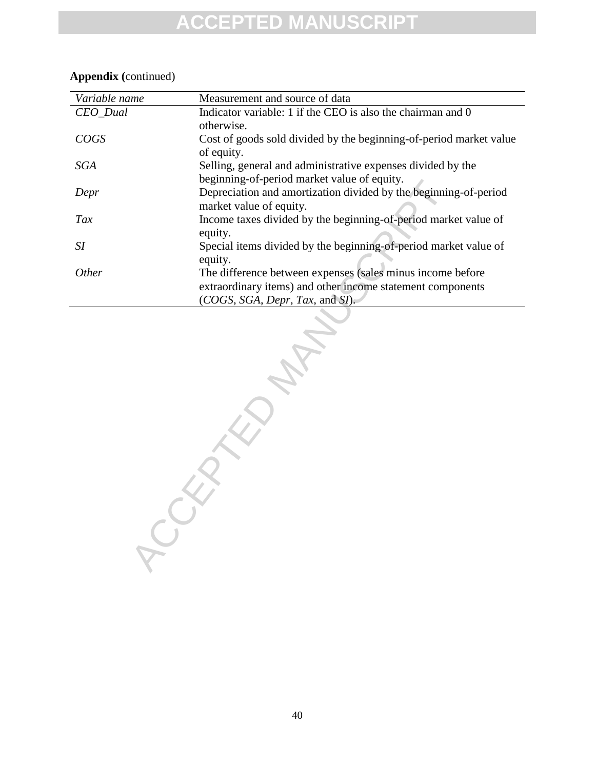**Appendix (**continued)

| *Variable name* | Measurement and source of data |
| --- | --- |
| *CEO_Dual* | Indicator variable: 1 if the CEO is also the chairman and 0 otherwise. |
| *COGS* | Cost of goods sold divided by the beginning-of-period market value of equity. |
| *SGA* | Selling, general and administrative expenses divided by the beginning-of-period market value of equity. |
| *Depr* | Depreciation and amortization divided by the beginning-of-period market value of equity. |
| *Tax* | Income taxes divided by the beginning-of-period market value of equity. |
| *SI* | Special items divided by the beginning-of-period market value of equity. |
| *Other* | The difference between expenses (sales minus income before extraordinary items) and other income statement components (*COGS*, *SGA*, *Depr*, *Tax*, and *SI*). |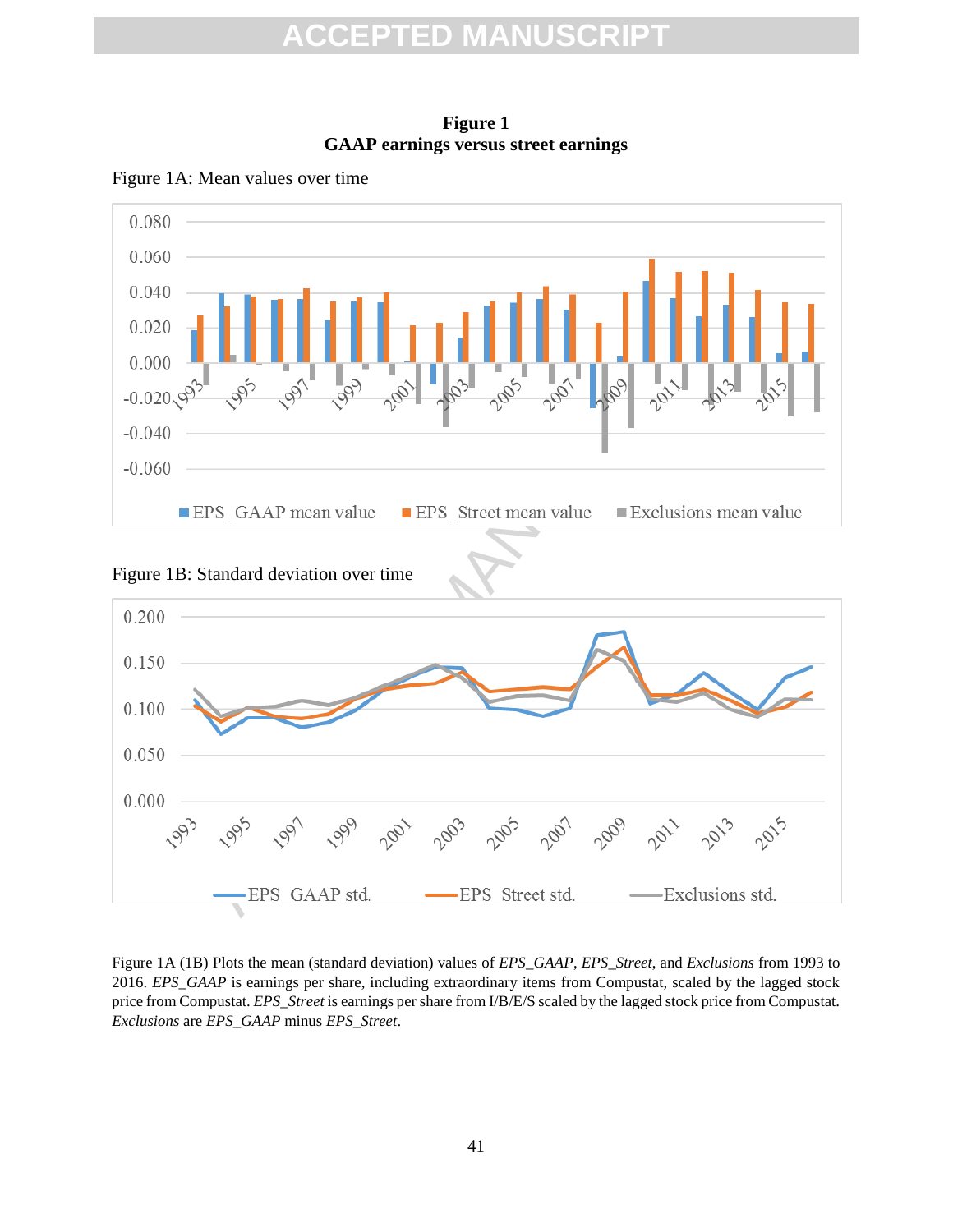**Figure 1**
**GAAP earnings versus street earnings**

Figure 1A: Mean values over time

Figure 1B: Standard deviation over time

Figure 1A (1B) Plots the mean (standard deviation) values of *EPS_GAAP*, *EPS_Street*, and *Exclusions* from 1993 to 2016. *EPS_GAAP* is earnings per share, including extraordinary items from Compustat, scaled by the lagged stock price from Compustat. *EPS_Street* is earnings per share from I/B/E/S scaled by the lagged stock price from Compustat. *Exclusions* are *EPS_GAAP* minus *EPS_Street*.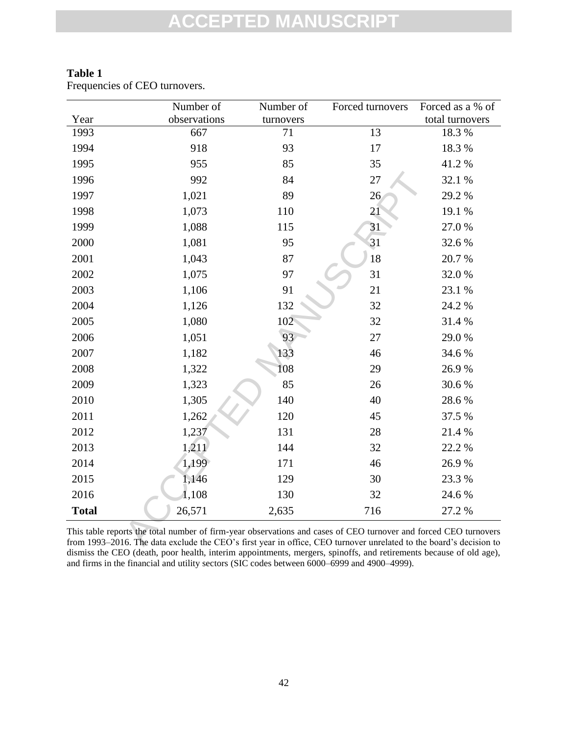**Table 1**
Frequencies of CEO turnovers.

| Year | Number of observations | Number of turnovers | Forced turnovers | Forced as a % of total turnovers |
|---|---|---|---|---|
| 1993 | 667 | 71 | 13 | 18.3 % |
| 1994 | 918 | 93 | 17 | 18.3 % |
| 1995 | 955 | 85 | 35 | 41.2 % |
| 1996 | 992 | 84 | 27 | 32.1 % |
| 1997 | 1,021 | 89 | 26 | 29.2 % |
| 1998 | 1,073 | 110 | 21 | 19.1 % |
| 1999 | 1,088 | 115 | 31 | 27.0 % |
| 2000 | 1,081 | 95 | 31 | 32.6 % |
| 2001 | 1,043 | 87 | 18 | 20.7 % |
| 2002 | 1,075 | 97 | 31 | 32.0 % |
| 2003 | 1,106 | 91 | 21 | 23.1 % |
| 2004 | 1,126 | 132 | 32 | 24.2 % |
| 2005 | 1,080 | 102 | 32 | 31.4 % |
| 2006 | 1,051 | 93 | 27 | 29.0 % |
| 2007 | 1,182 | 133 | 46 | 34.6 % |
| 2008 | 1,322 | 108 | 29 | 26.9 % |
| 2009 | 1,323 | 85 | 26 | 30.6 % |
| 2010 | 1,305 | 140 | 40 | 28.6 % |
| 2011 | 1,262 | 120 | 45 | 37.5 % |
| 2012 | 1,237 | 131 | 28 | 21.4 % |
| 2013 | 1,211 | 144 | 32 | 22.2 % |
| 2014 | 1,199 | 171 | 46 | 26.9 % |
| 2015 | 1,146 | 129 | 30 | 23.3 % |
| 2016 | 1,108 | 130 | 32 | 24.6 % |
| **Total** | 26,571 | 2,635 | 716 | 27.2 % |

This table reports the total number of firm-year observations and cases of CEO turnover and forced CEO turnovers from 1993–2016. The data exclude the CEO's first year in office, CEO turnover unrelated to the board's decision to dismiss the CEO (death, poor health, interim appointments, mergers, spinoffs, and retirements because of old age), and firms in the financial and utility sectors (SIC codes between 6000–6999 and 4900–4999).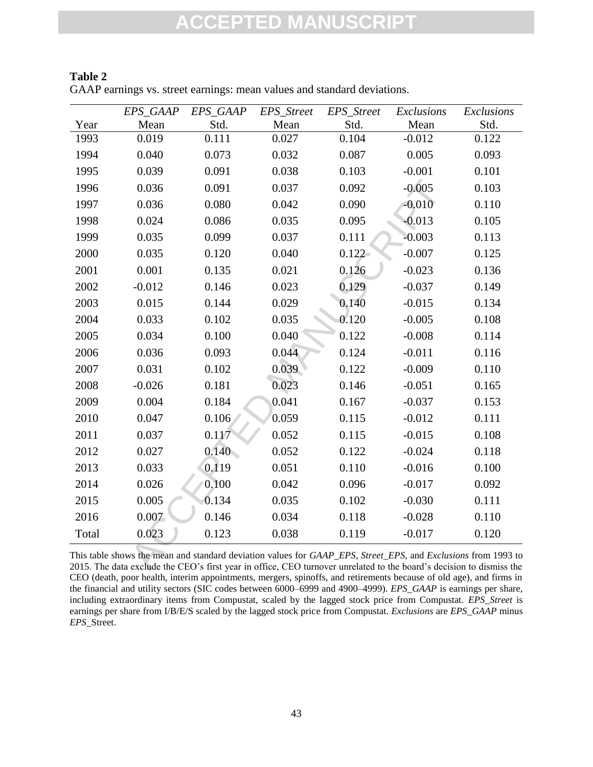**Table 2**

GAAP earnings vs. street earnings: mean values and standard deviations.

| Year | *EPS_GAAP* Mean | *EPS_GAAP* Std. | *EPS_Street* Mean | *EPS_Street* Std. | *Exclusions* Mean | *Exclusions* Std. |
|---|---|---|---|---|---|---|
| 1993 | 0.019 | 0.111 | 0.027 | 0.104 | -0.012 | 0.122 |
| 1994 | 0.040 | 0.073 | 0.032 | 0.087 | 0.005 | 0.093 |
| 1995 | 0.039 | 0.091 | 0.038 | 0.103 | -0.001 | 0.101 |
| 1996 | 0.036 | 0.091 | 0.037 | 0.092 | -0.005 | 0.103 |
| 1997 | 0.036 | 0.080 | 0.042 | 0.090 | -0.010 | 0.110 |
| 1998 | 0.024 | 0.086 | 0.035 | 0.095 | -0.013 | 0.105 |
| 1999 | 0.035 | 0.099 | 0.037 | 0.111 | -0.003 | 0.113 |
| 2000 | 0.035 | 0.120 | 0.040 | 0.122 | -0.007 | 0.125 |
| 2001 | 0.001 | 0.135 | 0.021 | 0.126 | -0.023 | 0.136 |
| 2002 | -0.012 | 0.146 | 0.023 | 0.129 | -0.037 | 0.149 |
| 2003 | 0.015 | 0.144 | 0.029 | 0.140 | -0.015 | 0.134 |
| 2004 | 0.033 | 0.102 | 0.035 | 0.120 | -0.005 | 0.108 |
| 2005 | 0.034 | 0.100 | 0.040 | 0.122 | -0.008 | 0.114 |
| 2006 | 0.036 | 0.093 | 0.044 | 0.124 | -0.011 | 0.116 |
| 2007 | 0.031 | 0.102 | 0.039 | 0.122 | -0.009 | 0.110 |
| 2008 | -0.026 | 0.181 | 0.023 | 0.146 | -0.051 | 0.165 |
| 2009 | 0.004 | 0.184 | 0.041 | 0.167 | -0.037 | 0.153 |
| 2010 | 0.047 | 0.106 | 0.059 | 0.115 | -0.012 | 0.111 |
| 2011 | 0.037 | 0.117 | 0.052 | 0.115 | -0.015 | 0.108 |
| 2012 | 0.027 | 0.140 | 0.052 | 0.122 | -0.024 | 0.118 |
| 2013 | 0.033 | 0.119 | 0.051 | 0.110 | -0.016 | 0.100 |
| 2014 | 0.026 | 0.100 | 0.042 | 0.096 | -0.017 | 0.092 |
| 2015 | 0.005 | 0.134 | 0.035 | 0.102 | -0.030 | 0.111 |
| 2016 | 0.007 | 0.146 | 0.034 | 0.118 | -0.028 | 0.110 |
| Total | 0.023 | 0.123 | 0.038 | 0.119 | -0.017 | 0.120 |

This table shows the mean and standard deviation values for *GAAP_EPS*, *Street_EPS*, and *Exclusions* from 1993 to 2015. The data exclude the CEO's first year in office, CEO turnover unrelated to the board's decision to dismiss the CEO (death, poor health, interim appointments, mergers, spinoffs, and retirements because of old age), and firms in the financial and utility sectors (SIC codes between 6000–6999 and 4900–4999). *EPS_GAAP* is earnings per share, including extraordinary items from Compustat, scaled by the lagged stock price from Compustat. *EPS_Street* is earnings per share from I/B/E/S scaled by the lagged stock price from Compustat. *Exclusions* are *EPS_GAAP* minus *EPS_*Street.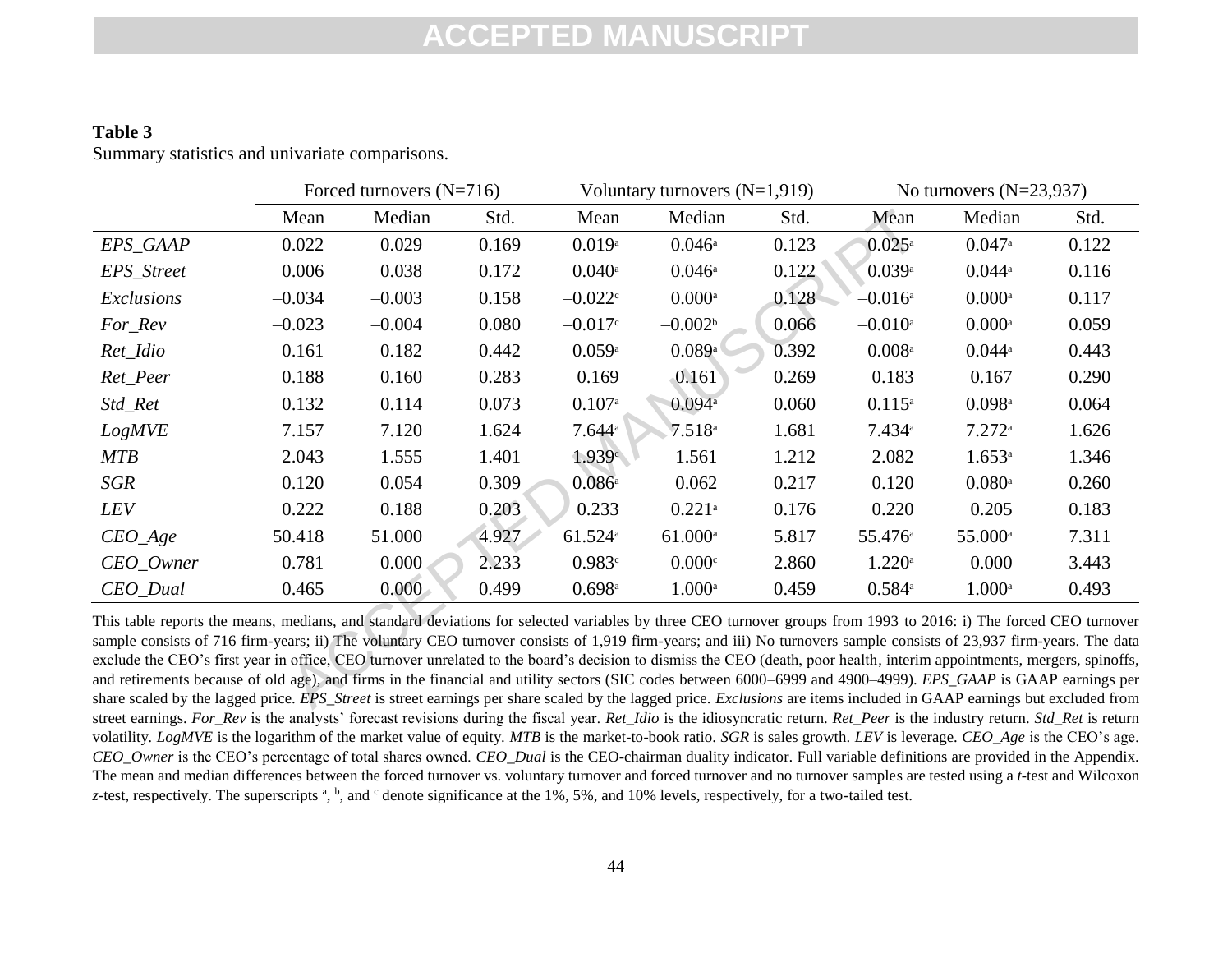**Table 3**
Summary statistics and univariate comparisons.

| | Forced turnovers (N=716) | | | Voluntary turnovers (N=1,919) | | | No turnovers (N=23,937) | | |
|---|---|---|---|---|---|---|---|---|---|
| | Mean | Median | Std. | Mean | Median | Std. | Mean | Median | Std. |
| *EPS_GAAP* | –0.022 | 0.029 | 0.169 | 0.019[a] | 0.046[a] | 0.123 | 0.025[a] | 0.047[a] | 0.122 |
| *EPS_Street* | 0.006 | 0.038 | 0.172 | 0.040[a] | 0.046[a] | 0.122 | 0.039[a] | 0.044[a] | 0.116 |
| *Exclusions* | –0.034 | –0.003 | 0.158 | –0.022[c] | 0.000[a] | 0.128 | –0.016[a] | 0.000[a] | 0.117 |
| *For_Rev* | –0.023 | –0.004 | 0.080 | –0.017[c] | –0.002[b] | 0.066 | –0.010[a] | 0.000[a] | 0.059 |
| *Ret_Idio* | –0.161 | –0.182 | 0.442 | –0.059[a] | –0.089[a] | 0.392 | –0.008[a] | –0.044[a] | 0.443 |
| *Ret_Peer* | 0.188 | 0.160 | 0.283 | 0.169 | 0.161 | 0.269 | 0.183 | 0.167 | 0.290 |
| *Std_Ret* | 0.132 | 0.114 | 0.073 | 0.107[a] | 0.094[a] | 0.060 | 0.115[a] | 0.098[a] | 0.064 |
| *LogMVE* | 7.157 | 7.120 | 1.624 | 7.644[a] | 7.518[a] | 1.681 | 7.434[a] | 7.272[a] | 1.626 |
| *MTB* | 2.043 | 1.555 | 1.401 | 1.939[c] | 1.561 | 1.212 | 2.082 | 1.653[a] | 1.346 |
| *SGR* | 0.120 | 0.054 | 0.309 | 0.086[a] | 0.062 | 0.217 | 0.120 | 0.080[a] | 0.260 |
| *LEV* | 0.222 | 0.188 | 0.203 | 0.233 | 0.221[a] | 0.176 | 0.220 | 0.205 | 0.183 |
| *CEO_Age* | 50.418 | 51.000 | 4.927 | 61.524[a] | 61.000[a] | 5.817 | 55.476[a] | 55.000[a] | 7.311 |
| *CEO_Owner* | 0.781 | 0.000 | 2.233 | 0.983[c] | 0.000[c] | 2.860 | 1.220[a] | 0.000 | 3.443 |
| *CEO_Dual* | 0.465 | 0.000 | 0.499 | 0.698[a] | 1.000[a] | 0.459 | 0.584[a] | 1.000[a] | 0.493 |

This table reports the means, medians, and standard deviations for selected variables by three CEO turnover groups from 1993 to 2016: i) The forced CEO turnover sample consists of 716 firm-years; ii) The voluntary CEO turnover consists of 1,919 firm-years; and iii) No turnovers sample consists of 23,937 firm-years. The data exclude the CEO's first year in office, CEO turnover unrelated to the board's decision to dismiss the CEO (death, poor health, interim appointments, mergers, spinoffs, and retirements because of old age), and firms in the financial and utility sectors (SIC codes between 6000–6999 and 4900–4999). *EPS_GAAP* is GAAP earnings per share scaled by the lagged price. *EPS_Street* is street earnings per share scaled by the lagged price. *Exclusions* are items included in GAAP earnings but excluded from street earnings. *For_Rev* is the analysts' forecast revisions during the fiscal year. *Ret_Idio* is the idiosyncratic return. *Ret_Peer* is the industry return. *Std_Ret* is return volatility. *LogMVE* is the logarithm of the market value of equity. *MTB* is the market-to-book ratio. *SGR* is sales growth. *LEV* is leverage. *CEO_Age* is the CEO's age. *CEO_Owner* is the CEO's percentage of total shares owned. *CEO_Dual* is the CEO-chairman duality indicator. Full variable definitions are provided in the Appendix. The mean and median differences between the forced turnover vs. voluntary turnover and forced turnover and no turnover samples are tested using a *t*-test and Wilcoxon *z*-test, respectively. The superscripts [a], [b], and [c] denote significance at the 1%, 5%, and 10% levels, respectively, for a two-tailed test.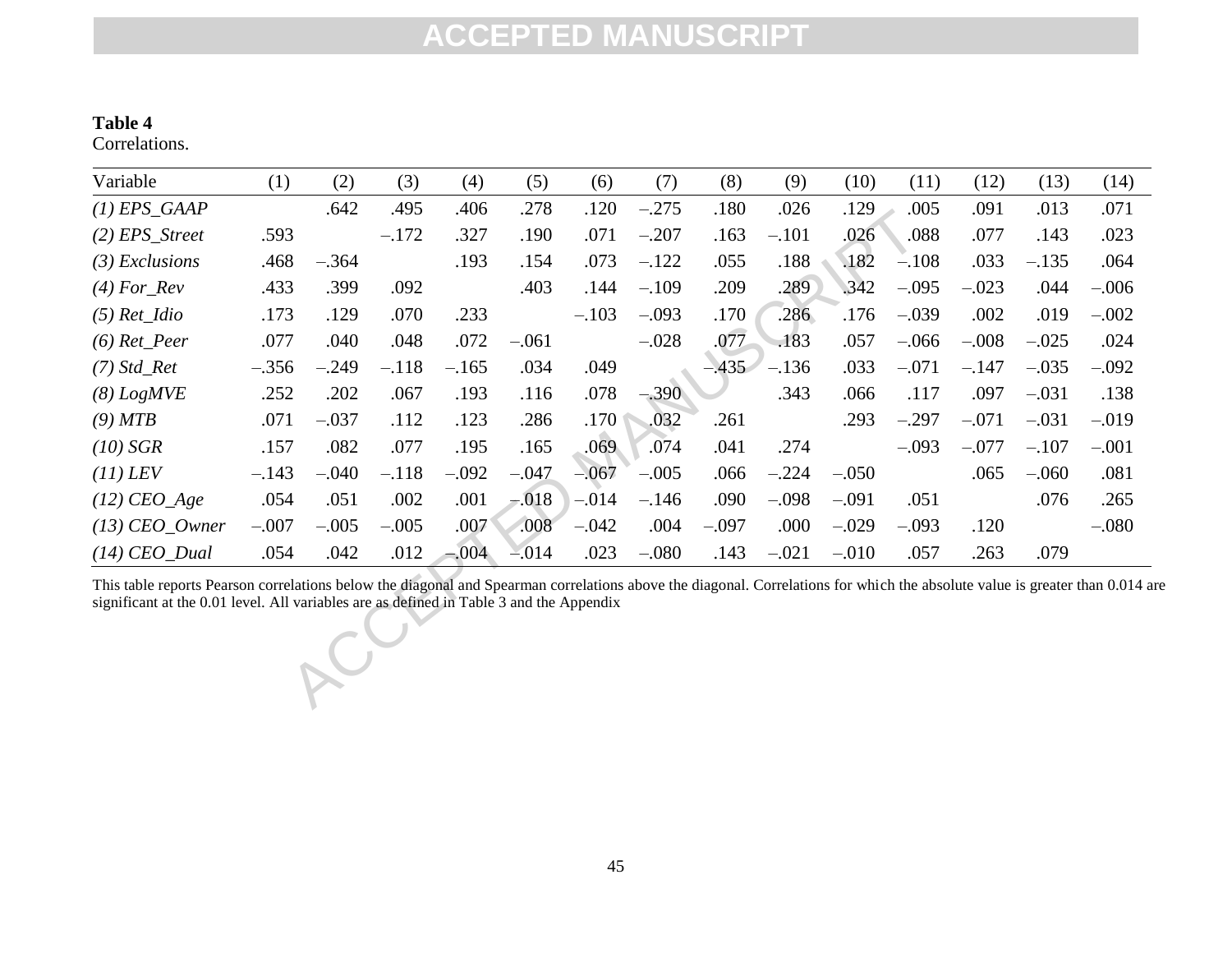**Table 4**
Correlations.

| Variable | (1) | (2) | (3) | (4) | (5) | (6) | (7) | (8) | (9) | (10) | (11) | (12) | (13) | (14) |
|---|---|---|---|---|---|---|---|---|---|---|---|---|---|---|
| *(1) EPS_GAAP* | | .642 | .495 | .406 | .278 | .120 | –.275 | .180 | .026 | .129 | .005 | .091 | .013 | .071 |
| *(2) EPS_Street* | .593 | | –.172 | .327 | .190 | .071 | –.207 | .163 | –.101 | .026 | .088 | .077 | .143 | .023 |
| *(3) Exclusions* | .468 | –.364 | | .193 | .154 | .073 | –.122 | .055 | .188 | .182 | –.108 | .033 | –.135 | .064 |
| *(4) For_Rev* | .433 | .399 | .092 | | .403 | .144 | –.109 | .209 | .289 | .342 | –.095 | –.023 | .044 | –.006 |
| *(5) Ret_Idio* | .173 | .129 | .070 | .233 | | –.103 | –.093 | .170 | .286 | .176 | –.039 | .002 | .019 | –.002 |
| *(6) Ret_Peer* | .077 | .040 | .048 | .072 | –.061 | | –.028 | .077 | .183 | .057 | –.066 | –.008 | –.025 | .024 |
| *(7) Std_Ret* | –.356 | –.249 | –.118 | –.165 | .034 | .049 | | –.435 | –.136 | .033 | –.071 | –.147 | –.035 | –.092 |
| *(8) LogMVE* | .252 | .202 | .067 | .193 | .116 | .078 | –.390 | | .343 | .066 | .117 | .097 | –.031 | .138 |
| *(9) MTB* | .071 | –.037 | .112 | .123 | .286 | .170 | .032 | .261 | | .293 | –.297 | –.071 | –.031 | –.019 |
| *(10) SGR* | .157 | .082 | .077 | .195 | .165 | .069 | .074 | .041 | .274 | | –.093 | –.077 | –.107 | –.001 |
| *(11) LEV* | –.143 | –.040 | –.118 | –.092 | –.047 | –.067 | –.005 | .066 | –.224 | –.050 | | .065 | –.060 | .081 |
| *(12) CEO_Age* | .054 | .051 | .002 | .001 | –.018 | –.014 | –.146 | .090 | –.098 | –.091 | .051 | | .076 | .265 |
| *(13) CEO_Owner* | –.007 | –.005 | –.005 | .007 | .008 | –.042 | .004 | –.097 | .000 | –.029 | –.093 | .120 | | –.080 |
| *(14) CEO_Dual* | .054 | .042 | .012 | –.004 | –.014 | .023 | –.080 | .143 | –.021 | –.010 | .057 | .263 | .079 | |

This table reports Pearson correlations below the diagonal and Spearman correlations above the diagonal. Correlations for which the absolute value is greater than 0.014 are significant at the 0.01 level. All variables are as defined in Table 3 and the Appendix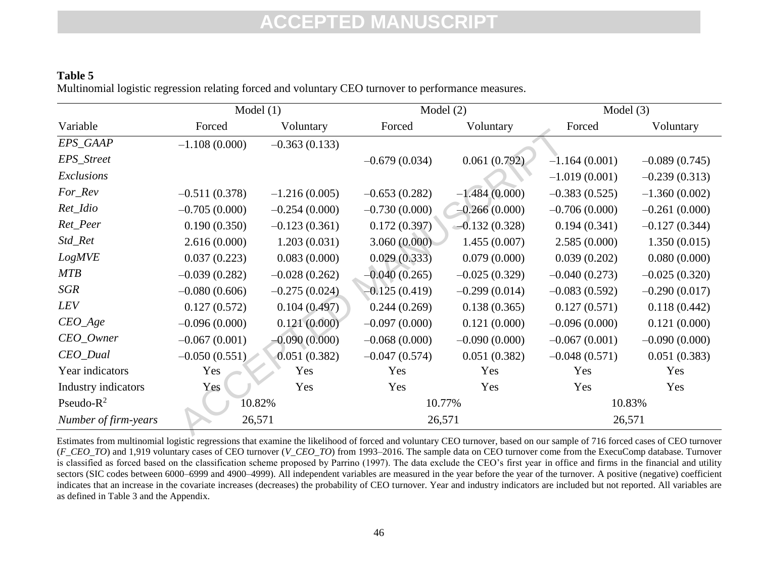**Table 5**

Multinomial logistic regression relating forced and voluntary CEO turnover to performance measures.

| | Model (1) | | Model (2) | | Model (3) | |
|---|---|---|---|---|---|---|
| Variable | Forced | Voluntary | Forced | Voluntary | Forced | Voluntary |
| *EPS_GAAP* | –1.108 (0.000) | –0.363 (0.133) | | | | |
| *EPS_Street* | | | –0.679 (0.034) | 0.061 (0.792) | –1.164 (0.001) | –0.089 (0.745) |
| *Exclusions* | | | | | –1.019 (0.001) | –0.239 (0.313) |
| *For_Rev* | –0.511 (0.378) | –1.216 (0.005) | –0.653 (0.282) | –1.484 (0.000) | –0.383 (0.525) | –1.360 (0.002) |
| *Ret_Idio* | –0.705 (0.000) | –0.254 (0.000) | –0.730 (0.000) | –0.266 (0.000) | –0.706 (0.000) | –0.261 (0.000) |
| *Ret_Peer* | 0.190 (0.350) | –0.123 (0.361) | 0.172 (0.397) | –0.132 (0.328) | 0.194 (0.341) | –0.127 (0.344) |
| *Std_Ret* | 2.616 (0.000) | 1.203 (0.031) | 3.060 (0.000) | 1.455 (0.007) | 2.585 (0.000) | 1.350 (0.015) |
| *LogMVE* | 0.037 (0.223) | 0.083 (0.000) | 0.029 (0.333) | 0.079 (0.000) | 0.039 (0.202) | 0.080 (0.000) |
| *MTB* | –0.039 (0.282) | –0.028 (0.262) | –0.040 (0.265) | –0.025 (0.329) | –0.040 (0.273) | –0.025 (0.320) |
| *SGR* | –0.080 (0.606) | –0.275 (0.024) | –0.125 (0.419) | –0.299 (0.014) | –0.083 (0.592) | –0.290 (0.017) |
| *LEV* | 0.127 (0.572) | 0.104 (0.497) | 0.244 (0.269) | 0.138 (0.365) | 0.127 (0.571) | 0.118 (0.442) |
| *CEO_Age* | –0.096 (0.000) | 0.121 (0.000) | –0.097 (0.000) | 0.121 (0.000) | –0.096 (0.000) | 0.121 (0.000) |
| *CEO_Owner* | –0.067 (0.001) | –0.090 (0.000) | –0.068 (0.000) | –0.090 (0.000) | –0.067 (0.001) | –0.090 (0.000) |
| *CEO_Dual* | –0.050 (0.551) | 0.051 (0.382) | –0.047 (0.574) | 0.051 (0.382) | –0.048 (0.571) | 0.051 (0.383) |
| Year indicators | Yes | Yes | Yes | Yes | Yes | Yes |
| Industry indicators | Yes | Yes | Yes | Yes | Yes | Yes |
| Pseudo-$R^2$ | 10.82% | | 10.77% | | 10.83% | |
| *Number of firm-years* | 26,571 | | 26,571 | | 26,571 | |

Estimates from multinomial logistic regressions that examine the likelihood of forced and voluntary CEO turnover, based on our sample of 716 forced cases of CEO turnover (*F_CEO_TO*) and 1,919 voluntary cases of CEO turnover (*V_CEO_TO*) from 1993–2016. The sample data on CEO turnover come from the ExecuComp database. Turnover is classified as forced based on the classification scheme proposed by Parrino (1997). The data exclude the CEO's first year in office and firms in the financial and utility sectors (SIC codes between 6000–6999 and 4900–4999). All independent variables are measured in the year before the year of the turnover. A positive (negative) coefficient indicates that an increase in the covariate increases (decreases) the probability of CEO turnover. Year and industry indicators are included but not reported. All variables are as defined in Table 3 and the Appendix.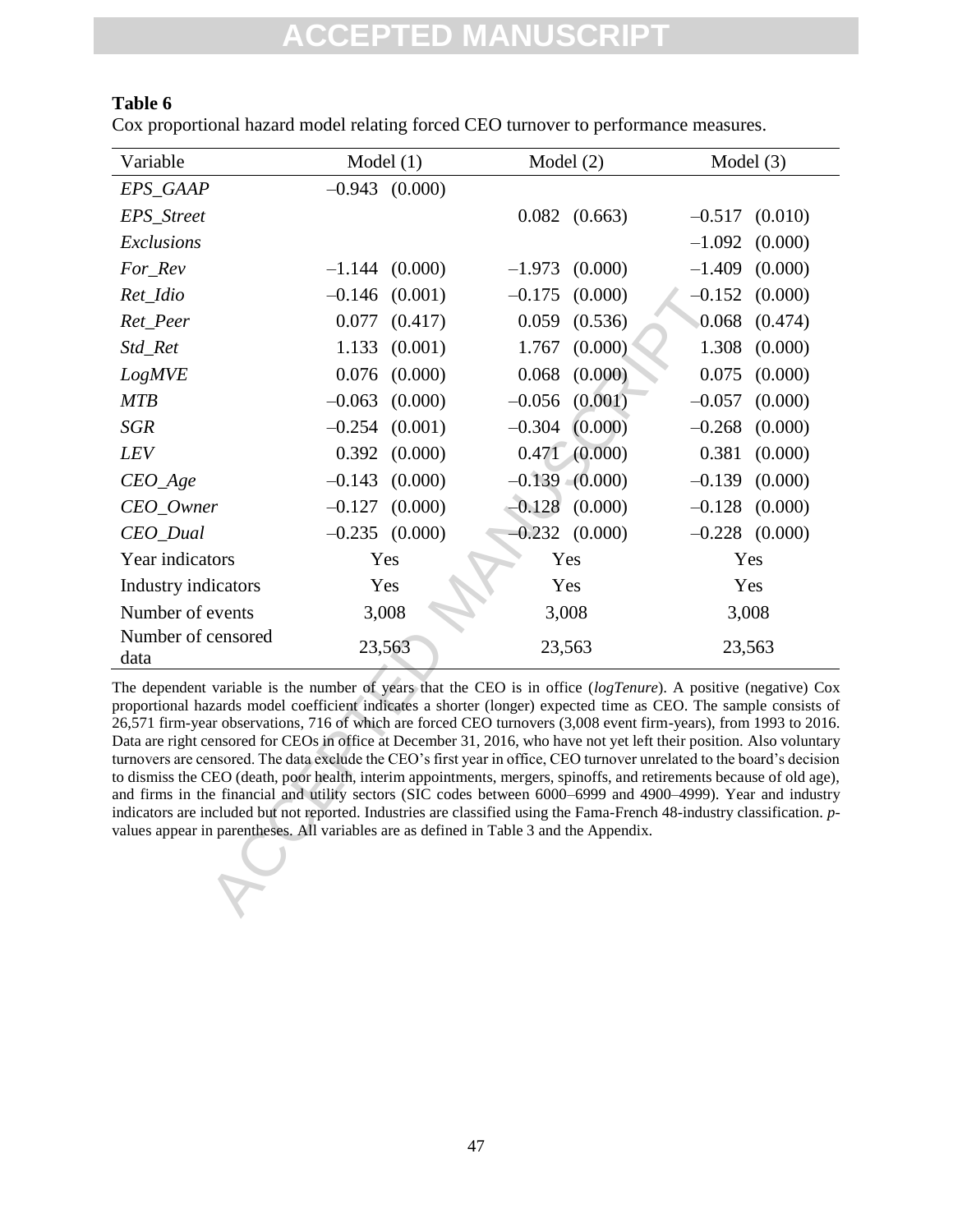**Table 6**

Cox proportional hazard model relating forced CEO turnover to performance measures.

| Variable | Model (1) | Model (2) | Model (3) |
|---|---|---|---|
| *EPS_GAAP* | –0.943 (0.000) | | |
| *EPS_Street* | | 0.082 (0.663) | –0.517 (0.010) |
| *Exclusions* | | | –1.092 (0.000) |
| *For_Rev* | –1.144 (0.000) | –1.973 (0.000) | –1.409 (0.000) |
| *Ret_Idio* | –0.146 (0.001) | –0.175 (0.000) | –0.152 (0.000) |
| *Ret_Peer* | 0.077 (0.417) | 0.059 (0.536) | 0.068 (0.474) |
| *Std_Ret* | 1.133 (0.001) | 1.767 (0.000) | 1.308 (0.000) |
| *LogMVE* | 0.076 (0.000) | 0.068 (0.000) | 0.075 (0.000) |
| *MTB* | –0.063 (0.000) | –0.056 (0.001) | –0.057 (0.000) |
| *SGR* | –0.254 (0.001) | –0.304 (0.000) | –0.268 (0.000) |
| *LEV* | 0.392 (0.000) | 0.471 (0.000) | 0.381 (0.000) |
| *CEO_Age* | –0.143 (0.000) | –0.139 (0.000) | –0.139 (0.000) |
| *CEO_Owner* | –0.127 (0.000) | –0.128 (0.000) | –0.128 (0.000) |
| *CEO_Dual* | –0.235 (0.000) | –0.232 (0.000) | –0.228 (0.000) |
| Year indicators | Yes | Yes | Yes |
| Industry indicators | Yes | Yes | Yes |
| Number of events | 3,008 | 3,008 | 3,008 |
| Number of censored data | 23,563 | 23,563 | 23,563 |

The dependent variable is the number of years that the CEO is in office (*logTenure*). A positive (negative) Cox proportional hazards model coefficient indicates a shorter (longer) expected time as CEO. The sample consists of 26,571 firm-year observations, 716 of which are forced CEO turnovers (3,008 event firm-years), from 1993 to 2016. Data are right censored for CEOs in office at December 31, 2016, who have not yet left their position. Also voluntary turnovers are censored. The data exclude the CEO's first year in office, CEO turnover unrelated to the board's decision to dismiss the CEO (death, poor health, interim appointments, mergers, spinoffs, and retirements because of old age), and firms in the financial and utility sectors (SIC codes between 6000–6999 and 4900–4999). Year and industry indicators are included but not reported. Industries are classified using the Fama-French 48-industry classification. *p*-values appear in parentheses. All variables are as defined in Table 3 and the Appendix.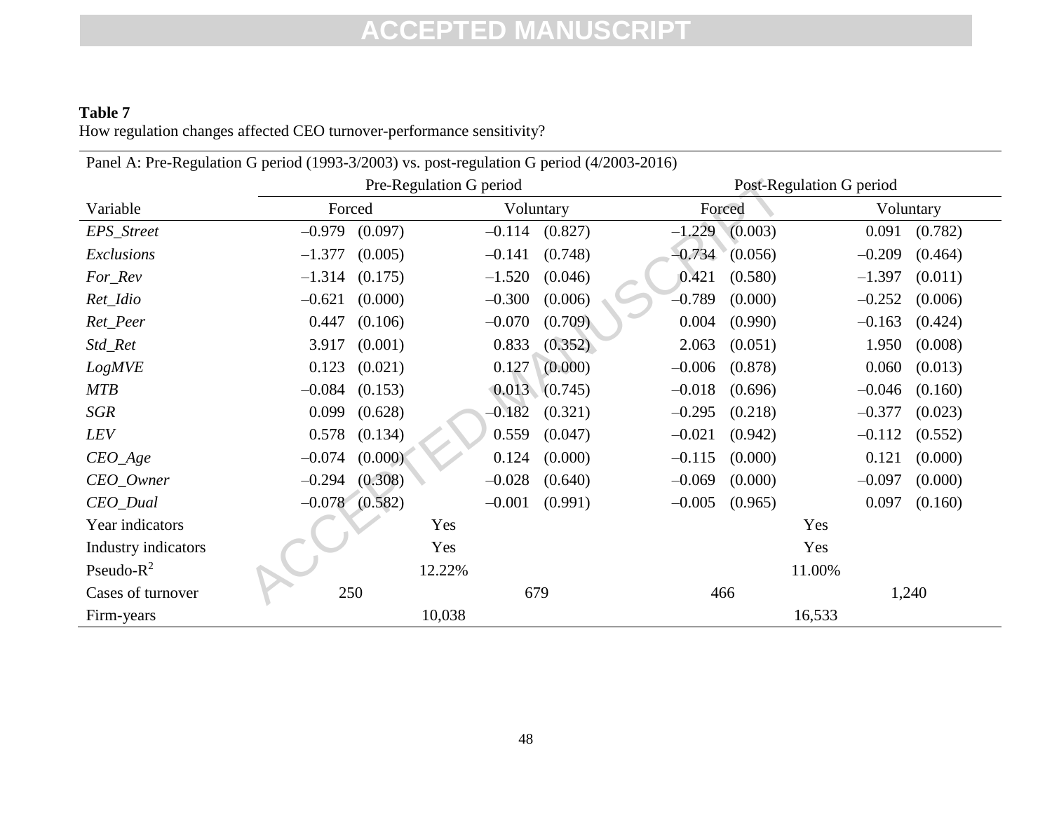**Table 7**

How regulation changes affected CEO turnover-performance sensitivity?

| Panel A: Pre-Regulation G period (1993-3/2003) vs. post-regulation G period (4/2003-2016) | | | | | | | | |
|---|---|---|---|---|---|---|---|---|
| | Pre-Regulation G period | | | | Post-Regulation G period | | | |
| Variable | Forced | | Voluntary | | Forced | | Voluntary | |
| *EPS_Street* | –0.979 | (0.097) | –0.114 | (0.827) | –1.229 | (0.003) | 0.091 | (0.782) |
| *Exclusions* | –1.377 | (0.005) | –0.141 | (0.748) | –0.734 | (0.056) | –0.209 | (0.464) |
| *For_Rev* | –1.314 | (0.175) | –1.520 | (0.046) | 0.421 | (0.580) | –1.397 | (0.011) |
| *Ret_Idio* | –0.621 | (0.000) | –0.300 | (0.006) | –0.789 | (0.000) | –0.252 | (0.006) |
| *Ret_Peer* | 0.447 | (0.106) | –0.070 | (0.709) | 0.004 | (0.990) | –0.163 | (0.424) |
| *Std_Ret* | 3.917 | (0.001) | 0.833 | (0.352) | 2.063 | (0.051) | 1.950 | (0.008) |
| *LogMVE* | 0.123 | (0.021) | 0.127 | (0.000) | –0.006 | (0.878) | 0.060 | (0.013) |
| *MTB* | –0.084 | (0.153) | 0.013 | (0.745) | –0.018 | (0.696) | –0.046 | (0.160) |
| *SGR* | 0.099 | (0.628) | –0.182 | (0.321) | –0.295 | (0.218) | –0.377 | (0.023) |
| *LEV* | 0.578 | (0.134) | 0.559 | (0.047) | –0.021 | (0.942) | –0.112 | (0.552) |
| *CEO_Age* | –0.074 | (0.000) | 0.124 | (0.000) | –0.115 | (0.000) | 0.121 | (0.000) |
| *CEO_Owner* | –0.294 | (0.308) | –0.028 | (0.640) | –0.069 | (0.000) | –0.097 | (0.000) |
| *CEO_Dual* | –0.078 | (0.582) | –0.001 | (0.991) | –0.005 | (0.965) | 0.097 | (0.160) |
| Year indicators | Yes | | | | Yes | | | |
| Industry indicators | Yes | | | | Yes | | | |
| Pseudo-$R^2$ | 12.22% | | | | 11.00% | | | |
| Cases of turnover | 250 | | 679 | | 466 | | 1,240 | |
| Firm-years | 10,038 | | | | 16,533 | | | |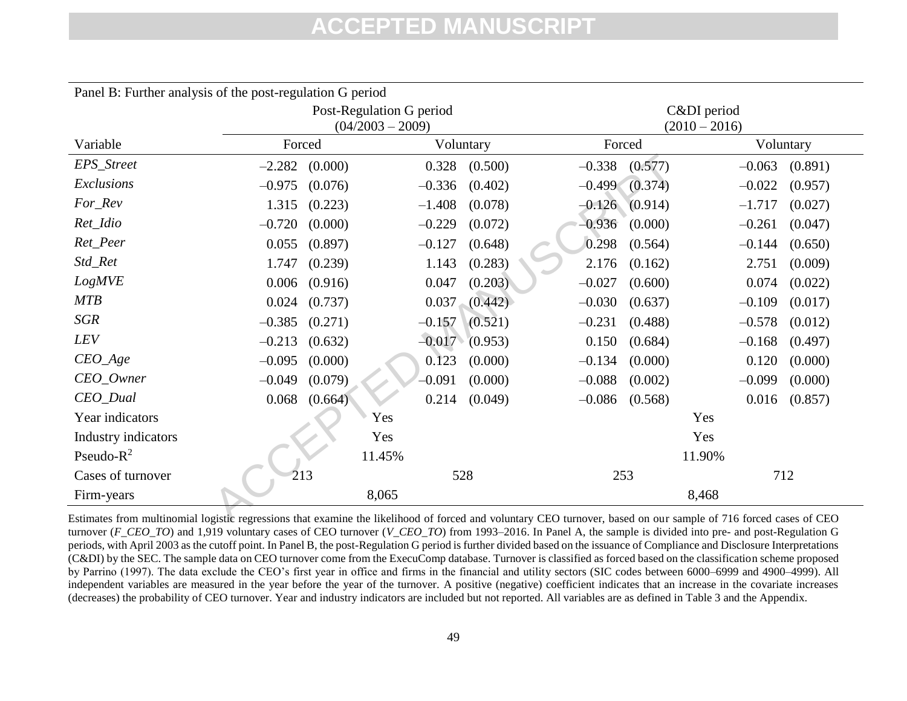Panel B: Further analysis of the post-regulation G period

| Variable | Post-Regulation G period (04/2003 – 2009) | | | | C&DI period (2010 – 2016) | | | |
|---|---|---|---|---|---|---|---|---|
| | Forced | | Voluntary | | Forced | | Voluntary | |
| *EPS_Street* | –2.282 | (0.000) | 0.328 | (0.500) | –0.338 | (0.577) | –0.063 | (0.891) |
| *Exclusions* | –0.975 | (0.076) | –0.336 | (0.402) | –0.499 | (0.374) | –0.022 | (0.957) |
| *For_Rev* | 1.315 | (0.223) | –1.408 | (0.078) | –0.126 | (0.914) | –1.717 | (0.027) |
| *Ret_Idio* | –0.720 | (0.000) | –0.229 | (0.072) | –0.936 | (0.000) | –0.261 | (0.047) |
| *Ret_Peer* | 0.055 | (0.897) | –0.127 | (0.648) | 0.298 | (0.564) | –0.144 | (0.650) |
| *Std_Ret* | 1.747 | (0.239) | 1.143 | (0.283) | 2.176 | (0.162) | 2.751 | (0.009) |
| *LogMVE* | 0.006 | (0.916) | 0.047 | (0.203) | –0.027 | (0.600) | 0.074 | (0.022) |
| *MTB* | 0.024 | (0.737) | 0.037 | (0.442) | –0.030 | (0.637) | –0.109 | (0.017) |
| *SGR* | –0.385 | (0.271) | –0.157 | (0.521) | –0.231 | (0.488) | –0.578 | (0.012) |
| *LEV* | –0.213 | (0.632) | –0.017 | (0.953) | 0.150 | (0.684) | –0.168 | (0.497) |
| *CEO_Age* | –0.095 | (0.000) | 0.123 | (0.000) | –0.134 | (0.000) | 0.120 | (0.000) |
| *CEO_Owner* | –0.049 | (0.079) | –0.091 | (0.000) | –0.088 | (0.002) | –0.099 | (0.000) |
| *CEO_Dual* | 0.068 | (0.664) | 0.214 | (0.049) | –0.086 | (0.568) | 0.016 | (0.857) |
| Year indicators | Yes | | | | Yes | | | |
| Industry indicators | Yes | | | | Yes | | | |
| Pseudo-$R^2$ | 11.45% | | | | 11.90% | | | |
| Cases of turnover | 213 | | 528 | | 253 | | 712 | |
| Firm-years | 8,065 | | | | 8,468 | | | |

Estimates from multinomial logistic regressions that examine the likelihood of forced and voluntary CEO turnover, based on our sample of 716 forced cases of CEO turnover (*F_CEO_TO*) and 1,919 voluntary cases of CEO turnover (*V_CEO_TO*) from 1993–2016. In Panel A, the sample is divided into pre- and post-Regulation G periods, with April 2003 as the cutoff point. In Panel B, the post-Regulation G period is further divided based on the issuance of Compliance and Disclosure Interpretations (C&DI) by the SEC. The sample data on CEO turnover come from the ExecuComp database. Turnover is classified as forced based on the classification scheme proposed by Parrino (1997). The data exclude the CEO's first year in office and firms in the financial and utility sectors (SIC codes between 6000–6999 and 4900–4999). All independent variables are measured in the year before the year of the turnover. A positive (negative) coefficient indicates that an increase in the covariate increases (decreases) the probability of CEO turnover. Year and industry indicators are included but not reported. All variables are as defined in Table 3 and the Appendix.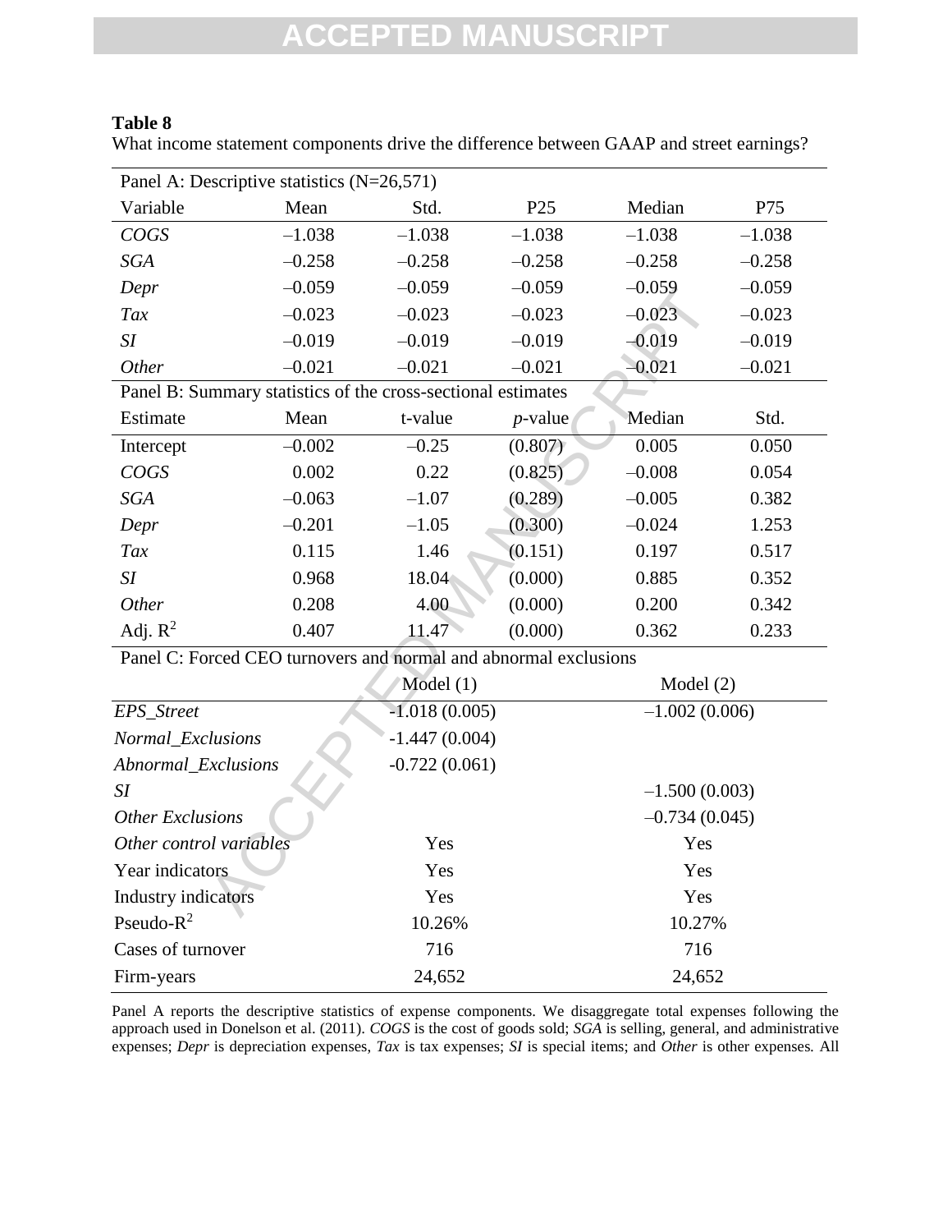**Table 8**

What income statement components drive the difference between GAAP and street earnings?

| Panel A: Descriptive statistics (N=26,571) | | | | | |
|---|---|---|---|---|---|
| Variable | Mean | Std. | P25 | Median | P75 |
| *COGS* | –1.038 | –1.038 | –1.038 | –1.038 | –1.038 |
| *SGA* | –0.258 | –0.258 | –0.258 | –0.258 | –0.258 |
| *Depr* | –0.059 | –0.059 | –0.059 | –0.059 | –0.059 |
| *Tax* | –0.023 | –0.023 | –0.023 | –0.023 | –0.023 |
| *SI* | –0.019 | –0.019 | –0.019 | –0.019 | –0.019 |
| *Other* | –0.021 | –0.021 | –0.021 | –0.021 | –0.021 |

| Panel B: Summary statistics of the cross-sectional estimates | | | | | |
|---|---|---|---|---|---|
| Estimate | Mean | t-value | *p*-value | Median | Std. |
| Intercept | –0.002 | –0.25 | (0.807) | 0.005 | 0.050 |
| *COGS* | 0.002 | 0.22 | (0.825) | –0.008 | 0.054 |
| *SGA* | –0.063 | –1.07 | (0.289) | –0.005 | 0.382 |
| *Depr* | –0.201 | –1.05 | (0.300) | –0.024 | 1.253 |
| *Tax* | 0.115 | 1.46 | (0.151) | 0.197 | 0.517 |
| *SI* | 0.968 | 18.04 | (0.000) | 0.885 | 0.352 |
| *Other* | 0.208 | 4.00 | (0.000) | 0.200 | 0.342 |
| Adj. $R^2$ | 0.407 | 11.47 | (0.000) | 0.362 | 0.233 |

| Panel C: Forced CEO turnovers and normal and abnormal exclusions | | |
|---|---|---|
| | Model (1) | Model (2) |
| *EPS_Street* | -1.018 (0.005) | –1.002 (0.006) |
| *Normal_Exclusions* | -1.447 (0.004) | |
| *Abnormal_Exclusions* | -0.722 (0.061) | |
| *SI* | | –1.500 (0.003) |
| *Other Exclusions* | | –0.734 (0.045) |
| *Other control variables* | Yes | Yes |
| Year indicators | Yes | Yes |
| Industry indicators | Yes | Yes |
| Pseudo-$R^2$ | 10.26% | 10.27% |
| Cases of turnover | 716 | 716 |
| Firm-years | 24,652 | 24,652 |

Panel A reports the descriptive statistics of expense components. We disaggregate total expenses following the approach used in Donelson et al. (2011). *COGS* is the cost of goods sold; *SGA* is selling, general, and administrative expenses; *Depr* is depreciation expenses, *Tax* is tax expenses; *SI* is special items; and *Other* is other expenses. All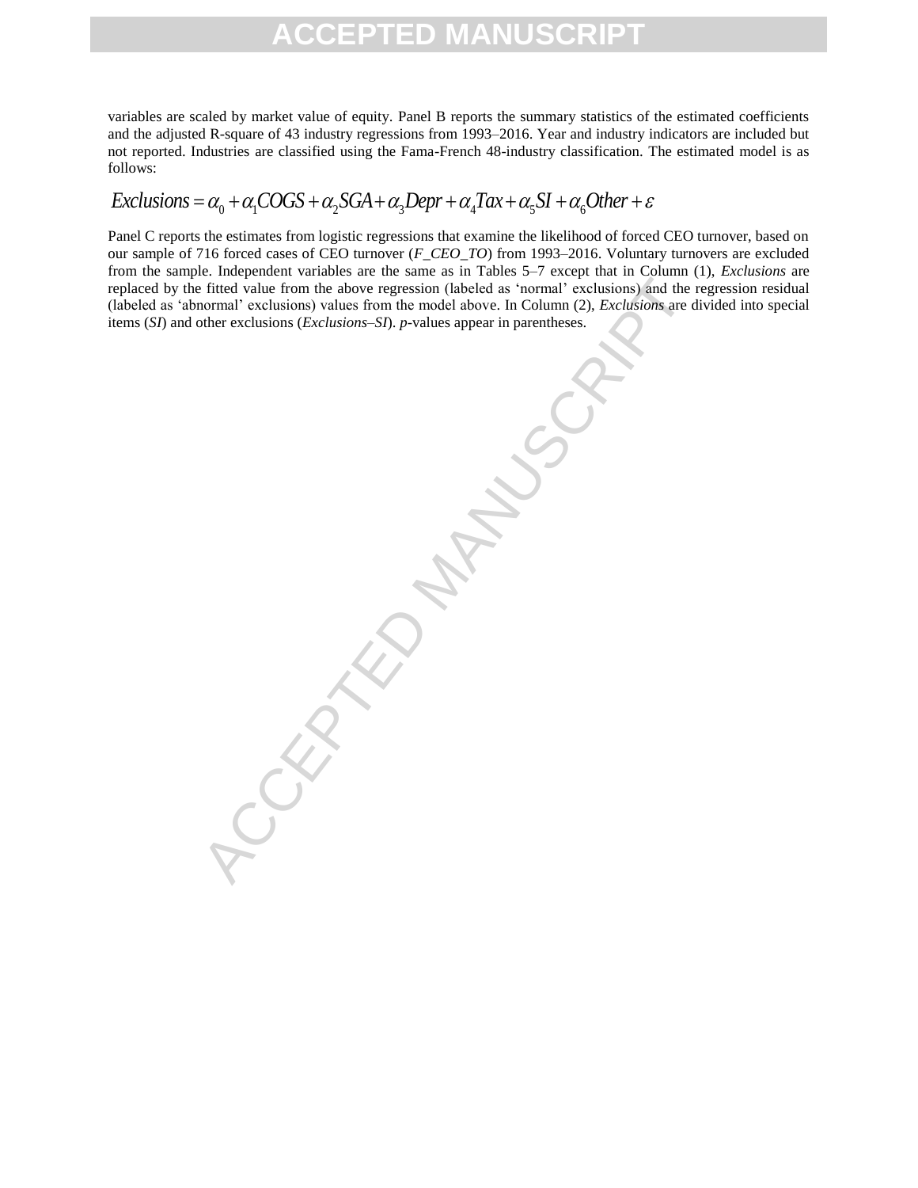variables are scaled by market value of equity. Panel B reports the summary statistics of the estimated coefficients and the adjusted R-square of 43 industry regressions from 1993–2016. Year and industry indicators are included but not reported. Industries are classified using the Fama-French 48-industry classification. The estimated model is as follows:

$$Exclusions = \alpha_0 + \alpha_1 COGS + \alpha_2 SGA + \alpha_3 Depr + \alpha_4 Tax + \alpha_5 SI + \alpha_6 Other + \varepsilon$$

Panel C reports the estimates from logistic regressions that examine the likelihood of forced CEO turnover, based on our sample of 716 forced cases of CEO turnover (*F_CEO_TO*) from 1993–2016. Voluntary turnovers are excluded from the sample. Independent variables are the same as in Tables 5–7 except that in Column (1), *Exclusions* are replaced by the fitted value from the above regression (labeled as 'normal' exclusions) and the regression residual (labeled as 'abnormal' exclusions) values from the model above. In Column (2), *Exclusions* are divided into special items (*SI*) and other exclusions (*Exclusions–SI*). *p*-values appear in parentheses.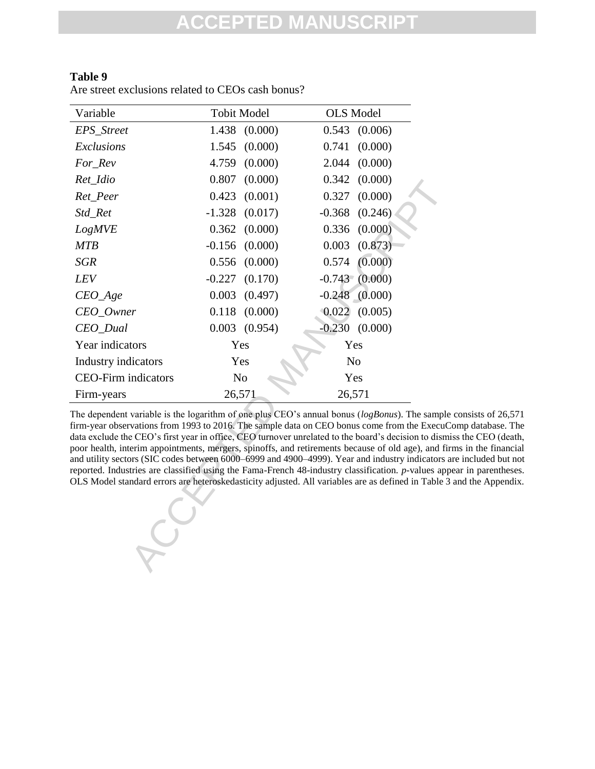**Table 9**

Are street exclusions related to CEOs cash bonus?

| Variable | Tobit Model | | OLS Model | |
|---|---|---|---|---|
| *EPS_Street* | 1.438 | (0.000) | 0.543 | (0.006) |
| *Exclusions* | 1.545 | (0.000) | 0.741 | (0.000) |
| *For_Rev* | 4.759 | (0.000) | 2.044 | (0.000) |
| *Ret_Idio* | 0.807 | (0.000) | 0.342 | (0.000) |
| *Ret_Peer* | 0.423 | (0.001) | 0.327 | (0.000) |
| *Std_Ret* | -1.328 | (0.017) | -0.368 | (0.246) |
| *LogMVE* | 0.362 | (0.000) | 0.336 | (0.000) |
| *MTB* | -0.156 | (0.000) | 0.003 | (0.873) |
| *SGR* | 0.556 | (0.000) | 0.574 | (0.000) |
| *LEV* | -0.227 | (0.170) | -0.743 | (0.000) |
| *CEO_Age* | 0.003 | (0.497) | -0.248 | (0.000) |
| *CEO_Owner* | 0.118 | (0.000) | 0.022 | (0.005) |
| *CEO_Dual* | 0.003 | (0.954) | -0.230 | (0.000) |
| Year indicators | Yes | | Yes | |
| Industry indicators | Yes | | No | |
| CEO-Firm indicators | No | | Yes | |
| Firm-years | 26,571 | | 26,571 | |

The dependent variable is the logarithm of one plus CEO's annual bonus (*logBonus*). The sample consists of 26,571 firm-year observations from 1993 to 2016. The sample data on CEO bonus come from the ExecuComp database. The data exclude the CEO's first year in office, CEO turnover unrelated to the board's decision to dismiss the CEO (death, poor health, interim appointments, mergers, spinoffs, and retirements because of old age), and firms in the financial and utility sectors (SIC codes between 6000–6999 and 4900–4999). Year and industry indicators are included but not reported. Industries are classified using the Fama-French 48-industry classification. *p*-values appear in parentheses. OLS Model standard errors are heteroskedasticity adjusted. All variables are as defined in Table 3 and the Appendix.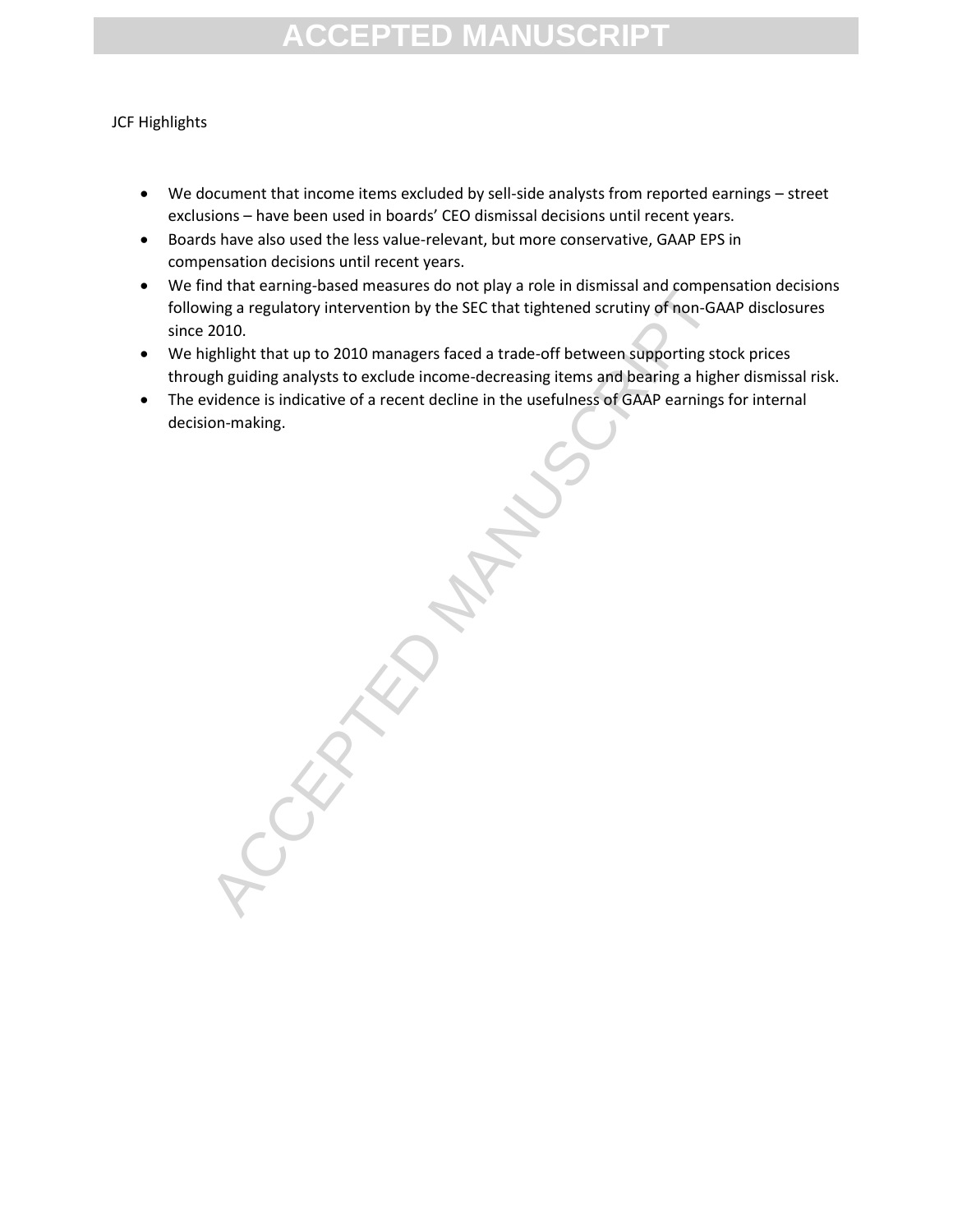JCF Highlights

- We document that income items excluded by sell-side analysts from reported earnings – street exclusions – have been used in boards' CEO dismissal decisions until recent years.
- Boards have also used the less value-relevant, but more conservative, GAAP EPS in compensation decisions until recent years.
- We find that earning-based measures do not play a role in dismissal and compensation decisions following a regulatory intervention by the SEC that tightened scrutiny of non-GAAP disclosures since 2010.
- We highlight that up to 2010 managers faced a trade-off between supporting stock prices through guiding analysts to exclude income-decreasing items and bearing a higher dismissal risk.
- The evidence is indicative of a recent decline in the usefulness of GAAP earnings for internal decision-making.